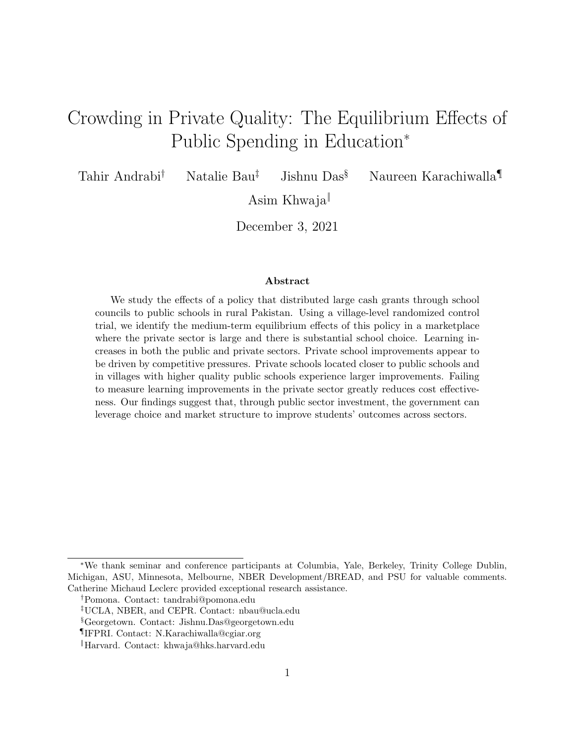# Crowding in Private Quality: The Equilibrium Effects of Public Spending in Education[*]

Tahir Andrabi[†] Natalie Bau[‡] Jishnu Das[§] Naureen Karachiwalla[¶]

Asim Khwaja[‖]

December 3, 2021

### Abstract

We study the effects of a policy that distributed large cash grants through school councils to public schools in rural Pakistan. Using a village-level randomized control trial, we identify the medium-term equilibrium effects of this policy in a marketplace where the private sector is large and there is substantial school choice. Learning increases in both the public and private sectors. Private school improvements appear to be driven by competitive pressures. Private schools located closer to public schools and in villages with higher quality public schools experience larger improvements. Failing to measure learning improvements in the private sector greatly reduces cost effectiveness. Our findings suggest that, through public sector investment, the government can leverage choice and market structure to improve students' outcomes across sectors.

---

[*] We thank seminar and conference participants at Columbia, Yale, Berkeley, Trinity College Dublin, Michigan, ASU, Minnesota, Melbourne, NBER Development/BREAD, and PSU for valuable comments. Catherine Michaud Leclerc provided exceptional research assistance.

[†] Pomona. Contact: tandrabi@pomona.edu

[‡] UCLA, NBER, and CEPR. Contact: nbau@ucla.edu

[§] Georgetown. Contact: Jishnu.Das@georgetown.edu

[¶] IFPRI. Contact: N.Karachiwalla@cgiar.org

[‖] Harvard. Contact: khwaja@hks.harvard.edu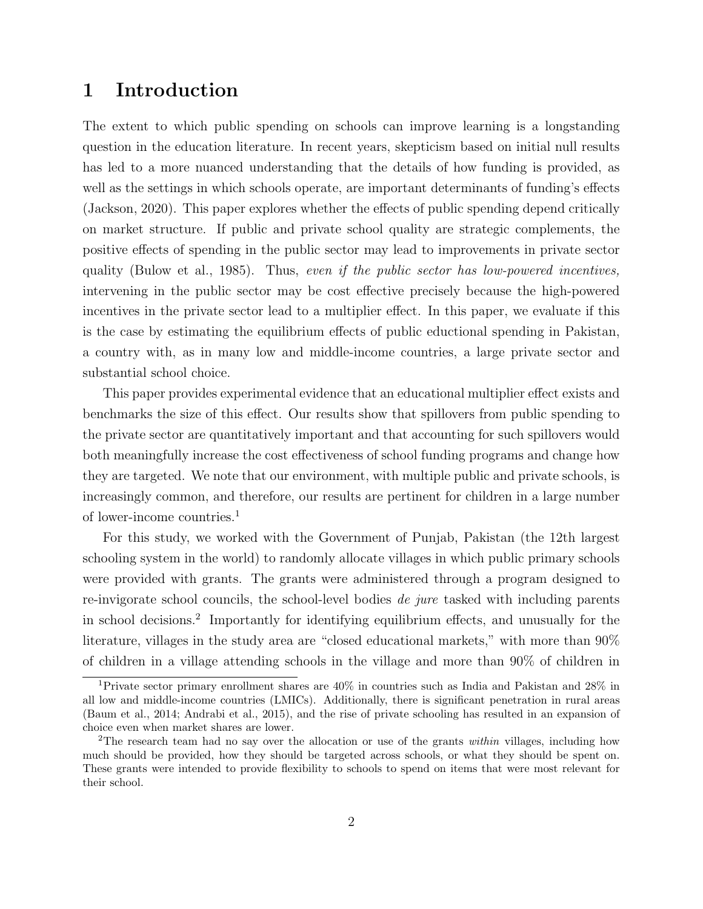# 1 Introduction

The extent to which public spending on schools can improve learning is a longstanding question in the education literature. In recent years, skepticism based on initial null results has led to a more nuanced understanding that the details of how funding is provided, as well as the settings in which schools operate, are important determinants of funding's effects (Jackson, 2020). This paper explores whether the effects of public spending depend critically on market structure. If public and private school quality are strategic complements, the positive effects of spending in the public sector may lead to improvements in private sector quality (Bulow et al., 1985). Thus, *even if the public sector has low-powered incentives,* intervening in the public sector may be cost effective precisely because the high-powered incentives in the private sector lead to a multiplier effect. In this paper, we evaluate if this is the case by estimating the equilibrium effects of public eductional spending in Pakistan, a country with, as in many low and middle-income countries, a large private sector and substantial school choice.

This paper provides experimental evidence that an educational multiplier effect exists and benchmarks the size of this effect. Our results show that spillovers from public spending to the private sector are quantitatively important and that accounting for such spillovers would both meaningfully increase the cost effectiveness of school funding programs and change how they are targeted. We note that our environment, with multiple public and private schools, is increasingly common, and therefore, our results are pertinent for children in a large number of lower-income countries.[1]

For this study, we worked with the Government of Punjab, Pakistan (the 12th largest schooling system in the world) to randomly allocate villages in which public primary schools were provided with grants. The grants were administered through a program designed to re-invigorate school councils, the school-level bodies *de jure* tasked with including parents in school decisions.[2] Importantly for identifying equilibrium effects, and unusually for the literature, villages in the study area are "closed educational markets," with more than 90% of children in a village attending schools in the village and more than 90% of children in

[1] Private sector primary enrollment shares are 40% in countries such as India and Pakistan and 28% in all low and middle-income countries (LMICs). Additionally, there is significant penetration in rural areas (Baum et al., 2014; Andrabi et al., 2015), and the rise of private schooling has resulted in an expansion of choice even when market shares are lower.

[2] The research team had no say over the allocation or use of the grants *within* villages, including how much should be provided, how they should be targeted across schools, or what they should be spent on. These grants were intended to provide flexibility to schools to spend on items that were most relevant for their school.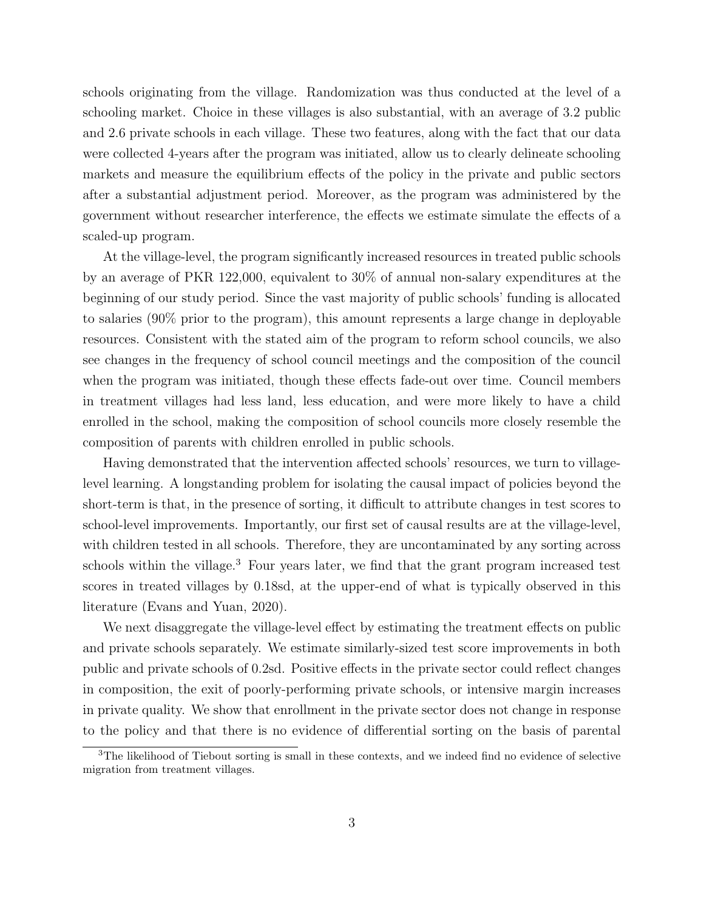schools originating from the village. Randomization was thus conducted at the level of a schooling market. Choice in these villages is also substantial, with an average of 3.2 public and 2.6 private schools in each village. These two features, along with the fact that our data were collected 4-years after the program was initiated, allow us to clearly delineate schooling markets and measure the equilibrium effects of the policy in the private and public sectors after a substantial adjustment period. Moreover, as the program was administered by the government without researcher interference, the effects we estimate simulate the effects of a scaled-up program.

At the village-level, the program significantly increased resources in treated public schools by an average of PKR 122,000, equivalent to 30% of annual non-salary expenditures at the beginning of our study period. Since the vast majority of public schools' funding is allocated to salaries (90% prior to the program), this amount represents a large change in deployable resources. Consistent with the stated aim of the program to reform school councils, we also see changes in the frequency of school council meetings and the composition of the council when the program was initiated, though these effects fade-out over time. Council members in treatment villages had less land, less education, and were more likely to have a child enrolled in the school, making the composition of school councils more closely resemble the composition of parents with children enrolled in public schools.

Having demonstrated that the intervention affected schools' resources, we turn to village-level learning. A longstanding problem for isolating the causal impact of policies beyond the short-term is that, in the presence of sorting, it difficult to attribute changes in test scores to school-level improvements. Importantly, our first set of causal results are at the village-level, with children tested in all schools. Therefore, they are uncontaminated by any sorting across schools within the village.[3] Four years later, we find that the grant program increased test scores in treated villages by 0.18sd, at the upper-end of what is typically observed in this literature (Evans and Yuan, 2020).

We next disaggregate the village-level effect by estimating the treatment effects on public and private schools separately. We estimate similarly-sized test score improvements in both public and private schools of 0.2sd. Positive effects in the private sector could reflect changes in composition, the exit of poorly-performing private schools, or intensive margin increases in private quality. We show that enrollment in the private sector does not change in response to the policy and that there is no evidence of differential sorting on the basis of parental

[3] The likelihood of Tiebout sorting is small in these contexts, and we indeed find no evidence of selective migration from treatment villages.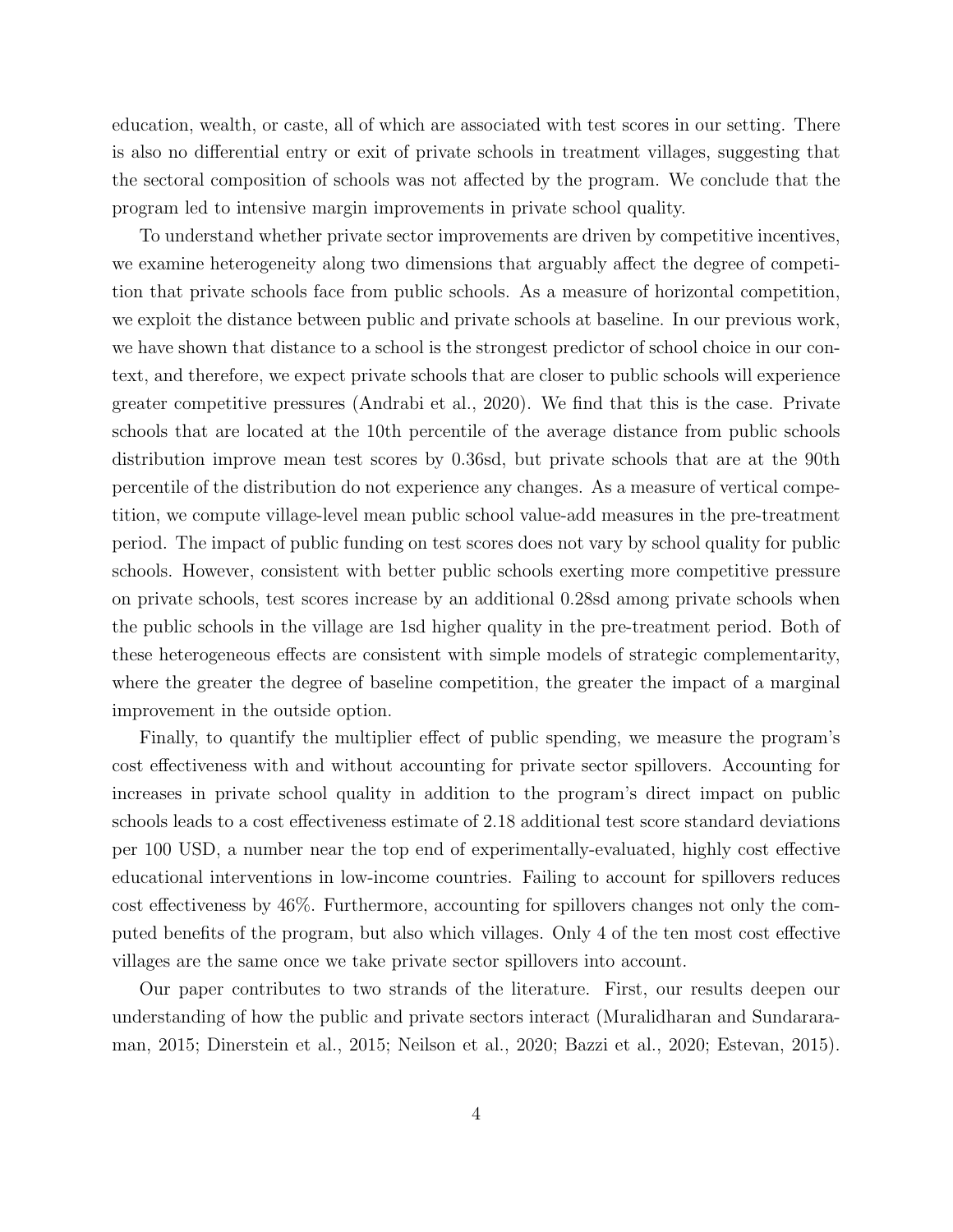education, wealth, or caste, all of which are associated with test scores in our setting. There is also no differential entry or exit of private schools in treatment villages, suggesting that the sectoral composition of schools was not affected by the program. We conclude that the program led to intensive margin improvements in private school quality.

To understand whether private sector improvements are driven by competitive incentives, we examine heterogeneity along two dimensions that arguably affect the degree of competition that private schools face from public schools. As a measure of horizontal competition, we exploit the distance between public and private schools at baseline. In our previous work, we have shown that distance to a school is the strongest predictor of school choice in our context, and therefore, we expect private schools that are closer to public schools will experience greater competitive pressures (Andrabi et al., 2020). We find that this is the case. Private schools that are located at the 10th percentile of the average distance from public schools distribution improve mean test scores by 0.36sd, but private schools that are at the 90th percentile of the distribution do not experience any changes. As a measure of vertical competition, we compute village-level mean public school value-add measures in the pre-treatment period. The impact of public funding on test scores does not vary by school quality for public schools. However, consistent with better public schools exerting more competitive pressure on private schools, test scores increase by an additional 0.28sd among private schools when the public schools in the village are 1sd higher quality in the pre-treatment period. Both of these heterogeneous effects are consistent with simple models of strategic complementarity, where the greater the degree of baseline competition, the greater the impact of a marginal improvement in the outside option.

Finally, to quantify the multiplier effect of public spending, we measure the program's cost effectiveness with and without accounting for private sector spillovers. Accounting for increases in private school quality in addition to the program's direct impact on public schools leads to a cost effectiveness estimate of 2.18 additional test score standard deviations per 100 USD, a number near the top end of experimentally-evaluated, highly cost effective educational interventions in low-income countries. Failing to account for spillovers reduces cost effectiveness by 46%. Furthermore, accounting for spillovers changes not only the computed benefits of the program, but also which villages. Only 4 of the ten most cost effective villages are the same once we take private sector spillovers into account.

Our paper contributes to two strands of the literature. First, our results deepen our understanding of how the public and private sectors interact (Muralidharan and Sundararaman, 2015; Dinerstein et al., 2015; Neilson et al., 2020; Bazzi et al., 2020; Estevan, 2015).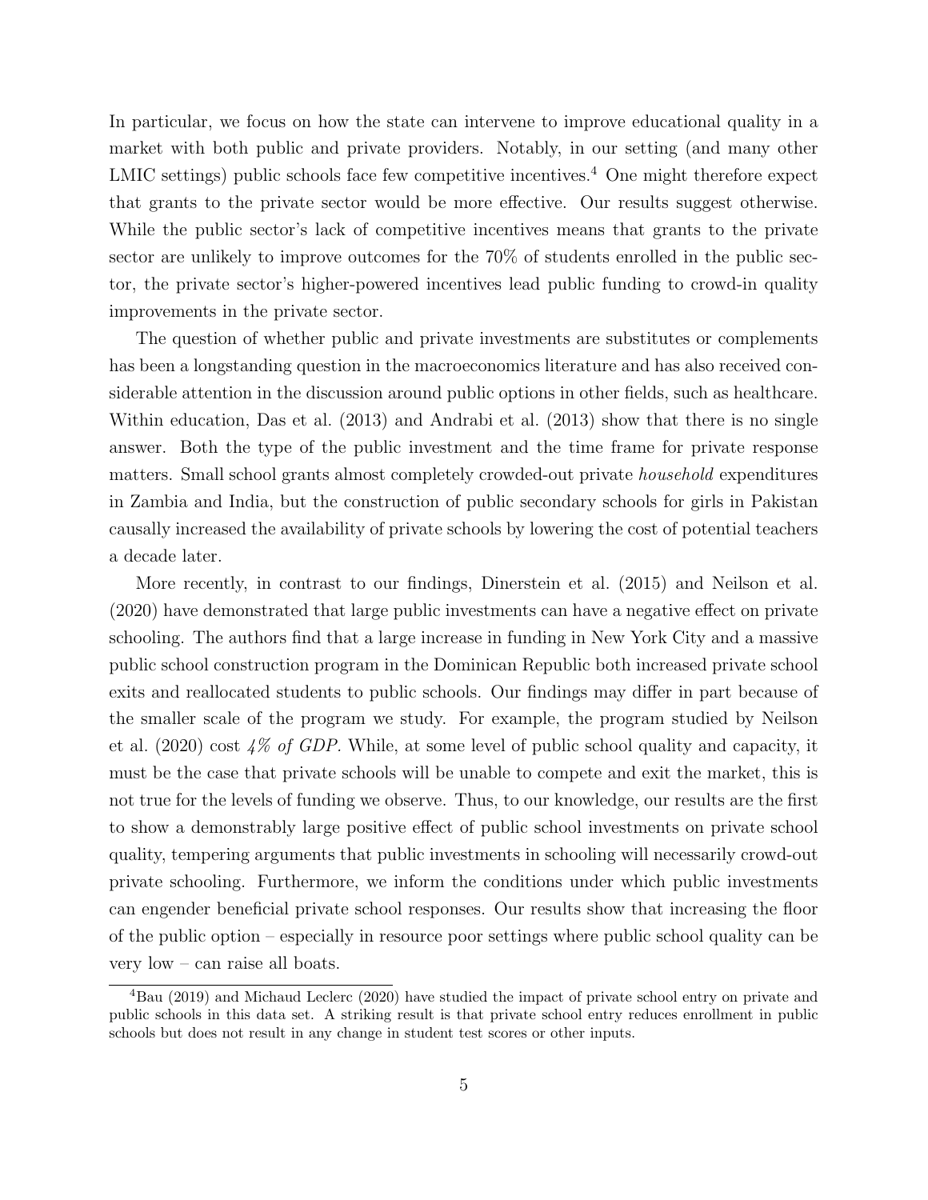In particular, we focus on how the state can intervene to improve educational quality in a market with both public and private providers. Notably, in our setting (and many other LMIC settings) public schools face few competitive incentives.[4] One might therefore expect that grants to the private sector would be more effective. Our results suggest otherwise. While the public sector's lack of competitive incentives means that grants to the private sector are unlikely to improve outcomes for the 70% of students enrolled in the public sector, the private sector's higher-powered incentives lead public funding to crowd-in quality improvements in the private sector.

The question of whether public and private investments are substitutes or complements has been a longstanding question in the macroeconomics literature and has also received considerable attention in the discussion around public options in other fields, such as healthcare. Within education, Das et al. (2013) and Andrabi et al. (2013) show that there is no single answer. Both the type of the public investment and the time frame for private response matters. Small school grants almost completely crowded-out private *household* expenditures in Zambia and India, but the construction of public secondary schools for girls in Pakistan causally increased the availability of private schools by lowering the cost of potential teachers a decade later.

More recently, in contrast to our findings, Dinerstein et al. (2015) and Neilson et al. (2020) have demonstrated that large public investments can have a negative effect on private schooling. The authors find that a large increase in funding in New York City and a massive public school construction program in the Dominican Republic both increased private school exits and reallocated students to public schools. Our findings may differ in part because of the smaller scale of the program we study. For example, the program studied by Neilson et al. (2020) cost *4% of GDP*. While, at some level of public school quality and capacity, it must be the case that private schools will be unable to compete and exit the market, this is not true for the levels of funding we observe. Thus, to our knowledge, our results are the first to show a demonstrably large positive effect of public school investments on private school quality, tempering arguments that public investments in schooling will necessarily crowd-out private schooling. Furthermore, we inform the conditions under which public investments can engender beneficial private school responses. Our results show that increasing the floor of the public option – especially in resource poor settings where public school quality can be very low – can raise all boats.

[4] Bau (2019) and Michaud Leclerc (2020) have studied the impact of private school entry on private and public schools in this data set. A striking result is that private school entry reduces enrollment in public schools but does not result in any change in student test scores or other inputs.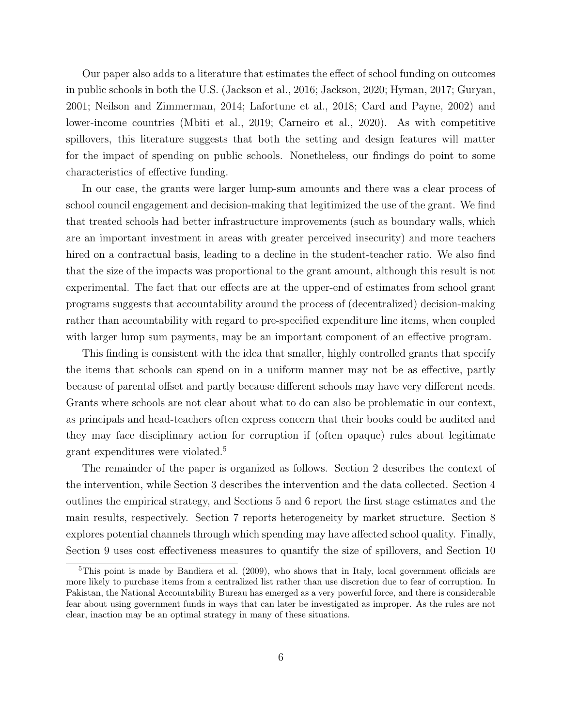Our paper also adds to a literature that estimates the effect of school funding on outcomes in public schools in both the U.S. (Jackson et al., 2016; Jackson, 2020; Hyman, 2017; Guryan, 2001; Neilson and Zimmerman, 2014; Lafortune et al., 2018; Card and Payne, 2002) and lower-income countries (Mbiti et al., 2019; Carneiro et al., 2020). As with competitive spillovers, this literature suggests that both the setting and design features will matter for the impact of spending on public schools. Nonetheless, our findings do point to some characteristics of effective funding.

In our case, the grants were larger lump-sum amounts and there was a clear process of school council engagement and decision-making that legitimized the use of the grant. We find that treated schools had better infrastructure improvements (such as boundary walls, which are an important investment in areas with greater perceived insecurity) and more teachers hired on a contractual basis, leading to a decline in the student-teacher ratio. We also find that the size of the impacts was proportional to the grant amount, although this result is not experimental. The fact that our effects are at the upper-end of estimates from school grant programs suggests that accountability around the process of (decentralized) decision-making rather than accountability with regard to pre-specified expenditure line items, when coupled with larger lump sum payments, may be an important component of an effective program.

This finding is consistent with the idea that smaller, highly controlled grants that specify the items that schools can spend on in a uniform manner may not be as effective, partly because of parental offset and partly because different schools may have very different needs. Grants where schools are not clear about what to do can also be problematic in our context, as principals and head-teachers often express concern that their books could be audited and they may face disciplinary action for corruption if (often opaque) rules about legitimate grant expenditures were violated.[5]

The remainder of the paper is organized as follows. Section 2 describes the context of the intervention, while Section 3 describes the intervention and the data collected. Section 4 outlines the empirical strategy, and Sections 5 and 6 report the first stage estimates and the main results, respectively. Section 7 reports heterogeneity by market structure. Section 8 explores potential channels through which spending may have affected school quality. Finally, Section 9 uses cost effectiveness measures to quantify the size of spillovers, and Section 10

[5]This point is made by Bandiera et al. (2009), who shows that in Italy, local government officials are more likely to purchase items from a centralized list rather than use discretion due to fear of corruption. In Pakistan, the National Accountability Bureau has emerged as a very powerful force, and there is considerable fear about using government funds in ways that can later be investigated as improper. As the rules are not clear, inaction may be an optimal strategy in many of these situations.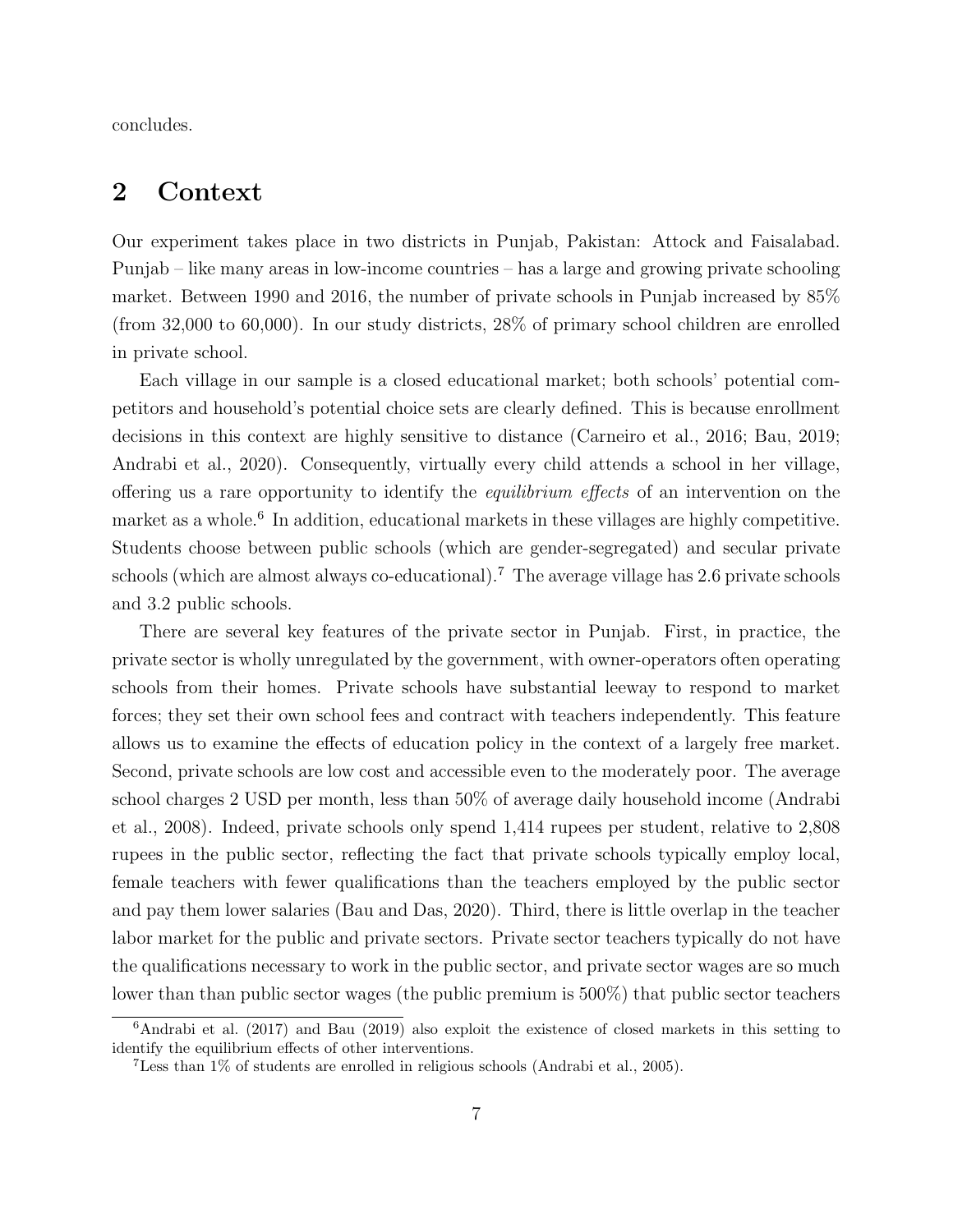concludes.

## 2 Context

Our experiment takes place in two districts in Punjab, Pakistan: Attock and Faisalabad. Punjab – like many areas in low-income countries – has a large and growing private schooling market. Between 1990 and 2016, the number of private schools in Punjab increased by 85% (from 32,000 to 60,000). In our study districts, 28% of primary school children are enrolled in private school.

Each village in our sample is a closed educational market; both schools' potential competitors and household's potential choice sets are clearly defined. This is because enrollment decisions in this context are highly sensitive to distance (Carneiro et al., 2016; Bau, 2019; Andrabi et al., 2020). Consequently, virtually every child attends a school in her village, offering us a rare opportunity to identify the *equilibrium effects* of an intervention on the market as a whole.[6] In addition, educational markets in these villages are highly competitive. Students choose between public schools (which are gender-segregated) and secular private schools (which are almost always co-educational).[7] The average village has 2.6 private schools and 3.2 public schools.

There are several key features of the private sector in Punjab. First, in practice, the private sector is wholly unregulated by the government, with owner-operators often operating schools from their homes. Private schools have substantial leeway to respond to market forces; they set their own school fees and contract with teachers independently. This feature allows us to examine the effects of education policy in the context of a largely free market. Second, private schools are low cost and accessible even to the moderately poor. The average school charges 2 USD per month, less than 50% of average daily household income (Andrabi et al., 2008). Indeed, private schools only spend 1,414 rupees per student, relative to 2,808 rupees in the public sector, reflecting the fact that private schools typically employ local, female teachers with fewer qualifications than the teachers employed by the public sector and pay them lower salaries (Bau and Das, 2020). Third, there is little overlap in the teacher labor market for the public and private sectors. Private sector teachers typically do not have the qualifications necessary to work in the public sector, and private sector wages are so much lower than than public sector wages (the public premium is 500%) that public sector teachers

---

[6] Andrabi et al. (2017) and Bau (2019) also exploit the existence of closed markets in this setting to identify the equilibrium effects of other interventions.

[7] Less than 1% of students are enrolled in religious schools (Andrabi et al., 2005).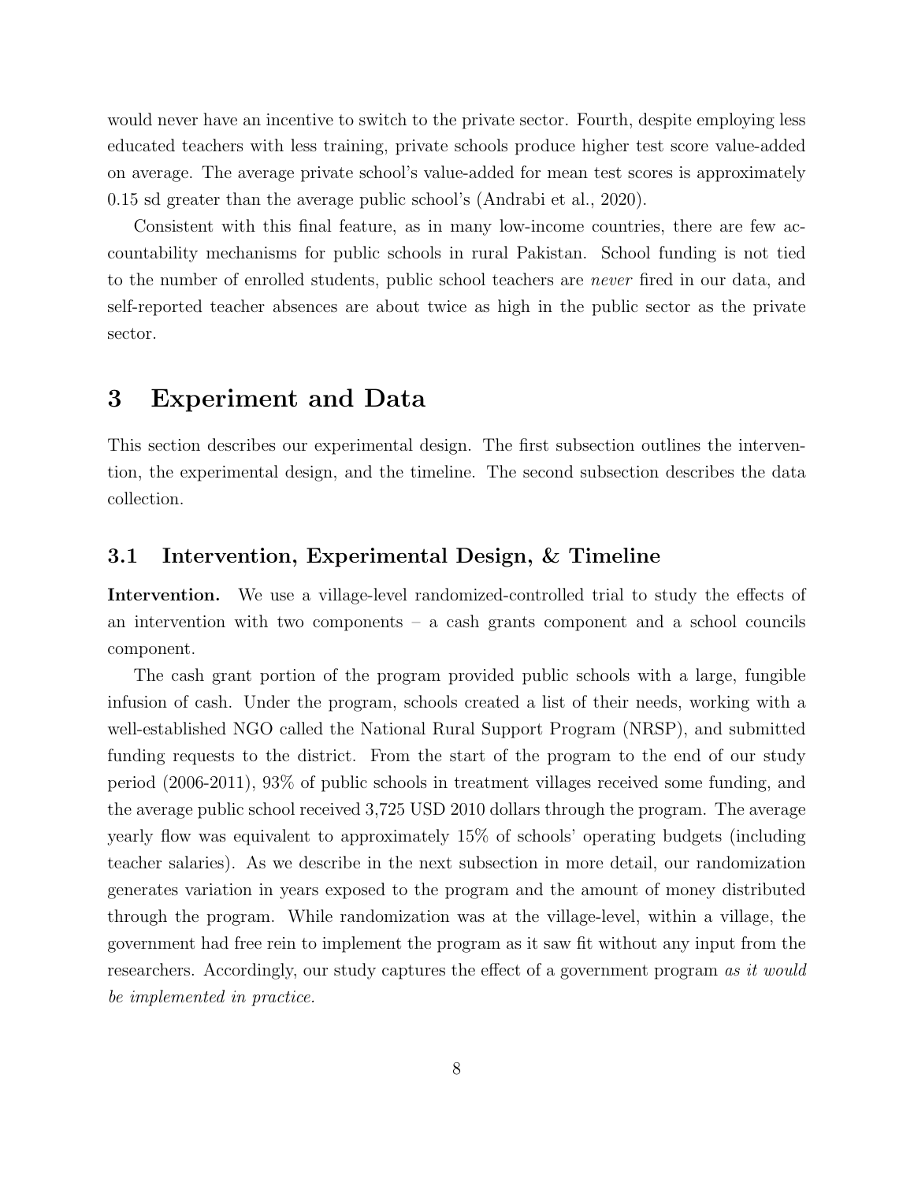would never have an incentive to switch to the private sector. Fourth, despite employing less educated teachers with less training, private schools produce higher test score value-added on average. The average private school's value-added for mean test scores is approximately 0.15 sd greater than the average public school's (Andrabi et al., 2020).

Consistent with this final feature, as in many low-income countries, there are few accountability mechanisms for public schools in rural Pakistan. School funding is not tied to the number of enrolled students, public school teachers are *never* fired in our data, and self-reported teacher absences are about twice as high in the public sector as the private sector.

# 3 Experiment and Data

This section describes our experimental design. The first subsection outlines the intervention, the experimental design, and the timeline. The second subsection describes the data collection.

## 3.1 Intervention, Experimental Design, & Timeline

**Intervention.** We use a village-level randomized-controlled trial to study the effects of an intervention with two components – a cash grants component and a school councils component.

The cash grant portion of the program provided public schools with a large, fungible infusion of cash. Under the program, schools created a list of their needs, working with a well-established NGO called the National Rural Support Program (NRSP), and submitted funding requests to the district. From the start of the program to the end of our study period (2006-2011), 93% of public schools in treatment villages received some funding, and the average public school received 3,725 USD 2010 dollars through the program. The average yearly flow was equivalent to approximately 15% of schools' operating budgets (including teacher salaries). As we describe in the next subsection in more detail, our randomization generates variation in years exposed to the program and the amount of money distributed through the program. While randomization was at the village-level, within a village, the government had free rein to implement the program as it saw fit without any input from the researchers. Accordingly, our study captures the effect of a government program *as it would be implemented in practice.*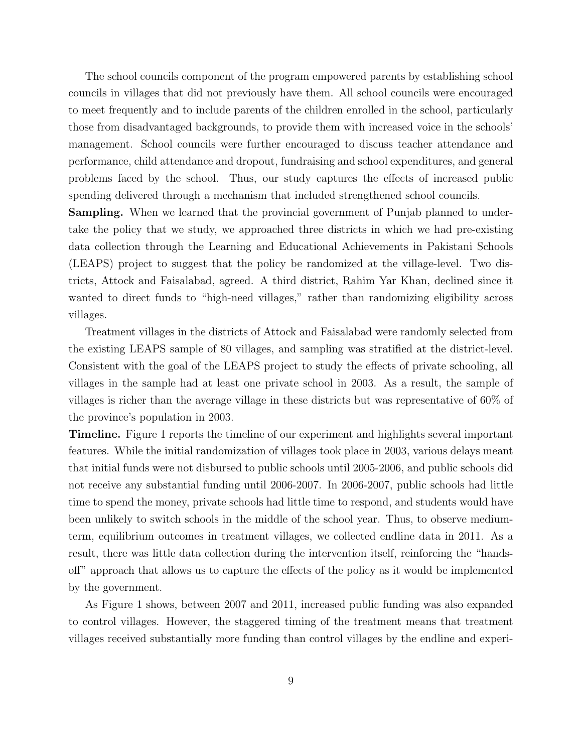The school councils component of the program empowered parents by establishing school councils in villages that did not previously have them. All school councils were encouraged to meet frequently and to include parents of the children enrolled in the school, particularly those from disadvantaged backgrounds, to provide them with increased voice in the schools' management. School councils were further encouraged to discuss teacher attendance and performance, child attendance and dropout, fundraising and school expenditures, and general problems faced by the school. Thus, our study captures the effects of increased public spending delivered through a mechanism that included strengthened school councils.

**Sampling.** When we learned that the provincial government of Punjab planned to undertake the policy that we study, we approached three districts in which we had pre-existing data collection through the Learning and Educational Achievements in Pakistani Schools (LEAPS) project to suggest that the policy be randomized at the village-level. Two districts, Attock and Faisalabad, agreed. A third district, Rahim Yar Khan, declined since it wanted to direct funds to "high-need villages," rather than randomizing eligibility across villages.

Treatment villages in the districts of Attock and Faisalabad were randomly selected from the existing LEAPS sample of 80 villages, and sampling was stratified at the district-level. Consistent with the goal of the LEAPS project to study the effects of private schooling, all villages in the sample had at least one private school in 2003. As a result, the sample of villages is richer than the average village in these districts but was representative of 60% of the province's population in 2003.

**Timeline.** Figure 1 reports the timeline of our experiment and highlights several important features. While the initial randomization of villages took place in 2003, various delays meant that initial funds were not disbursed to public schools until 2005-2006, and public schools did not receive any substantial funding until 2006-2007. In 2006-2007, public schools had little time to spend the money, private schools had little time to respond, and students would have been unlikely to switch schools in the middle of the school year. Thus, to observe medium-term, equilibrium outcomes in treatment villages, we collected endline data in 2011. As a result, there was little data collection during the intervention itself, reinforcing the "hands-off" approach that allows us to capture the effects of the policy as it would be implemented by the government.

As Figure 1 shows, between 2007 and 2011, increased public funding was also expanded to control villages. However, the staggered timing of the treatment means that treatment villages received substantially more funding than control villages by the endline and experi-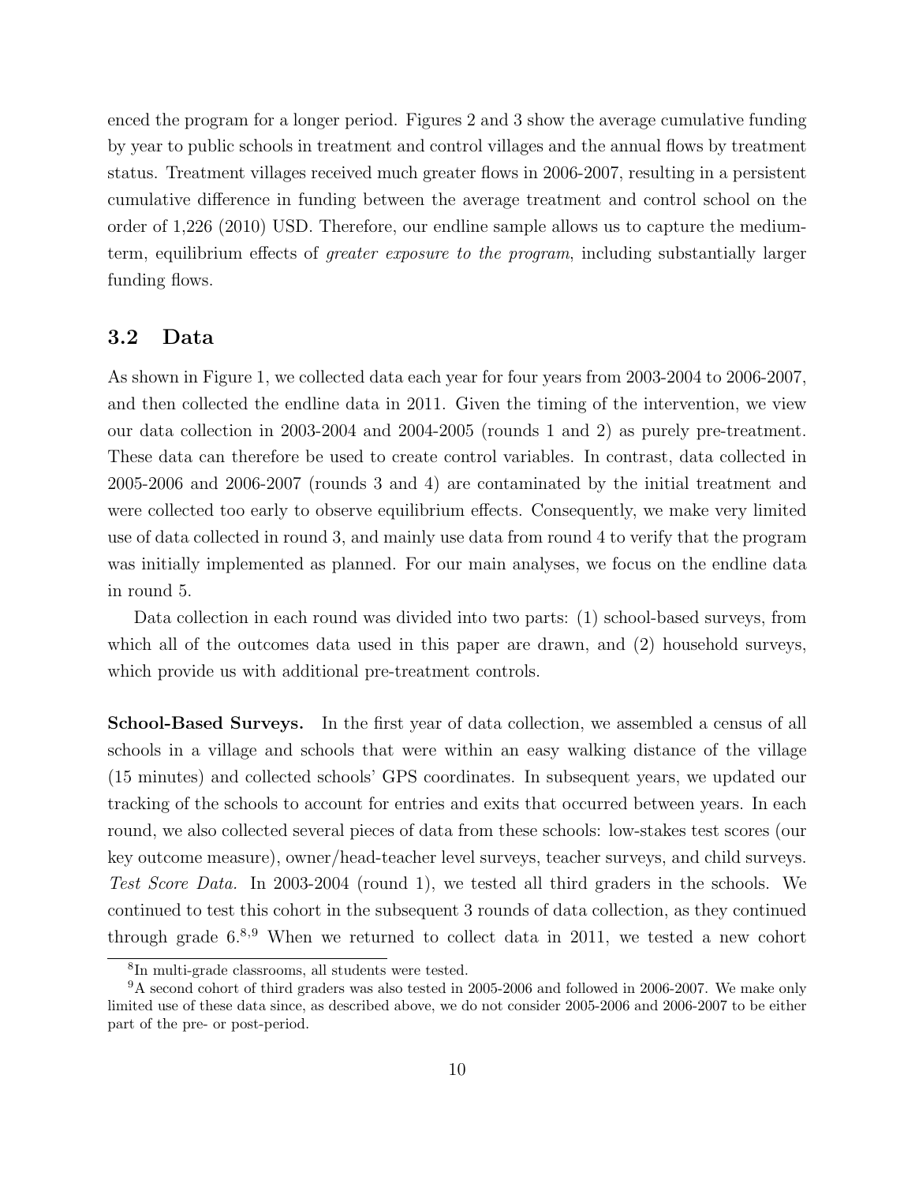enced the program for a longer period. Figures 2 and 3 show the average cumulative funding by year to public schools in treatment and control villages and the annual flows by treatment status. Treatment villages received much greater flows in 2006-2007, resulting in a persistent cumulative difference in funding between the average treatment and control school on the order of 1,226 (2010) USD. Therefore, our endline sample allows us to capture the medium-term, equilibrium effects of *greater exposure to the program*, including substantially larger funding flows.

### 3.2 Data

As shown in Figure 1, we collected data each year for four years from 2003-2004 to 2006-2007, and then collected the endline data in 2011. Given the timing of the intervention, we view our data collection in 2003-2004 and 2004-2005 (rounds 1 and 2) as purely pre-treatment. These data can therefore be used to create control variables. In contrast, data collected in 2005-2006 and 2006-2007 (rounds 3 and 4) are contaminated by the initial treatment and were collected too early to observe equilibrium effects. Consequently, we make very limited use of data collected in round 3, and mainly use data from round 4 to verify that the program was initially implemented as planned. For our main analyses, we focus on the endline data in round 5.

Data collection in each round was divided into two parts: (1) school-based surveys, from which all of the outcomes data used in this paper are drawn, and (2) household surveys, which provide us with additional pre-treatment controls.

**School-Based Surveys.** In the first year of data collection, we assembled a census of all schools in a village and schools that were within an easy walking distance of the village (15 minutes) and collected schools' GPS coordinates. In subsequent years, we updated our tracking of the schools to account for entries and exits that occurred between years. In each round, we also collected several pieces of data from these schools: low-stakes test scores (our key outcome measure), owner/head-teacher level surveys, teacher surveys, and child surveys. *Test Score Data.* In 2003-2004 (round 1), we tested all third graders in the schools. We continued to test this cohort in the subsequent 3 rounds of data collection, as they continued through grade 6.[8,9] When we returned to collect data in 2011, we tested a new cohort

[8] In multi-grade classrooms, all students were tested.

[9] A second cohort of third graders was also tested in 2005-2006 and followed in 2006-2007. We make only limited use of these data since, as described above, we do not consider 2005-2006 and 2006-2007 to be either part of the pre- or post-period.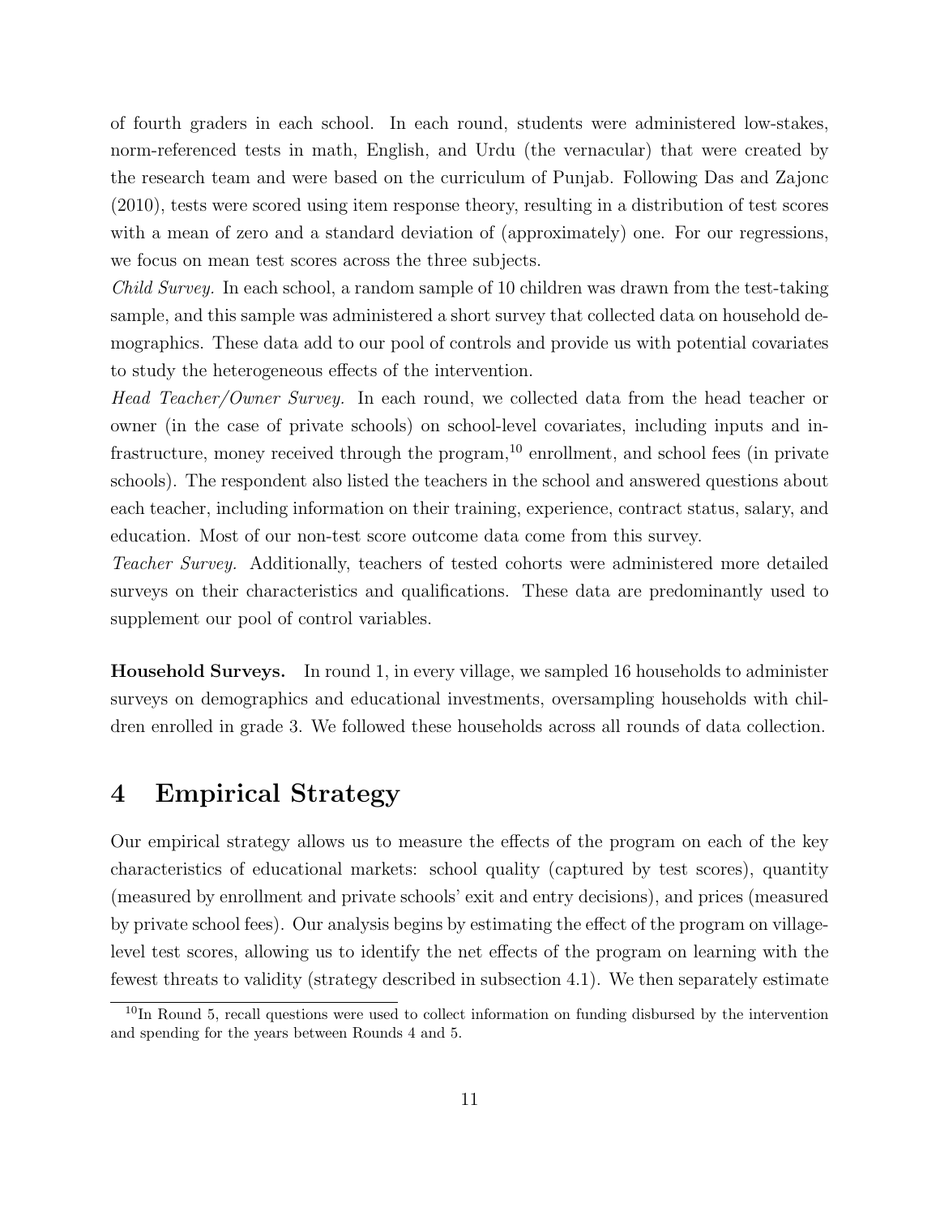of fourth graders in each school. In each round, students were administered low-stakes, norm-referenced tests in math, English, and Urdu (the vernacular) that were created by the research team and were based on the curriculum of Punjab. Following Das and Zajonc (2010), tests were scored using item response theory, resulting in a distribution of test scores with a mean of zero and a standard deviation of (approximately) one. For our regressions, we focus on mean test scores across the three subjects.

*Child Survey.* In each school, a random sample of 10 children was drawn from the test-taking sample, and this sample was administered a short survey that collected data on household demographics. These data add to our pool of controls and provide us with potential covariates to study the heterogeneous effects of the intervention.

*Head Teacher/Owner Survey.* In each round, we collected data from the head teacher or owner (in the case of private schools) on school-level covariates, including inputs and infrastructure, money received through the program,[10] enrollment, and school fees (in private schools). The respondent also listed the teachers in the school and answered questions about each teacher, including information on their training, experience, contract status, salary, and education. Most of our non-test score outcome data come from this survey.

*Teacher Survey.* Additionally, teachers of tested cohorts were administered more detailed surveys on their characteristics and qualifications. These data are predominantly used to supplement our pool of control variables.

**Household Surveys.** In round 1, in every village, we sampled 16 households to administer surveys on demographics and educational investments, oversampling households with children enrolled in grade 3. We followed these households across all rounds of data collection.

# 4 Empirical Strategy

Our empirical strategy allows us to measure the effects of the program on each of the key characteristics of educational markets: school quality (captured by test scores), quantity (measured by enrollment and private schools' exit and entry decisions), and prices (measured by private school fees). Our analysis begins by estimating the effect of the program on village-level test scores, allowing us to identify the net effects of the program on learning with the fewest threats to validity (strategy described in subsection 4.1). We then separately estimate

[10] In Round 5, recall questions were used to collect information on funding disbursed by the intervention and spending for the years between Rounds 4 and 5.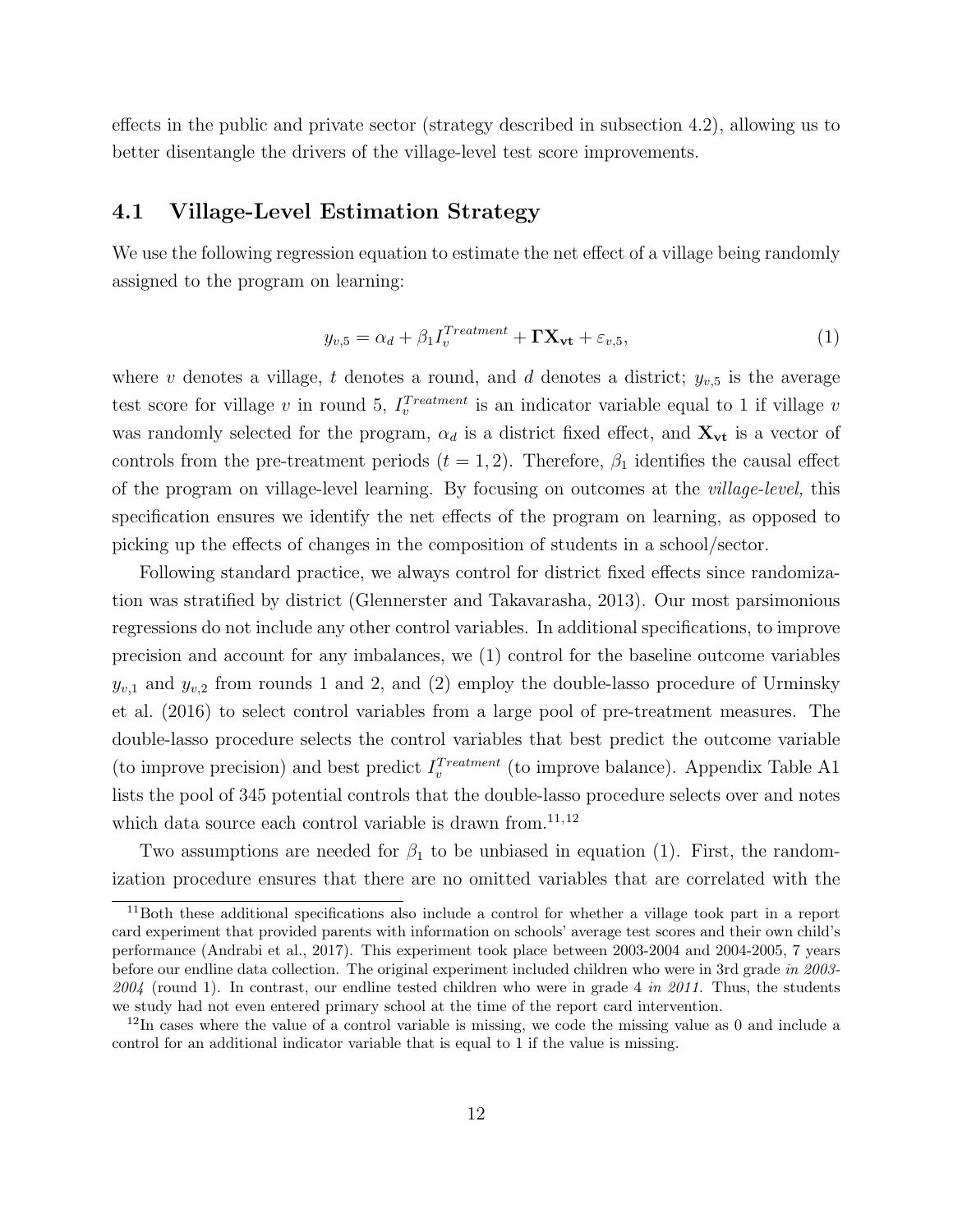effects in the public and private sector (strategy described in subsection 4.2), allowing us to better disentangle the drivers of the village-level test score improvements.

## 4.1 Village-Level Estimation Strategy

We use the following regression equation to estimate the net effect of a village being randomly assigned to the program on learning:

$$y_{v,5} = \alpha_d + \beta_1 I_v^{Treatment} + \mathbf{\Gamma X_{vt}} + \varepsilon_{v,5}, \tag{1}$$

where $v$ denotes a village, $t$ denotes a round, and $d$ denotes a district; $y_{v,5}$ is the average test score for village $v$ in round 5, $I_v^{Treatment}$ is an indicator variable equal to 1 if village $v$ was randomly selected for the program, $\alpha_d$ is a district fixed effect, and $\mathbf{X_{vt}}$ is a vector of controls from the pre-treatment periods ($t = 1, 2$). Therefore, $\beta_1$ identifies the causal effect of the program on village-level learning. By focusing on outcomes at the *village-level,* this specification ensures we identify the net effects of the program on learning, as opposed to picking up the effects of changes in the composition of students in a school/sector.

Following standard practice, we always control for district fixed effects since randomization was stratified by district (Glennerster and Takavarasha, 2013). Our most parsimonious regressions do not include any other control variables. In additional specifications, to improve precision and account for any imbalances, we (1) control for the baseline outcome variables $y_{v,1}$ and $y_{v,2}$ from rounds 1 and 2, and (2) employ the double-lasso procedure of Urminsky et al. (2016) to select control variables from a large pool of pre-treatment measures. The double-lasso procedure selects the control variables that best predict the outcome variable (to improve precision) and best predict $I_v^{Treatment}$ (to improve balance). Appendix Table A1 lists the pool of 345 potential controls that the double-lasso procedure selects over and notes which data source each control variable is drawn from.[11,12]

Two assumptions are needed for $\beta_1$ to be unbiased in equation (1). First, the randomization procedure ensures that there are no omitted variables that are correlated with the

[11] Both these additional specifications also include a control for whether a village took part in a report card experiment that provided parents with information on schools' average test scores and their own child's performance (Andrabi et al., 2017). This experiment took place between 2003-2004 and 2004-2005, 7 years before our endline data collection. The original experiment included children who were in 3rd grade *in 2003-2004* (round 1). In contrast, our endline tested children who were in grade 4 *in 2011.* Thus, the students we study had not even entered primary school at the time of the report card intervention.

[12] In cases where the value of a control variable is missing, we code the missing value as 0 and include a control for an additional indicator variable that is equal to 1 if the value is missing.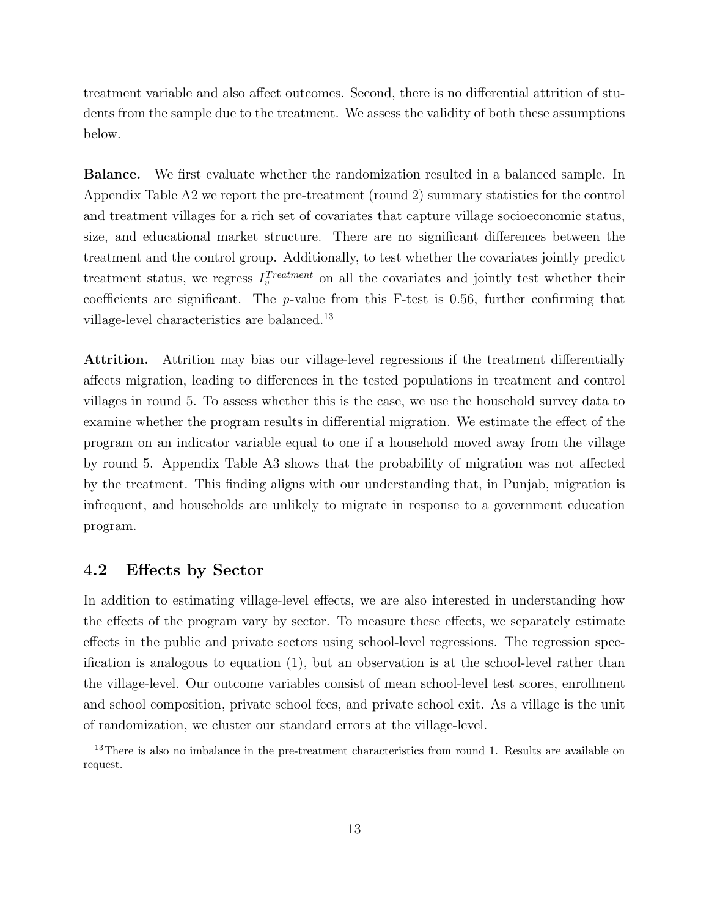treatment variable and also affect outcomes. Second, there is no differential attrition of students from the sample due to the treatment. We assess the validity of both these assumptions below.

**Balance.** We first evaluate whether the randomization resulted in a balanced sample. In Appendix Table A2 we report the pre-treatment (round 2) summary statistics for the control and treatment villages for a rich set of covariates that capture village socioeconomic status, size, and educational market structure. There are no significant differences between the treatment and the control group. Additionally, to test whether the covariates jointly predict treatment status, we regress $I_v^{Treatment}$ on all the covariates and jointly test whether their coefficients are significant. The $p$-value from this F-test is 0.56, further confirming that village-level characteristics are balanced.[13]

**Attrition.** Attrition may bias our village-level regressions if the treatment differentially affects migration, leading to differences in the tested populations in treatment and control villages in round 5. To assess whether this is the case, we use the household survey data to examine whether the program results in differential migration. We estimate the effect of the program on an indicator variable equal to one if a household moved away from the village by round 5. Appendix Table A3 shows that the probability of migration was not affected by the treatment. This finding aligns with our understanding that, in Punjab, migration is infrequent, and households are unlikely to migrate in response to a government education program.

## 4.2 Effects by Sector

In addition to estimating village-level effects, we are also interested in understanding how the effects of the program vary by sector. To measure these effects, we separately estimate effects in the public and private sectors using school-level regressions. The regression specification is analogous to equation (1), but an observation is at the school-level rather than the village-level. Our outcome variables consist of mean school-level test scores, enrollment and school composition, private school fees, and private school exit. As a village is the unit of randomization, we cluster our standard errors at the village-level.

[13] There is also no imbalance in the pre-treatment characteristics from round 1. Results are available on request.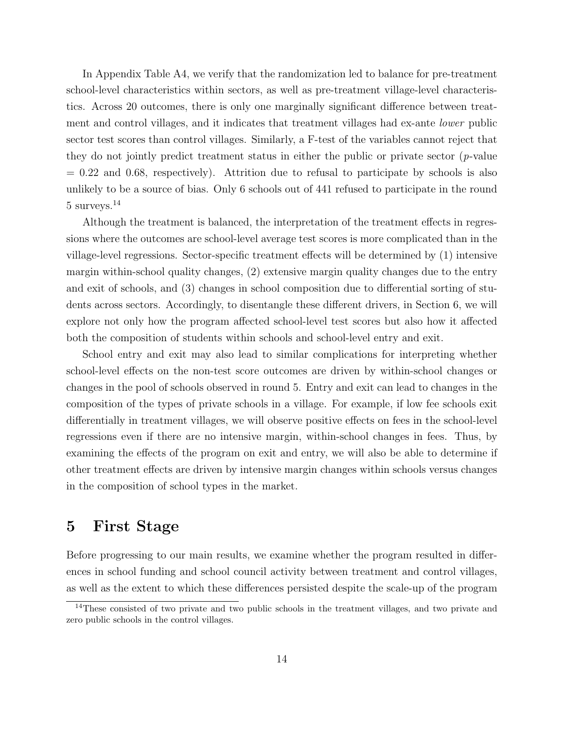In Appendix Table A4, we verify that the randomization led to balance for pre-treatment school-level characteristics within sectors, as well as pre-treatment village-level characteristics. Across 20 outcomes, there is only one marginally significant difference between treatment and control villages, and it indicates that treatment villages had ex-ante *lower* public sector test scores than control villages. Similarly, a F-test of the variables cannot reject that they do not jointly predict treatment status in either the public or private sector ($p$-value = 0.22 and 0.68, respectively). Attrition due to refusal to participate by schools is also unlikely to be a source of bias. Only 6 schools out of 441 refused to participate in the round 5 surveys.[14]

Although the treatment is balanced, the interpretation of the treatment effects in regressions where the outcomes are school-level average test scores is more complicated than in the village-level regressions. Sector-specific treatment effects will be determined by (1) intensive margin within-school quality changes, (2) extensive margin quality changes due to the entry and exit of schools, and (3) changes in school composition due to differential sorting of students across sectors. Accordingly, to disentangle these different drivers, in Section 6, we will explore not only how the program affected school-level test scores but also how it affected both the composition of students within schools and school-level entry and exit.

School entry and exit may also lead to similar complications for interpreting whether school-level effects on the non-test score outcomes are driven by within-school changes or changes in the pool of schools observed in round 5. Entry and exit can lead to changes in the composition of the types of private schools in a village. For example, if low fee schools exit differentially in treatment villages, we will observe positive effects on fees in the school-level regressions even if there are no intensive margin, within-school changes in fees. Thus, by examining the effects of the program on exit and entry, we will also be able to determine if other treatment effects are driven by intensive margin changes within schools versus changes in the composition of school types in the market.

## 5 First Stage

Before progressing to our main results, we examine whether the program resulted in differences in school funding and school council activity between treatment and control villages, as well as the extent to which these differences persisted despite the scale-up of the program

[14] These consisted of two private and two public schools in the treatment villages, and two private and zero public schools in the control villages.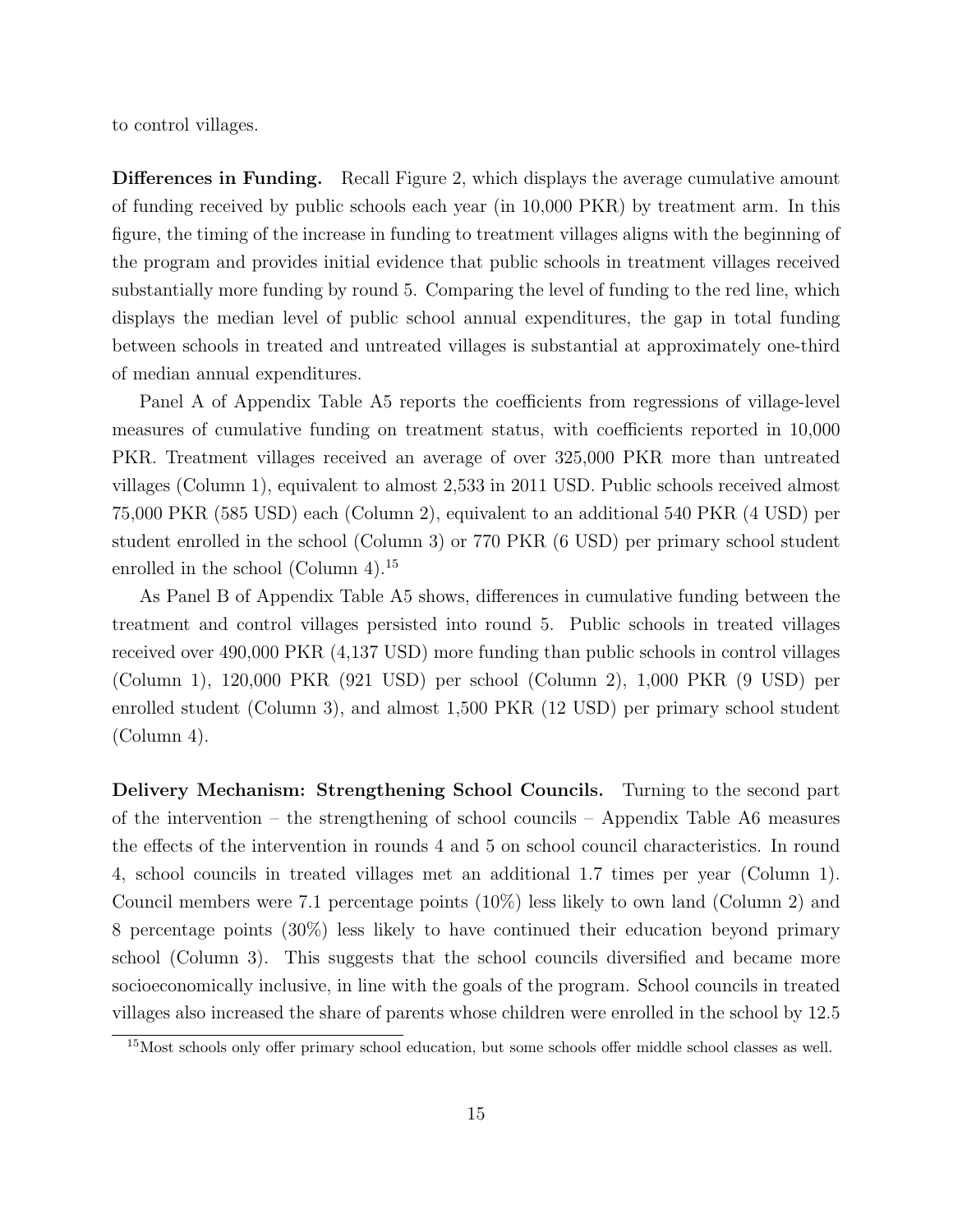to control villages.

**Differences in Funding.** Recall Figure 2, which displays the average cumulative amount of funding received by public schools each year (in 10,000 PKR) by treatment arm. In this figure, the timing of the increase in funding to treatment villages aligns with the beginning of the program and provides initial evidence that public schools in treatment villages received substantially more funding by round 5. Comparing the level of funding to the red line, which displays the median level of public school annual expenditures, the gap in total funding between schools in treated and untreated villages is substantial at approximately one-third of median annual expenditures.

Panel A of Appendix Table A5 reports the coefficients from regressions of village-level measures of cumulative funding on treatment status, with coefficients reported in 10,000 PKR. Treatment villages received an average of over 325,000 PKR more than untreated villages (Column 1), equivalent to almost 2,533 in 2011 USD. Public schools received almost 75,000 PKR (585 USD) each (Column 2), equivalent to an additional 540 PKR (4 USD) per student enrolled in the school (Column 3) or 770 PKR (6 USD) per primary school student enrolled in the school (Column 4).[15]

As Panel B of Appendix Table A5 shows, differences in cumulative funding between the treatment and control villages persisted into round 5. Public schools in treated villages received over 490,000 PKR (4,137 USD) more funding than public schools in control villages (Column 1), 120,000 PKR (921 USD) per school (Column 2), 1,000 PKR (9 USD) per enrolled student (Column 3), and almost 1,500 PKR (12 USD) per primary school student (Column 4).

**Delivery Mechanism: Strengthening School Councils.** Turning to the second part of the intervention – the strengthening of school councils – Appendix Table A6 measures the effects of the intervention in rounds 4 and 5 on school council characteristics. In round 4, school councils in treated villages met an additional 1.7 times per year (Column 1). Council members were 7.1 percentage points (10%) less likely to own land (Column 2) and 8 percentage points (30%) less likely to have continued their education beyond primary school (Column 3). This suggests that the school councils diversified and became more socioeconomically inclusive, in line with the goals of the program. School councils in treated villages also increased the share of parents whose children were enrolled in the school by 12.5

[15] Most schools only offer primary school education, but some schools offer middle school classes as well.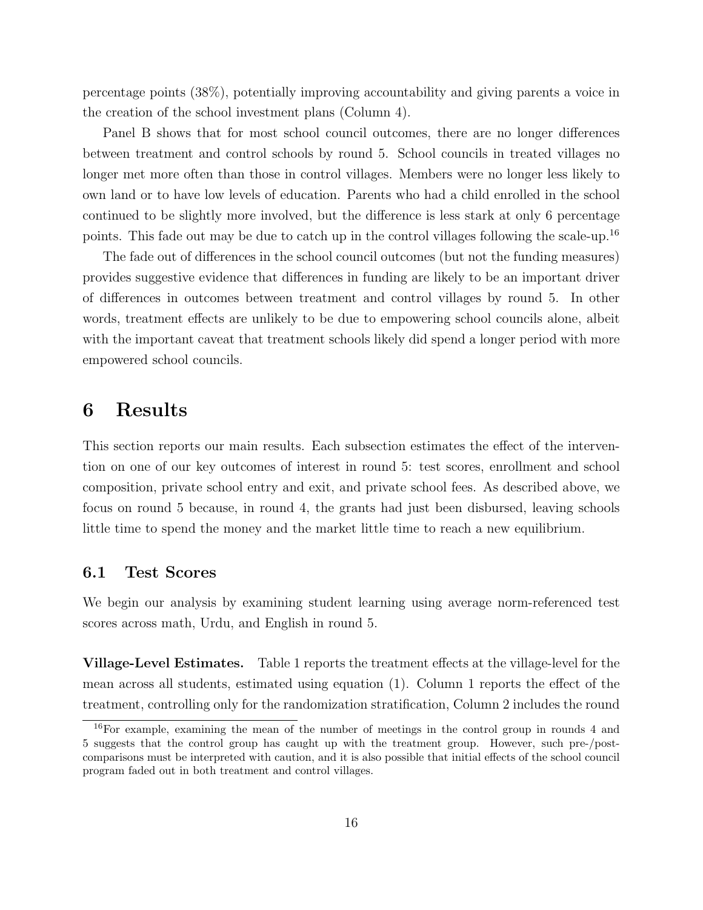percentage points (38%), potentially improving accountability and giving parents a voice in the creation of the school investment plans (Column 4).

Panel B shows that for most school council outcomes, there are no longer differences between treatment and control schools by round 5. School councils in treated villages no longer met more often than those in control villages. Members were no longer less likely to own land or to have low levels of education. Parents who had a child enrolled in the school continued to be slightly more involved, but the difference is less stark at only 6 percentage points. This fade out may be due to catch up in the control villages following the scale-up.[16]

The fade out of differences in the school council outcomes (but not the funding measures) provides suggestive evidence that differences in funding are likely to be an important driver of differences in outcomes between treatment and control villages by round 5. In other words, treatment effects are unlikely to be due to empowering school councils alone, albeit with the important caveat that treatment schools likely did spend a longer period with more empowered school councils.

# 6 Results

This section reports our main results. Each subsection estimates the effect of the intervention on one of our key outcomes of interest in round 5: test scores, enrollment and school composition, private school entry and exit, and private school fees. As described above, we focus on round 5 because, in round 4, the grants had just been disbursed, leaving schools little time to spend the money and the market little time to reach a new equilibrium.

## 6.1 Test Scores

We begin our analysis by examining student learning using average norm-referenced test scores across math, Urdu, and English in round 5.

**Village-Level Estimates.** Table 1 reports the treatment effects at the village-level for the mean across all students, estimated using equation (1). Column 1 reports the effect of the treatment, controlling only for the randomization stratification, Column 2 includes the round

[16] For example, examining the mean of the number of meetings in the control group in rounds 4 and 5 suggests that the control group has caught up with the treatment group. However, such pre-/post-comparisons must be interpreted with caution, and it is also possible that initial effects of the school council program faded out in both treatment and control villages.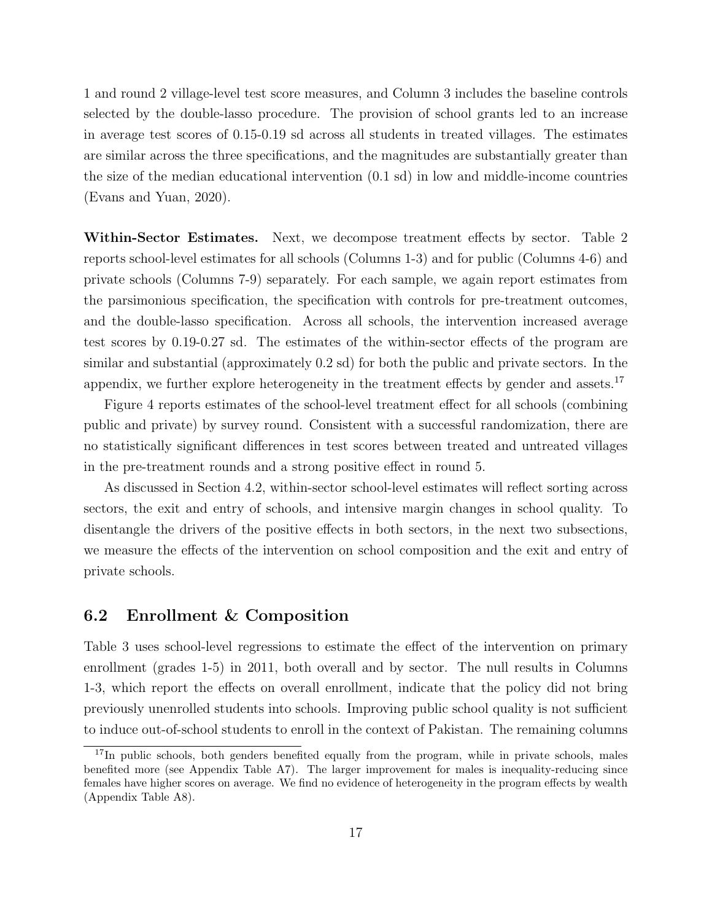1 and round 2 village-level test score measures, and Column 3 includes the baseline controls selected by the double-lasso procedure. The provision of school grants led to an increase in average test scores of 0.15-0.19 sd across all students in treated villages. The estimates are similar across the three specifications, and the magnitudes are substantially greater than the size of the median educational intervention (0.1 sd) in low and middle-income countries (Evans and Yuan, 2020).

**Within-Sector Estimates.** Next, we decompose treatment effects by sector. Table 2 reports school-level estimates for all schools (Columns 1-3) and for public (Columns 4-6) and private schools (Columns 7-9) separately. For each sample, we again report estimates from the parsimonious specification, the specification with controls for pre-treatment outcomes, and the double-lasso specification. Across all schools, the intervention increased average test scores by 0.19-0.27 sd. The estimates of the within-sector effects of the program are similar and substantial (approximately 0.2 sd) for both the public and private sectors. In the appendix, we further explore heterogeneity in the treatment effects by gender and assets.[17]

Figure 4 reports estimates of the school-level treatment effect for all schools (combining public and private) by survey round. Consistent with a successful randomization, there are no statistically significant differences in test scores between treated and untreated villages in the pre-treatment rounds and a strong positive effect in round 5.

As discussed in Section 4.2, within-sector school-level estimates will reflect sorting across sectors, the exit and entry of schools, and intensive margin changes in school quality. To disentangle the drivers of the positive effects in both sectors, in the next two subsections, we measure the effects of the intervention on school composition and the exit and entry of private schools.

## 6.2 Enrollment & Composition

Table 3 uses school-level regressions to estimate the effect of the intervention on primary enrollment (grades 1-5) in 2011, both overall and by sector. The null results in Columns 1-3, which report the effects on overall enrollment, indicate that the policy did not bring previously unenrolled students into schools. Improving public school quality is not sufficient to induce out-of-school students to enroll in the context of Pakistan. The remaining columns

[17] In public schools, both genders benefited equally from the program, while in private schools, males benefited more (see Appendix Table A7). The larger improvement for males is inequality-reducing since females have higher scores on average. We find no evidence of heterogeneity in the program effects by wealth (Appendix Table A8).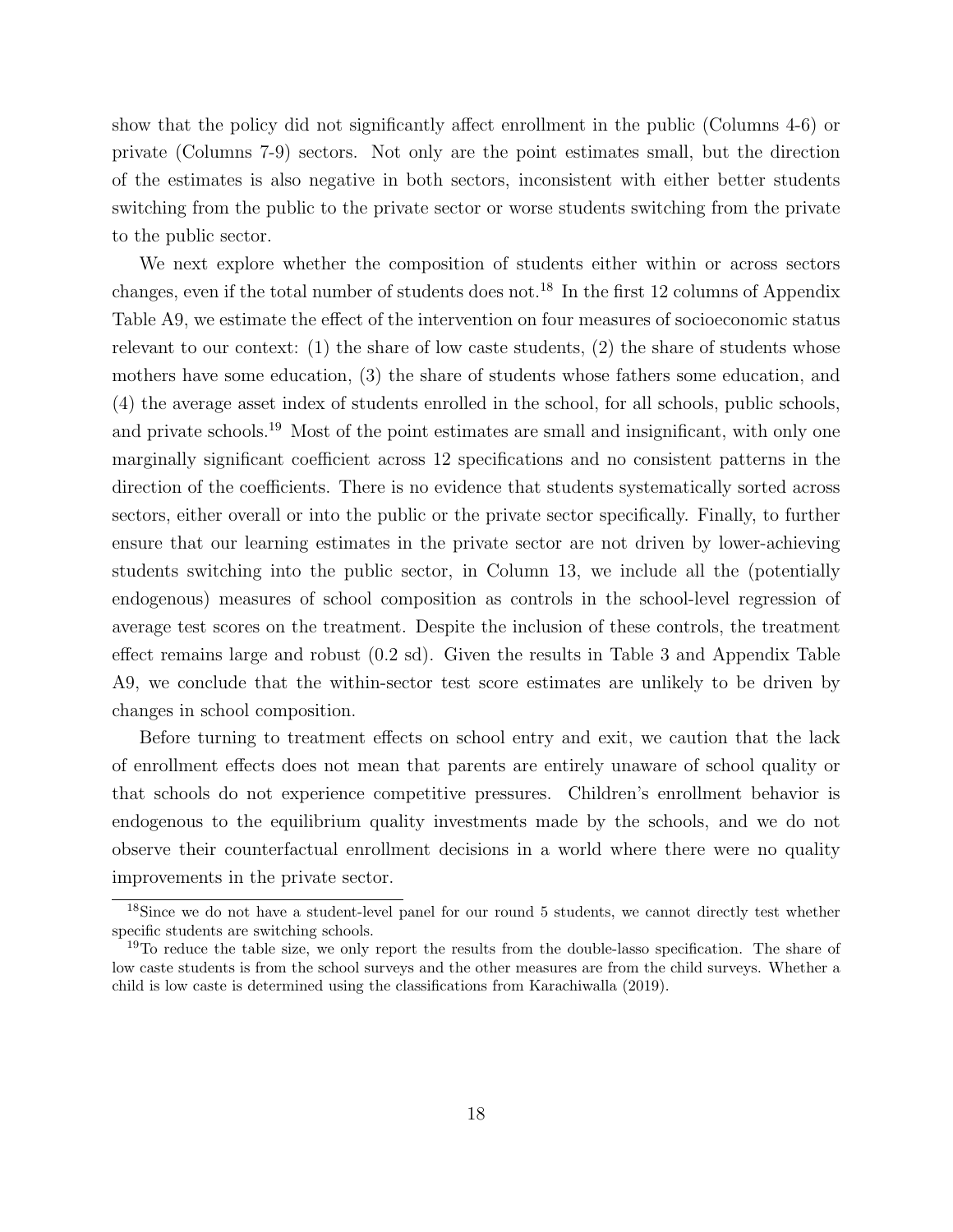show that the policy did not significantly affect enrollment in the public (Columns 4-6) or private (Columns 7-9) sectors. Not only are the point estimates small, but the direction of the estimates is also negative in both sectors, inconsistent with either better students switching from the public to the private sector or worse students switching from the private to the public sector.

We next explore whether the composition of students either within or across sectors changes, even if the total number of students does not.[18] In the first 12 columns of Appendix Table A9, we estimate the effect of the intervention on four measures of socioeconomic status relevant to our context: (1) the share of low caste students, (2) the share of students whose mothers have some education, (3) the share of students whose fathers some education, and (4) the average asset index of students enrolled in the school, for all schools, public schools, and private schools.[19] Most of the point estimates are small and insignificant, with only one marginally significant coefficient across 12 specifications and no consistent patterns in the direction of the coefficients. There is no evidence that students systematically sorted across sectors, either overall or into the public or the private sector specifically. Finally, to further ensure that our learning estimates in the private sector are not driven by lower-achieving students switching into the public sector, in Column 13, we include all the (potentially endogenous) measures of school composition as controls in the school-level regression of average test scores on the treatment. Despite the inclusion of these controls, the treatment effect remains large and robust (0.2 sd). Given the results in Table 3 and Appendix Table A9, we conclude that the within-sector test score estimates are unlikely to be driven by changes in school composition.

Before turning to treatment effects on school entry and exit, we caution that the lack of enrollment effects does not mean that parents are entirely unaware of school quality or that schools do not experience competitive pressures. Children's enrollment behavior is endogenous to the equilibrium quality investments made by the schools, and we do not observe their counterfactual enrollment decisions in a world where there were no quality improvements in the private sector.

[18] Since we do not have a student-level panel for our round 5 students, we cannot directly test whether specific students are switching schools.

[19] To reduce the table size, we only report the results from the double-lasso specification. The share of low caste students is from the school surveys and the other measures are from the child surveys. Whether a child is low caste is determined using the classifications from Karachiwalla (2019).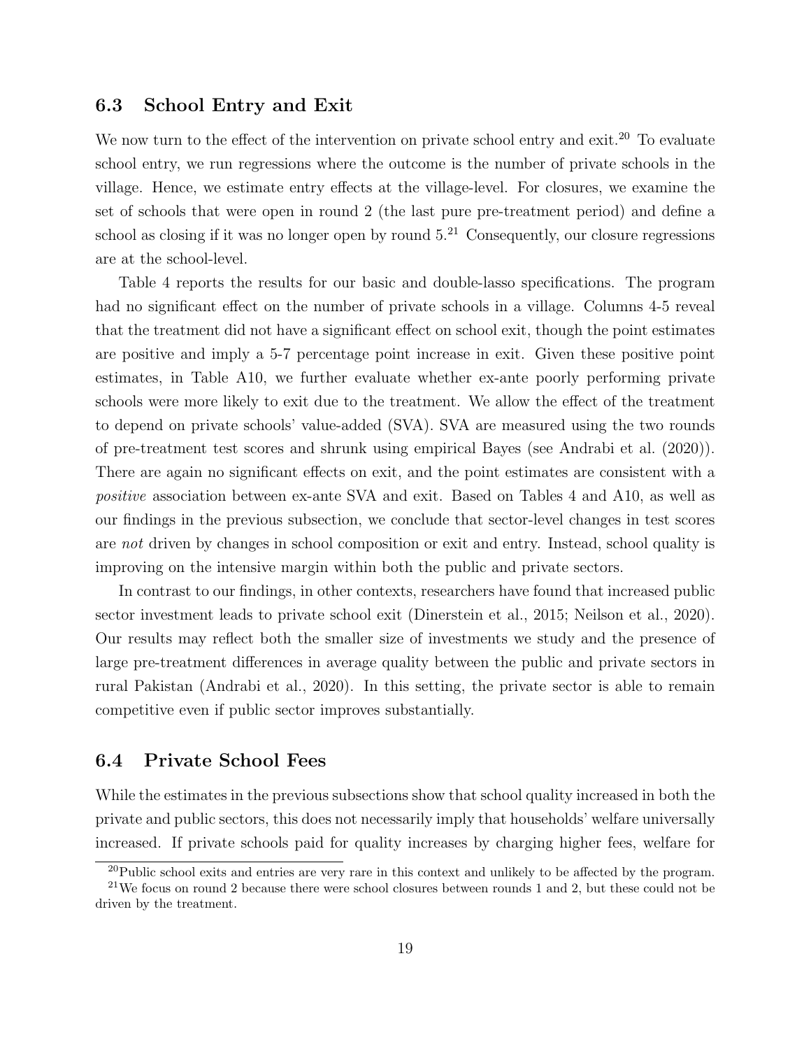## 6.3 School Entry and Exit

We now turn to the effect of the intervention on private school entry and exit.[20] To evaluate school entry, we run regressions where the outcome is the number of private schools in the village. Hence, we estimate entry effects at the village-level. For closures, we examine the set of schools that were open in round 2 (the last pure pre-treatment period) and define a school as closing if it was no longer open by round 5.[21] Consequently, our closure regressions are at the school-level.

Table 4 reports the results for our basic and double-lasso specifications. The program had no significant effect on the number of private schools in a village. Columns 4-5 reveal that the treatment did not have a significant effect on school exit, though the point estimates are positive and imply a 5-7 percentage point increase in exit. Given these positive point estimates, in Table A10, we further evaluate whether ex-ante poorly performing private schools were more likely to exit due to the treatment. We allow the effect of the treatment to depend on private schools' value-added (SVA). SVA are measured using the two rounds of pre-treatment test scores and shrunk using empirical Bayes (see Andrabi et al. (2020)). There are again no significant effects on exit, and the point estimates are consistent with a *positive* association between ex-ante SVA and exit. Based on Tables 4 and A10, as well as our findings in the previous subsection, we conclude that sector-level changes in test scores are *not* driven by changes in school composition or exit and entry. Instead, school quality is improving on the intensive margin within both the public and private sectors.

In contrast to our findings, in other contexts, researchers have found that increased public sector investment leads to private school exit (Dinerstein et al., 2015; Neilson et al., 2020). Our results may reflect both the smaller size of investments we study and the presence of large pre-treatment differences in average quality between the public and private sectors in rural Pakistan (Andrabi et al., 2020). In this setting, the private sector is able to remain competitive even if public sector improves substantially.

## 6.4 Private School Fees

While the estimates in the previous subsections show that school quality increased in both the private and public sectors, this does not necessarily imply that households' welfare universally increased. If private schools paid for quality increases by charging higher fees, welfare for

[20] Public school exits and entries are very rare in this context and unlikely to be affected by the program.

[21] We focus on round 2 because there were school closures between rounds 1 and 2, but these could not be driven by the treatment.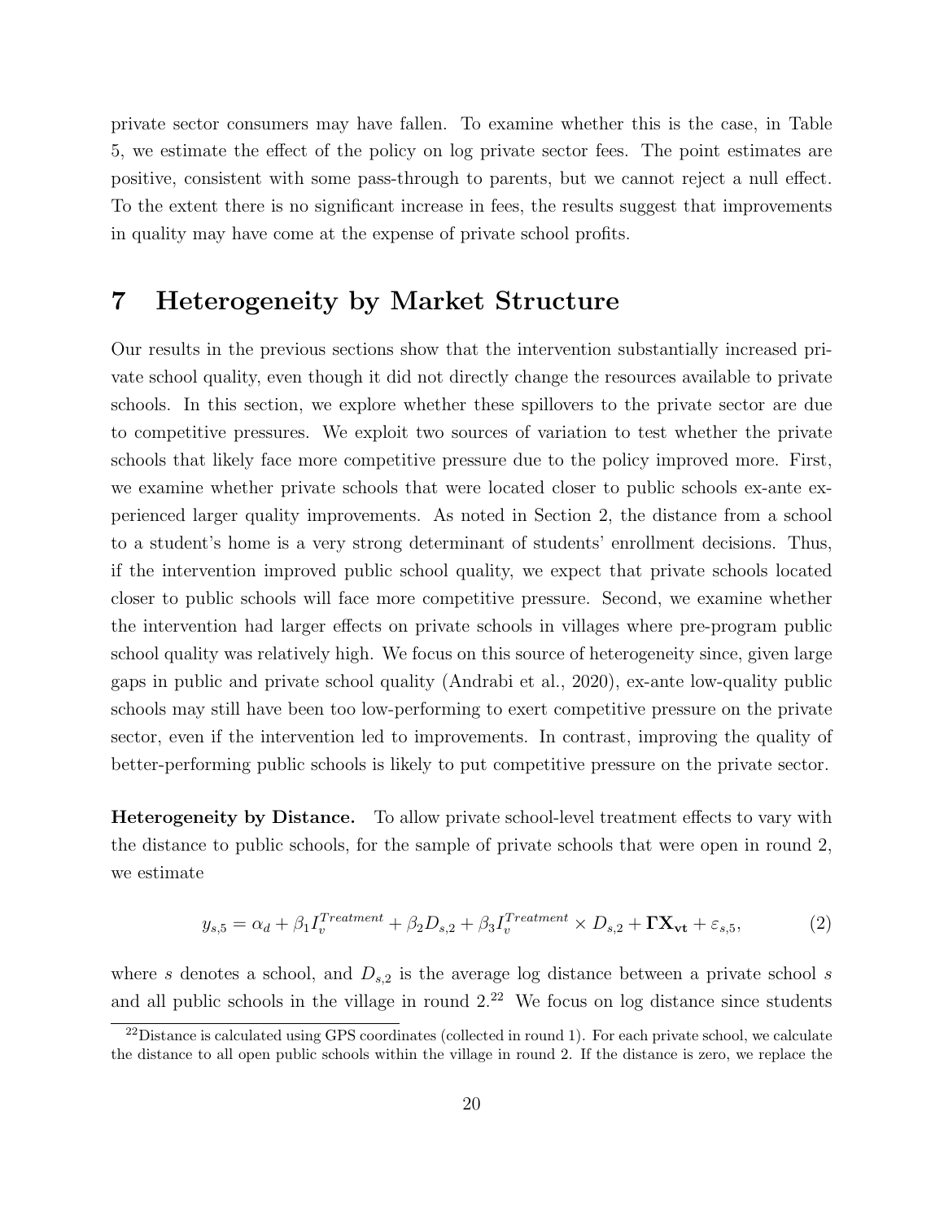private sector consumers may have fallen. To examine whether this is the case, in Table 5, we estimate the effect of the policy on log private sector fees. The point estimates are positive, consistent with some pass-through to parents, but we cannot reject a null effect. To the extent there is no significant increase in fees, the results suggest that improvements in quality may have come at the expense of private school profits.

# 7 Heterogeneity by Market Structure

Our results in the previous sections show that the intervention substantially increased private school quality, even though it did not directly change the resources available to private schools. In this section, we explore whether these spillovers to the private sector are due to competitive pressures. We exploit two sources of variation to test whether the private schools that likely face more competitive pressure due to the policy improved more. First, we examine whether private schools that were located closer to public schools ex-ante experienced larger quality improvements. As noted in Section 2, the distance from a school to a student's home is a very strong determinant of students' enrollment decisions. Thus, if the intervention improved public school quality, we expect that private schools located closer to public schools will face more competitive pressure. Second, we examine whether the intervention had larger effects on private schools in villages where pre-program public school quality was relatively high. We focus on this source of heterogeneity since, given large gaps in public and private school quality (Andrabi et al., 2020), ex-ante low-quality public schools may still have been too low-performing to exert competitive pressure on the private sector, even if the intervention led to improvements. In contrast, improving the quality of better-performing public schools is likely to put competitive pressure on the private sector.

**Heterogeneity by Distance.** To allow private school-level treatment effects to vary with the distance to public schools, for the sample of private schools that were open in round 2, we estimate

$$y_{s,5} = \alpha_d + \beta_1 I_v^{Treatment} + \beta_2 D_{s,2} + \beta_3 I_v^{Treatment} \times D_{s,2} + \mathbf{\Gamma X_{vt}} + \varepsilon_{s,5}, \tag{2}$$

where $s$ denotes a school, and $D_{s,2}$ is the average log distance between a private school $s$ and all public schools in the village in round 2.[22] We focus on log distance since students

[22] Distance is calculated using GPS coordinates (collected in round 1). For each private school, we calculate the distance to all open public schools within the village in round 2. If the distance is zero, we replace the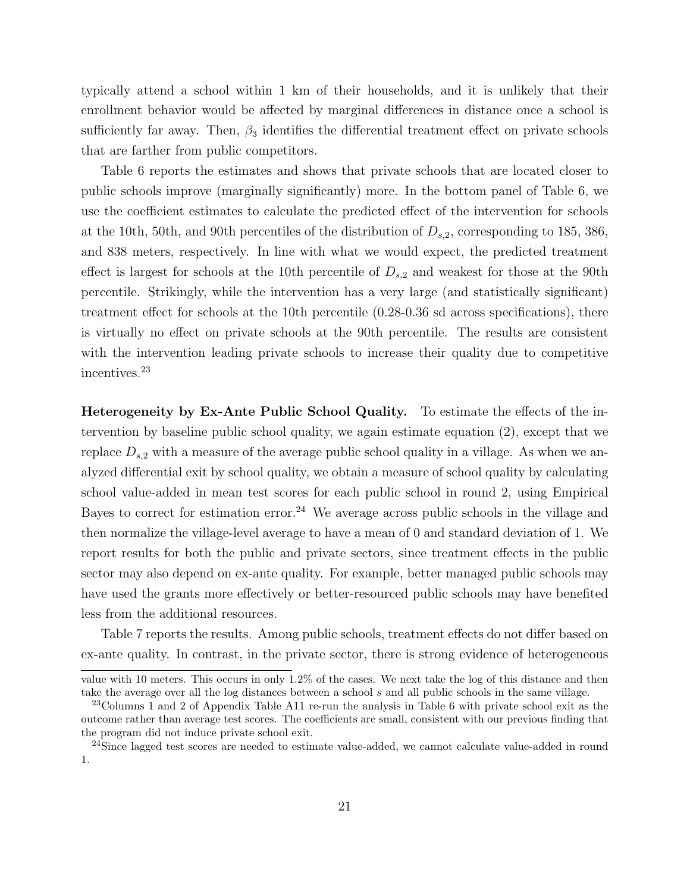typically attend a school within 1 km of their households, and it is unlikely that their enrollment behavior would be affected by marginal differences in distance once a school is sufficiently far away. Then, $\beta_3$ identifies the differential treatment effect on private schools that are farther from public competitors.

Table 6 reports the estimates and shows that private schools that are located closer to public schools improve (marginally significantly) more. In the bottom panel of Table 6, we use the coefficient estimates to calculate the predicted effect of the intervention for schools at the 10th, 50th, and 90th percentiles of the distribution of $D_{s,2}$, corresponding to 185, 386, and 838 meters, respectively. In line with what we would expect, the predicted treatment effect is largest for schools at the 10th percentile of $D_{s,2}$ and weakest for those at the 90th percentile. Strikingly, while the intervention has a very large (and statistically significant) treatment effect for schools at the 10th percentile (0.28-0.36 sd across specifications), there is virtually no effect on private schools at the 90th percentile. The results are consistent with the intervention leading private schools to increase their quality due to competitive incentives.[23]

**Heterogeneity by Ex-Ante Public School Quality.** To estimate the effects of the intervention by baseline public school quality, we again estimate equation (2), except that we replace $D_{s,2}$ with a measure of the average public school quality in a village. As when we analyzed differential exit by school quality, we obtain a measure of school quality by calculating school value-added in mean test scores for each public school in round 2, using Empirical Bayes to correct for estimation error.[24] We average across public schools in the village and then normalize the village-level average to have a mean of 0 and standard deviation of 1. We report results for both the public and private sectors, since treatment effects in the public sector may also depend on ex-ante quality. For example, better managed public schools may have used the grants more effectively or better-resourced public schools may have benefited less from the additional resources.

Table 7 reports the results. Among public schools, treatment effects do not differ based on ex-ante quality. In contrast, in the private sector, there is strong evidence of heterogeneous

value with 10 meters. This occurs in only 1.2% of the cases. We next take the log of this distance and then take the average over all the log distances between a school $s$ and all public schools in the same village.

[23] Columns 1 and 2 of Appendix Table A11 re-run the analysis in Table 6 with private school exit as the outcome rather than average test scores. The coefficients are small, consistent with our previous finding that the program did not induce private school exit.

[24] Since lagged test scores are needed to estimate value-added, we cannot calculate value-added in round 1.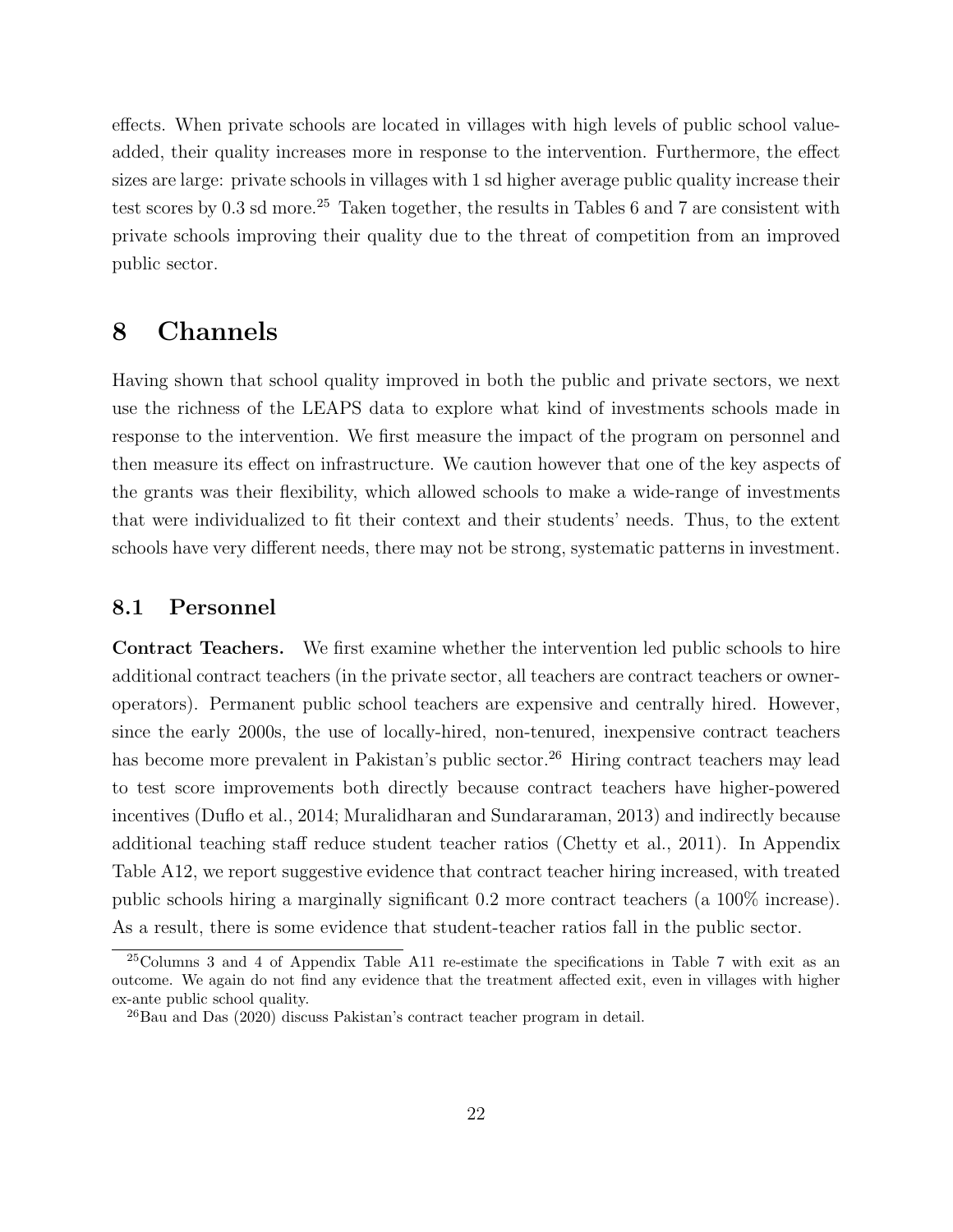effects. When private schools are located in villages with high levels of public school value-added, their quality increases more in response to the intervention. Furthermore, the effect sizes are large: private schools in villages with 1 sd higher average public quality increase their test scores by 0.3 sd more.[25] Taken together, the results in Tables 6 and 7 are consistent with private schools improving their quality due to the threat of competition from an improved public sector.

# 8 Channels

Having shown that school quality improved in both the public and private sectors, we next use the richness of the LEAPS data to explore what kind of investments schools made in response to the intervention. We first measure the impact of the program on personnel and then measure its effect on infrastructure. We caution however that one of the key aspects of the grants was their flexibility, which allowed schools to make a wide-range of investments that were individualized to fit their context and their students' needs. Thus, to the extent schools have very different needs, there may not be strong, systematic patterns in investment.

## 8.1 Personnel

**Contract Teachers.** We first examine whether the intervention led public schools to hire additional contract teachers (in the private sector, all teachers are contract teachers or owner-operators). Permanent public school teachers are expensive and centrally hired. However, since the early 2000s, the use of locally-hired, non-tenured, inexpensive contract teachers has become more prevalent in Pakistan's public sector.[26] Hiring contract teachers may lead to test score improvements both directly because contract teachers have higher-powered incentives (Duflo et al., 2014; Muralidharan and Sundararaman, 2013) and indirectly because additional teaching staff reduce student teacher ratios (Chetty et al., 2011). In Appendix Table A12, we report suggestive evidence that contract teacher hiring increased, with treated public schools hiring a marginally significant 0.2 more contract teachers (a 100% increase). As a result, there is some evidence that student-teacher ratios fall in the public sector.

[25] Columns 3 and 4 of Appendix Table A11 re-estimate the specifications in Table 7 with exit as an outcome. We again do not find any evidence that the treatment affected exit, even in villages with higher ex-ante public school quality.

[26] Bau and Das (2020) discuss Pakistan's contract teacher program in detail.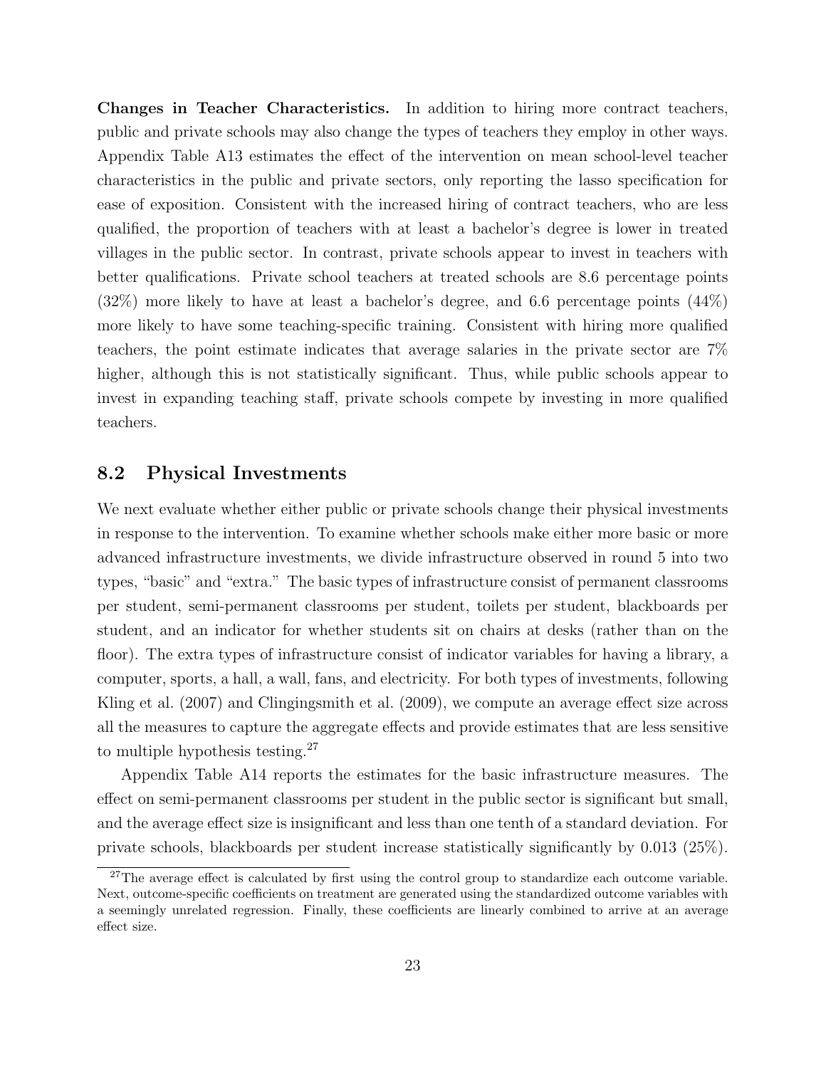**Changes in Teacher Characteristics.** In addition to hiring more contract teachers, public and private schools may also change the types of teachers they employ in other ways. Appendix Table A13 estimates the effect of the intervention on mean school-level teacher characteristics in the public and private sectors, only reporting the lasso specification for ease of exposition. Consistent with the increased hiring of contract teachers, who are less qualified, the proportion of teachers with at least a bachelor's degree is lower in treated villages in the public sector. In contrast, private schools appear to invest in teachers with better qualifications. Private school teachers at treated schools are 8.6 percentage points (32%) more likely to have at least a bachelor's degree, and 6.6 percentage points (44%) more likely to have some teaching-specific training. Consistent with hiring more qualified teachers, the point estimate indicates that average salaries in the private sector are 7% higher, although this is not statistically significant. Thus, while public schools appear to invest in expanding teaching staff, private schools compete by investing in more qualified teachers.

## 8.2 Physical Investments

We next evaluate whether either public or private schools change their physical investments in response to the intervention. To examine whether schools make either more basic or more advanced infrastructure investments, we divide infrastructure observed in round 5 into two types, "basic" and "extra." The basic types of infrastructure consist of permanent classrooms per student, semi-permanent classrooms per student, toilets per student, blackboards per student, and an indicator for whether students sit on chairs at desks (rather than on the floor). The extra types of infrastructure consist of indicator variables for having a library, a computer, sports, a hall, a wall, fans, and electricity. For both types of investments, following Kling et al. (2007) and Clingingsmith et al. (2009), we compute an average effect size across all the measures to capture the aggregate effects and provide estimates that are less sensitive to multiple hypothesis testing.[27]

Appendix Table A14 reports the estimates for the basic infrastructure measures. The effect on semi-permanent classrooms per student in the public sector is significant but small, and the average effect size is insignificant and less than one tenth of a standard deviation. For private schools, blackboards per student increase statistically significantly by 0.013 (25%).

[27] The average effect is calculated by first using the control group to standardize each outcome variable. Next, outcome-specific coefficients on treatment are generated using the standardized outcome variables with a seemingly unrelated regression. Finally, these coefficients are linearly combined to arrive at an average effect size.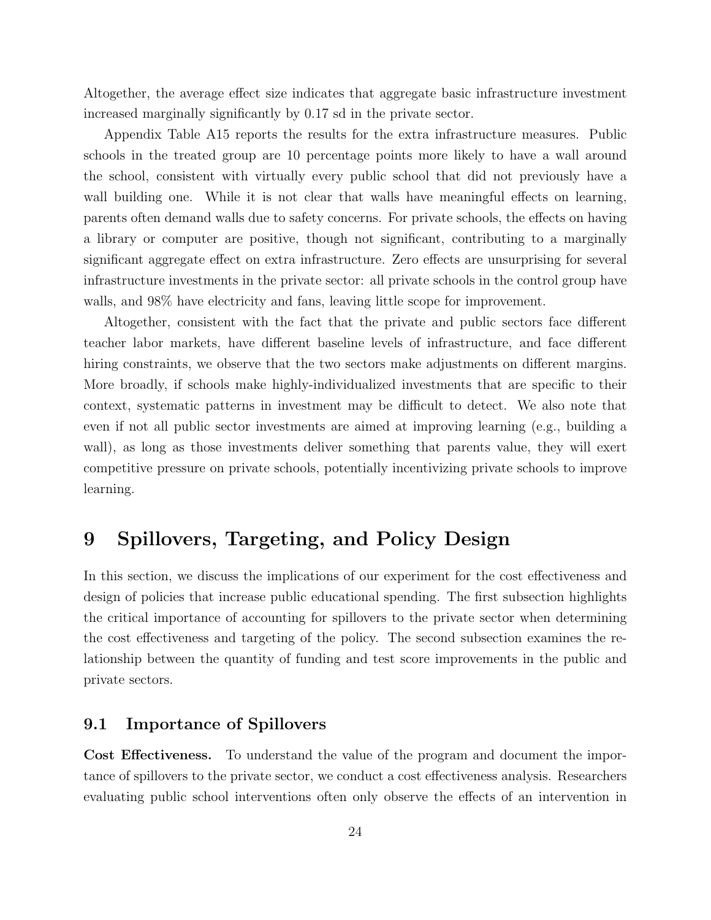Altogether, the average effect size indicates that aggregate basic infrastructure investment increased marginally significantly by 0.17 sd in the private sector.

Appendix Table A15 reports the results for the extra infrastructure measures. Public schools in the treated group are 10 percentage points more likely to have a wall around the school, consistent with virtually every public school that did not previously have a wall building one. While it is not clear that walls have meaningful effects on learning, parents often demand walls due to safety concerns. For private schools, the effects on having a library or computer are positive, though not significant, contributing to a marginally significant aggregate effect on extra infrastructure. Zero effects are unsurprising for several infrastructure investments in the private sector: all private schools in the control group have walls, and 98% have electricity and fans, leaving little scope for improvement.

Altogether, consistent with the fact that the private and public sectors face different teacher labor markets, have different baseline levels of infrastructure, and face different hiring constraints, we observe that the two sectors make adjustments on different margins. More broadly, if schools make highly-individualized investments that are specific to their context, systematic patterns in investment may be difficult to detect. We also note that even if not all public sector investments are aimed at improving learning (e.g., building a wall), as long as those investments deliver something that parents value, they will exert competitive pressure on private schools, potentially incentivizing private schools to improve learning.

# 9 Spillovers, Targeting, and Policy Design

In this section, we discuss the implications of our experiment for the cost effectiveness and design of policies that increase public educational spending. The first subsection highlights the critical importance of accounting for spillovers to the private sector when determining the cost effectiveness and targeting of the policy. The second subsection examines the relationship between the quantity of funding and test score improvements in the public and private sectors.

## 9.1 Importance of Spillovers

**Cost Effectiveness.** To understand the value of the program and document the importance of spillovers to the private sector, we conduct a cost effectiveness analysis. Researchers evaluating public school interventions often only observe the effects of an intervention in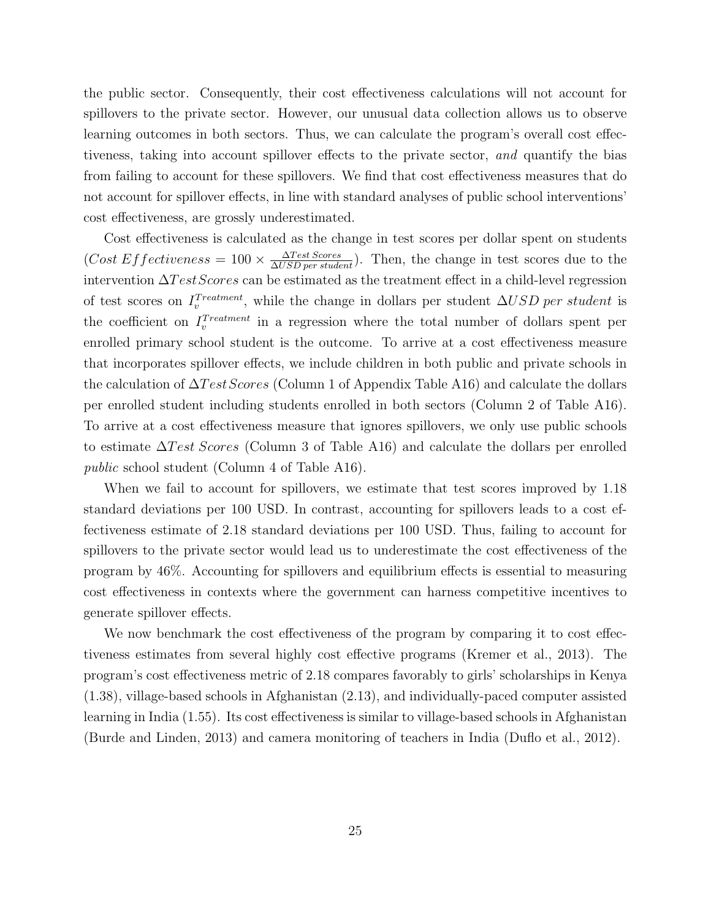the public sector. Consequently, their cost effectiveness calculations will not account for spillovers to the private sector. However, our unusual data collection allows us to observe learning outcomes in both sectors. Thus, we can calculate the program's overall cost effectiveness, taking into account spillover effects to the private sector, *and* quantify the bias from failing to account for these spillovers. We find that cost effectiveness measures that do not account for spillover effects, in line with standard analyses of public school interventions' cost effectiveness, are grossly underestimated.

Cost effectiveness is calculated as the change in test scores per dollar spent on students ($Cost\ Effectiveness = 100 \times \frac{\Delta Test\ Scores}{\Delta USD\ per\ student}$). Then, the change in test scores due to the intervention $\Delta Test Scores$ can be estimated as the treatment effect in a child-level regression of test scores on $I_v^{Treatment}$, while the change in dollars per student $\Delta USD\ per\ student$ is the coefficient on $I_v^{Treatment}$ in a regression where the total number of dollars spent per enrolled primary school student is the outcome. To arrive at a cost effectiveness measure that incorporates spillover effects, we include children in both public and private schools in the calculation of $\Delta Test Scores$ (Column 1 of Appendix Table A16) and calculate the dollars per enrolled student including students enrolled in both sectors (Column 2 of Table A16). To arrive at a cost effectiveness measure that ignores spillovers, we only use public schools to estimate $\Delta Test\ Scores$ (Column 3 of Table A16) and calculate the dollars per enrolled *public* school student (Column 4 of Table A16).

When we fail to account for spillovers, we estimate that test scores improved by 1.18 standard deviations per 100 USD. In contrast, accounting for spillovers leads to a cost effectiveness estimate of 2.18 standard deviations per 100 USD. Thus, failing to account for spillovers to the private sector would lead us to underestimate the cost effectiveness of the program by 46%. Accounting for spillovers and equilibrium effects is essential to measuring cost effectiveness in contexts where the government can harness competitive incentives to generate spillover effects.

We now benchmark the cost effectiveness of the program by comparing it to cost effectiveness estimates from several highly cost effective programs (Kremer et al., 2013). The program's cost effectiveness metric of 2.18 compares favorably to girls' scholarships in Kenya (1.38), village-based schools in Afghanistan (2.13), and individually-paced computer assisted learning in India (1.55). Its cost effectiveness is similar to village-based schools in Afghanistan (Burde and Linden, 2013) and camera monitoring of teachers in India (Duflo et al., 2012).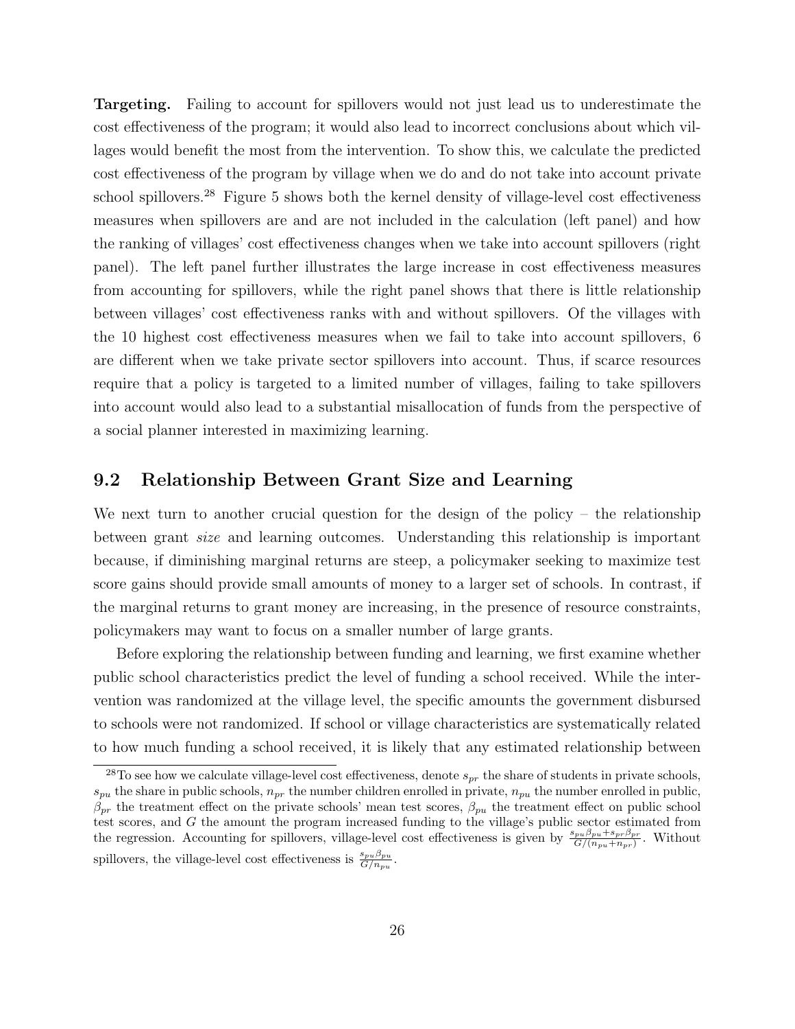**Targeting.** Failing to account for spillovers would not just lead us to underestimate the cost effectiveness of the program; it would also lead to incorrect conclusions about which villages would benefit the most from the intervention. To show this, we calculate the predicted cost effectiveness of the program by village when we do and do not take into account private school spillovers.[28] Figure 5 shows both the kernel density of village-level cost effectiveness measures when spillovers are and are not included in the calculation (left panel) and how the ranking of villages' cost effectiveness changes when we take into account spillovers (right panel). The left panel further illustrates the large increase in cost effectiveness measures from accounting for spillovers, while the right panel shows that there is little relationship between villages' cost effectiveness ranks with and without spillovers. Of the villages with the 10 highest cost effectiveness measures when we fail to take into account spillovers, 6 are different when we take private sector spillovers into account. Thus, if scarce resources require that a policy is targeted to a limited number of villages, failing to take spillovers into account would also lead to a substantial misallocation of funds from the perspective of a social planner interested in maximizing learning.

## 9.2 Relationship Between Grant Size and Learning

We next turn to another crucial question for the design of the policy – the relationship between grant *size* and learning outcomes. Understanding this relationship is important because, if diminishing marginal returns are steep, a policymaker seeking to maximize test score gains should provide small amounts of money to a larger set of schools. In contrast, if the marginal returns to grant money are increasing, in the presence of resource constraints, policymakers may want to focus on a smaller number of large grants.

Before exploring the relationship between funding and learning, we first examine whether public school characteristics predict the level of funding a school received. While the intervention was randomized at the village level, the specific amounts the government disbursed to schools were not randomized. If school or village characteristics are systematically related to how much funding a school received, it is likely that any estimated relationship between

[28] To see how we calculate village-level cost effectiveness, denote $s_{pr}$ the share of students in private schools, $s_{pu}$ the share in public schools, $n_{pr}$ the number children enrolled in private, $n_{pu}$ the number enrolled in public, $\beta_{pr}$ the treatment effect on the private schools' mean test scores, $\beta_{pu}$ the treatment effect on public school test scores, and $G$ the amount the program increased funding to the village's public sector estimated from the regression. Accounting for spillovers, village-level cost effectiveness is given by $\frac{s_{pu}\beta_{pu}+s_{pr}\beta_{pr}}{G/(n_{pu}+n_{pr})}$. Without spillovers, the village-level cost effectiveness is $\frac{s_{pu}\beta_{pu}}{G/n_{pu}}$.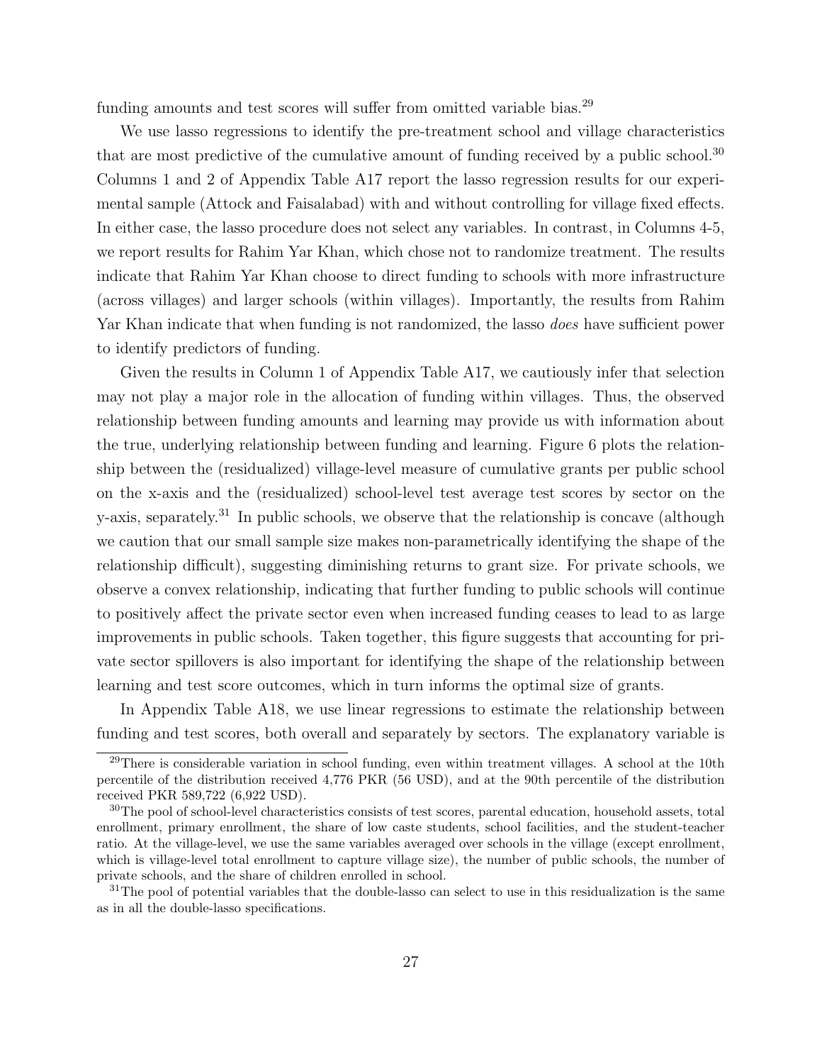funding amounts and test scores will suffer from omitted variable bias.[29]

We use lasso regressions to identify the pre-treatment school and village characteristics that are most predictive of the cumulative amount of funding received by a public school.[30] Columns 1 and 2 of Appendix Table A17 report the lasso regression results for our experimental sample (Attock and Faisalabad) with and without controlling for village fixed effects. In either case, the lasso procedure does not select any variables. In contrast, in Columns 4-5, we report results for Rahim Yar Khan, which chose not to randomize treatment. The results indicate that Rahim Yar Khan choose to direct funding to schools with more infrastructure (across villages) and larger schools (within villages). Importantly, the results from Rahim Yar Khan indicate that when funding is not randomized, the lasso *does* have sufficient power to identify predictors of funding.

Given the results in Column 1 of Appendix Table A17, we cautiously infer that selection may not play a major role in the allocation of funding within villages. Thus, the observed relationship between funding amounts and learning may provide us with information about the true, underlying relationship between funding and learning. Figure 6 plots the relationship between the (residualized) village-level measure of cumulative grants per public school on the x-axis and the (residualized) school-level test average test scores by sector on the y-axis, separately.[31] In public schools, we observe that the relationship is concave (although we caution that our small sample size makes non-parametrically identifying the shape of the relationship difficult), suggesting diminishing returns to grant size. For private schools, we observe a convex relationship, indicating that further funding to public schools will continue to positively affect the private sector even when increased funding ceases to lead to as large improvements in public schools. Taken together, this figure suggests that accounting for private sector spillovers is also important for identifying the shape of the relationship between learning and test score outcomes, which in turn informs the optimal size of grants.

In Appendix Table A18, we use linear regressions to estimate the relationship between funding and test scores, both overall and separately by sectors. The explanatory variable is

[29] There is considerable variation in school funding, even within treatment villages. A school at the 10th percentile of the distribution received 4,776 PKR (56 USD), and at the 90th percentile of the distribution received PKR 589,722 (6,922 USD).

[30] The pool of school-level characteristics consists of test scores, parental education, household assets, total enrollment, primary enrollment, the share of low caste students, school facilities, and the student-teacher ratio. At the village-level, we use the same variables averaged over schools in the village (except enrollment, which is village-level total enrollment to capture village size), the number of public schools, the number of private schools, and the share of children enrolled in school.

[31] The pool of potential variables that the double-lasso can select to use in this residualization is the same as in all the double-lasso specifications.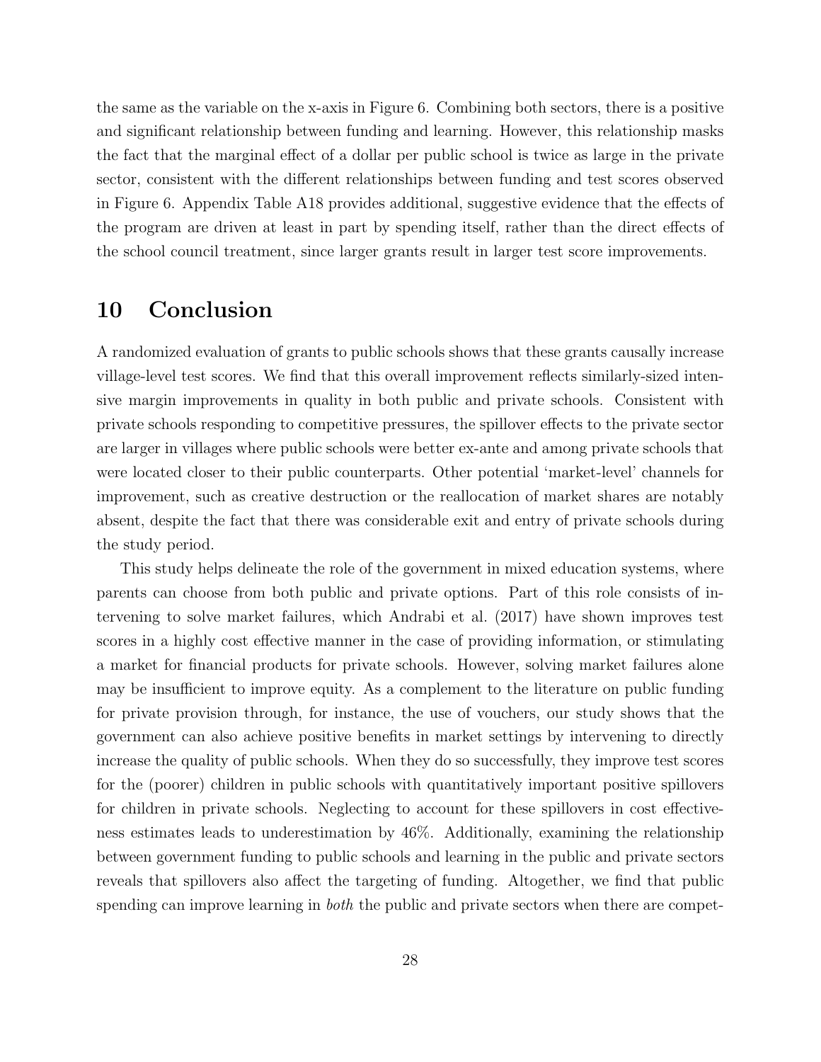the same as the variable on the x-axis in Figure 6. Combining both sectors, there is a positive and significant relationship between funding and learning. However, this relationship masks the fact that the marginal effect of a dollar per public school is twice as large in the private sector, consistent with the different relationships between funding and test scores observed in Figure 6. Appendix Table A18 provides additional, suggestive evidence that the effects of the program are driven at least in part by spending itself, rather than the direct effects of the school council treatment, since larger grants result in larger test score improvements.

# 10 Conclusion

A randomized evaluation of grants to public schools shows that these grants causally increase village-level test scores. We find that this overall improvement reflects similarly-sized intensive margin improvements in quality in both public and private schools. Consistent with private schools responding to competitive pressures, the spillover effects to the private sector are larger in villages where public schools were better ex-ante and among private schools that were located closer to their public counterparts. Other potential 'market-level' channels for improvement, such as creative destruction or the reallocation of market shares are notably absent, despite the fact that there was considerable exit and entry of private schools during the study period.

This study helps delineate the role of the government in mixed education systems, where parents can choose from both public and private options. Part of this role consists of intervening to solve market failures, which Andrabi et al. (2017) have shown improves test scores in a highly cost effective manner in the case of providing information, or stimulating a market for financial products for private schools. However, solving market failures alone may be insufficient to improve equity. As a complement to the literature on public funding for private provision through, for instance, the use of vouchers, our study shows that the government can also achieve positive benefits in market settings by intervening to directly increase the quality of public schools. When they do so successfully, they improve test scores for the (poorer) children in public schools with quantitatively important positive spillovers for children in private schools. Neglecting to account for these spillovers in cost effectiveness estimates leads to underestimation by 46%. Additionally, examining the relationship between government funding to public schools and learning in the public and private sectors reveals that spillovers also affect the targeting of funding. Altogether, we find that public spending can improve learning in *both* the public and private sectors when there are compet-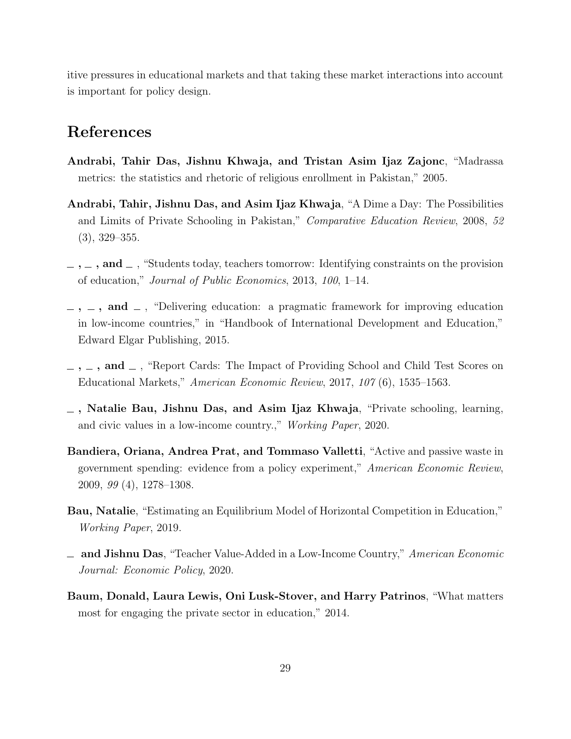itive pressures in educational markets and that taking these market interactions into account is important for policy design.

# References

**Andrabi, Tahir Das, Jishnu Khwaja, and Tristan Asim Ijaz Zajonc**, "Madrassa metrics: the statistics and rhetoric of religious enrollment in Pakistan," 2005.

**Andrabi, Tahir, Jishnu Das, and Asim Ijaz Khwaja**, "A Dime a Day: The Possibilities and Limits of Private Schooling in Pakistan," *Comparative Education Review*, 2008, *52* (3), 329–355.

**_ , _ , and _** , "Students today, teachers tomorrow: Identifying constraints on the provision of education," *Journal of Public Economics*, 2013, *100*, 1–14.

**_ , _ , and _** , "Delivering education: a pragmatic framework for improving education in low-income countries," in "Handbook of International Development and Education," Edward Elgar Publishing, 2015.

**_ , _ , and _** , "Report Cards: The Impact of Providing School and Child Test Scores on Educational Markets," *American Economic Review*, 2017, *107* (6), 1535–1563.

**_ , Natalie Bau, Jishnu Das, and Asim Ijaz Khwaja**, "Private schooling, learning, and civic values in a low-income country.," *Working Paper*, 2020.

**Bandiera, Oriana, Andrea Prat, and Tommaso Valletti**, "Active and passive waste in government spending: evidence from a policy experiment," *American Economic Review*, 2009, *99* (4), 1278–1308.

**Bau, Natalie**, "Estimating an Equilibrium Model of Horizontal Competition in Education," *Working Paper*, 2019.

**_ and Jishnu Das**, "Teacher Value-Added in a Low-Income Country," *American Economic Journal: Economic Policy*, 2020.

**Baum, Donald, Laura Lewis, Oni Lusk-Stover, and Harry Patrinos**, "What matters most for engaging the private sector in education," 2014.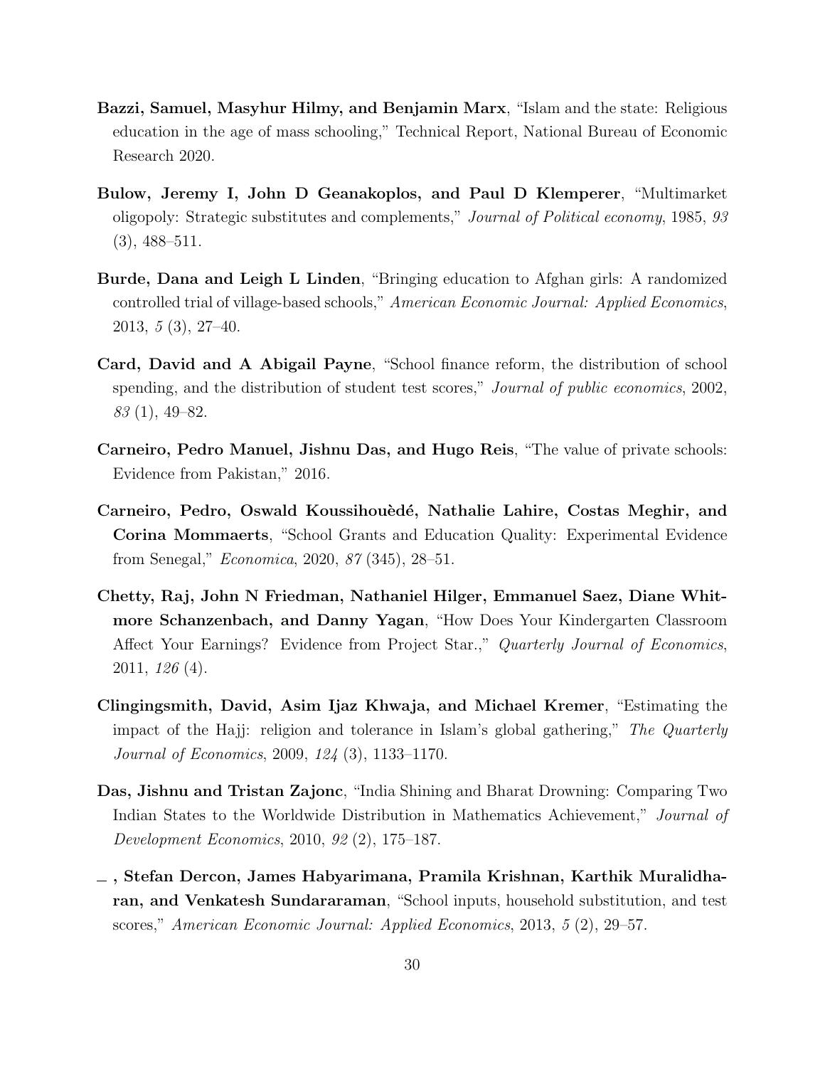**Bazzi, Samuel, Masyhur Hilmy, and Benjamin Marx**, "Islam and the state: Religious education in the age of mass schooling," Technical Report, National Bureau of Economic Research 2020.

**Bulow, Jeremy I, John D Geanakoplos, and Paul D Klemperer**, "Multimarket oligopoly: Strategic substitutes and complements," *Journal of Political economy*, 1985, *93* (3), 488–511.

**Burde, Dana and Leigh L Linden**, "Bringing education to Afghan girls: A randomized controlled trial of village-based schools," *American Economic Journal: Applied Economics*, 2013, *5* (3), 27–40.

**Card, David and A Abigail Payne**, "School finance reform, the distribution of school spending, and the distribution of student test scores," *Journal of public economics*, 2002, *83* (1), 49–82.

**Carneiro, Pedro Manuel, Jishnu Das, and Hugo Reis**, "The value of private schools: Evidence from Pakistan," 2016.

**Carneiro, Pedro, Oswald Koussihouèdé, Nathalie Lahire, Costas Meghir, and Corina Mommaerts**, "School Grants and Education Quality: Experimental Evidence from Senegal," *Economica*, 2020, *87* (345), 28–51.

**Chetty, Raj, John N Friedman, Nathaniel Hilger, Emmanuel Saez, Diane Whitmore Schanzenbach, and Danny Yagan**, "How Does Your Kindergarten Classroom Affect Your Earnings? Evidence from Project Star.," *Quarterly Journal of Economics*, 2011, *126* (4).

**Clingingsmith, David, Asim Ijaz Khwaja, and Michael Kremer**, "Estimating the impact of the Hajj: religion and tolerance in Islam's global gathering," *The Quarterly Journal of Economics*, 2009, *124* (3), 1133–1170.

**Das, Jishnu and Tristan Zajonc**, "India Shining and Bharat Drowning: Comparing Two Indian States to the Worldwide Distribution in Mathematics Achievement," *Journal of Development Economics*, 2010, *92* (2), 175–187.

**_, Stefan Dercon, James Habyarimana, Pramila Krishnan, Karthik Muralidharan, and Venkatesh Sundararaman**, "School inputs, household substitution, and test scores," *American Economic Journal: Applied Economics*, 2013, *5* (2), 29–57.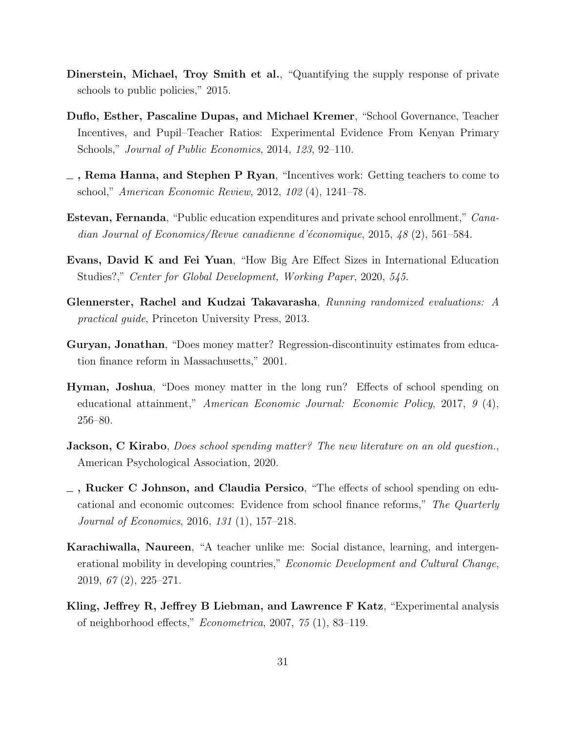**Dinerstein, Michael, Troy Smith et al.**, "Quantifying the supply response of private schools to public policies," 2015.

**Duflo, Esther, Pascaline Dupas, and Michael Kremer**, "School Governance, Teacher Incentives, and Pupil–Teacher Ratios: Experimental Evidence From Kenyan Primary Schools," *Journal of Public Economics*, 2014, *123*, 92–110.

**_ , Rema Hanna, and Stephen P Ryan**, "Incentives work: Getting teachers to come to school," *American Economic Review*, 2012, *102* (4), 1241–78.

**Estevan, Fernanda**, "Public education expenditures and private school enrollment," *Canadian Journal of Economics/Revue canadienne d'économique*, 2015, *48* (2), 561–584.

**Evans, David K and Fei Yuan**, "How Big Are Effect Sizes in International Education Studies?," *Center for Global Development, Working Paper*, 2020, *545.*

**Glennerster, Rachel and Kudzai Takavarasha**, *Running randomized evaluations: A practical guide*, Princeton University Press, 2013.

**Guryan, Jonathan**, "Does money matter? Regression-discontinuity estimates from education finance reform in Massachusetts," 2001.

**Hyman, Joshua**, "Does money matter in the long run? Effects of school spending on educational attainment," *American Economic Journal: Economic Policy*, 2017, *9* (4), 256–80.

**Jackson, C Kirabo**, *Does school spending matter? The new literature on an old question.*, American Psychological Association, 2020.

**_ , Rucker C Johnson, and Claudia Persico**, "The effects of school spending on educational and economic outcomes: Evidence from school finance reforms," *The Quarterly Journal of Economics*, 2016, *131* (1), 157–218.

**Karachiwalla, Naureen**, "A teacher unlike me: Social distance, learning, and intergenerational mobility in developing countries," *Economic Development and Cultural Change*, 2019, *67* (2), 225–271.

**Kling, Jeffrey R, Jeffrey B Liebman, and Lawrence F Katz**, "Experimental analysis of neighborhood effects," *Econometrica*, 2007, *75* (1), 83–119.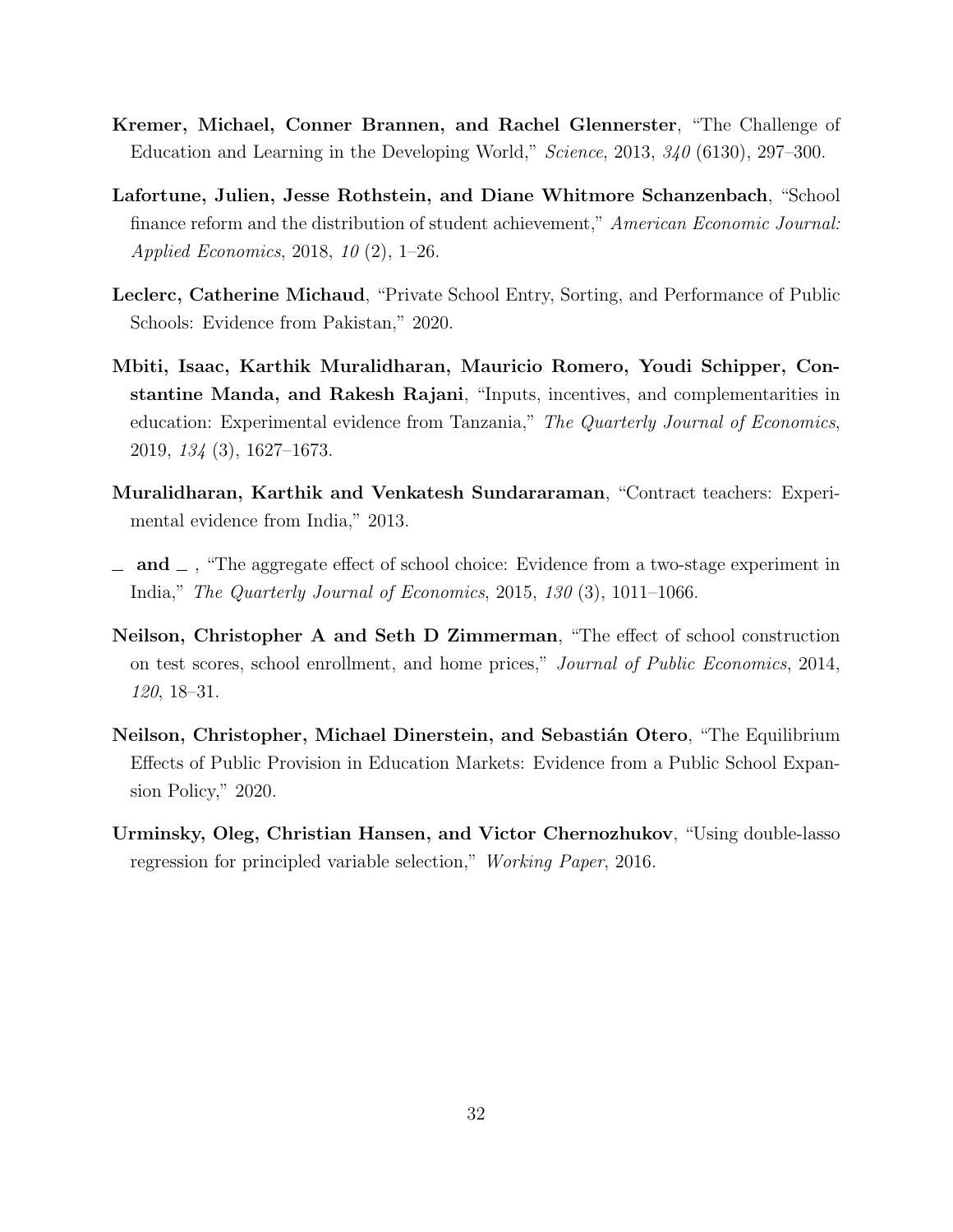**Kremer, Michael, Conner Brannen, and Rachel Glennerster**, "The Challenge of Education and Learning in the Developing World," *Science*, 2013, *340* (6130), 297–300.

**Lafortune, Julien, Jesse Rothstein, and Diane Whitmore Schanzenbach**, "School finance reform and the distribution of student achievement," *American Economic Journal: Applied Economics*, 2018, *10* (2), 1–26.

**Leclerc, Catherine Michaud**, "Private School Entry, Sorting, and Performance of Public Schools: Evidence from Pakistan," 2020.

**Mbiti, Isaac, Karthik Muralidharan, Mauricio Romero, Youdi Schipper, Constantine Manda, and Rakesh Rajani**, "Inputs, incentives, and complementarities in education: Experimental evidence from Tanzania," *The Quarterly Journal of Economics*, 2019, *134* (3), 1627–1673.

**Muralidharan, Karthik and Venkatesh Sundararaman**, "Contract teachers: Experimental evidence from India," 2013.

**\_ and \_** , "The aggregate effect of school choice: Evidence from a two-stage experiment in India," *The Quarterly Journal of Economics*, 2015, *130* (3), 1011–1066.

**Neilson, Christopher A and Seth D Zimmerman**, "The effect of school construction on test scores, school enrollment, and home prices," *Journal of Public Economics*, 2014, *120*, 18–31.

**Neilson, Christopher, Michael Dinerstein, and Sebastián Otero**, "The Equilibrium Effects of Public Provision in Education Markets: Evidence from a Public School Expansion Policy," 2020.

**Urminsky, Oleg, Christian Hansen, and Victor Chernozhukov**, "Using double-lasso regression for principled variable selection," *Working Paper*, 2016.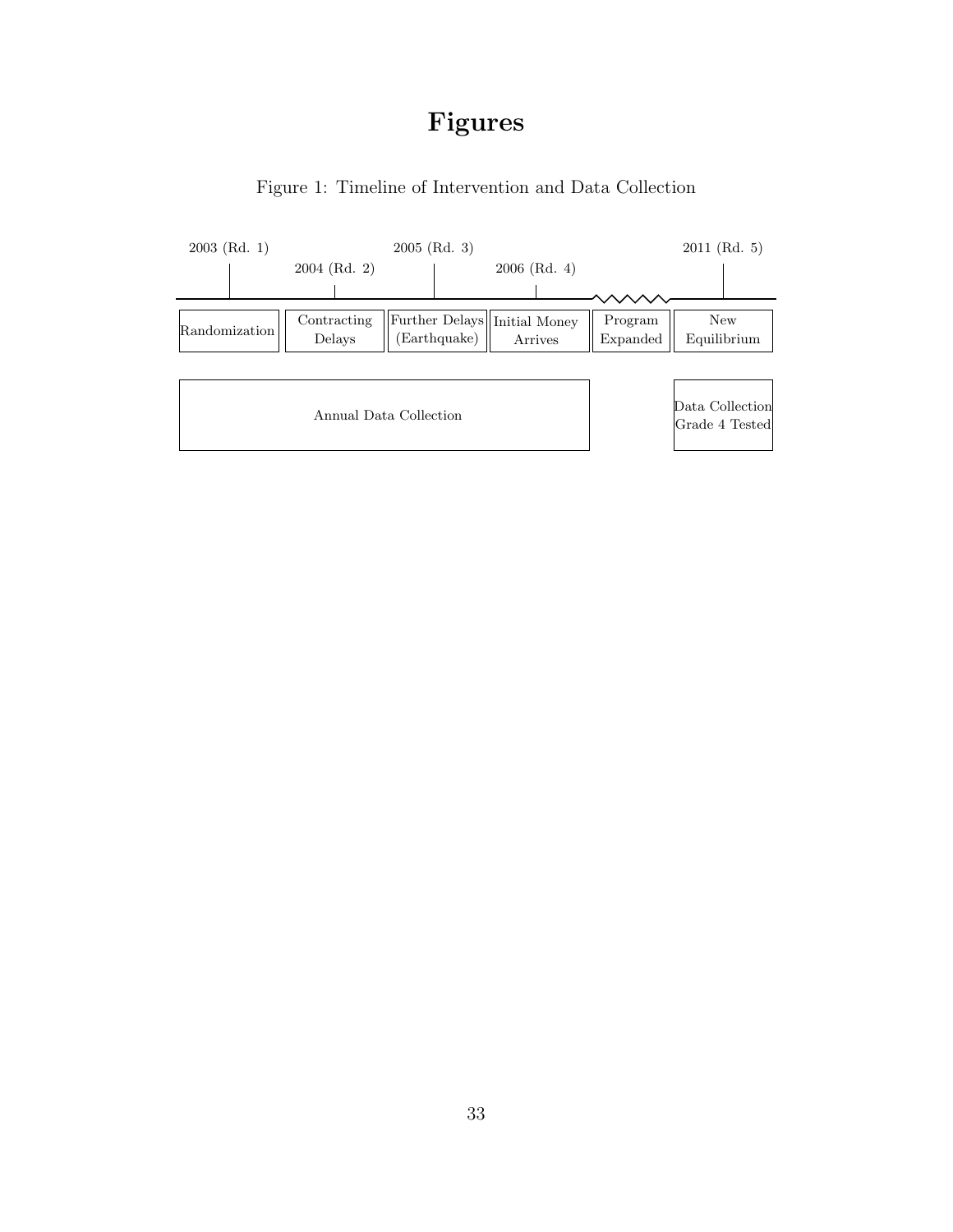# Figures

Figure 1: Timeline of Intervention and Data Collection

2003 (Rd. 1)

2004 (Rd. 2)

2005 (Rd. 3)

2006 (Rd. 4)

2011 (Rd. 5)

Randomization

Contracting Delays

Further Delays (Earthquake)

Initial Money Arrives

Program Expanded

New Equilibrium

Annual Data Collection

Data Collection Grade 4 Tested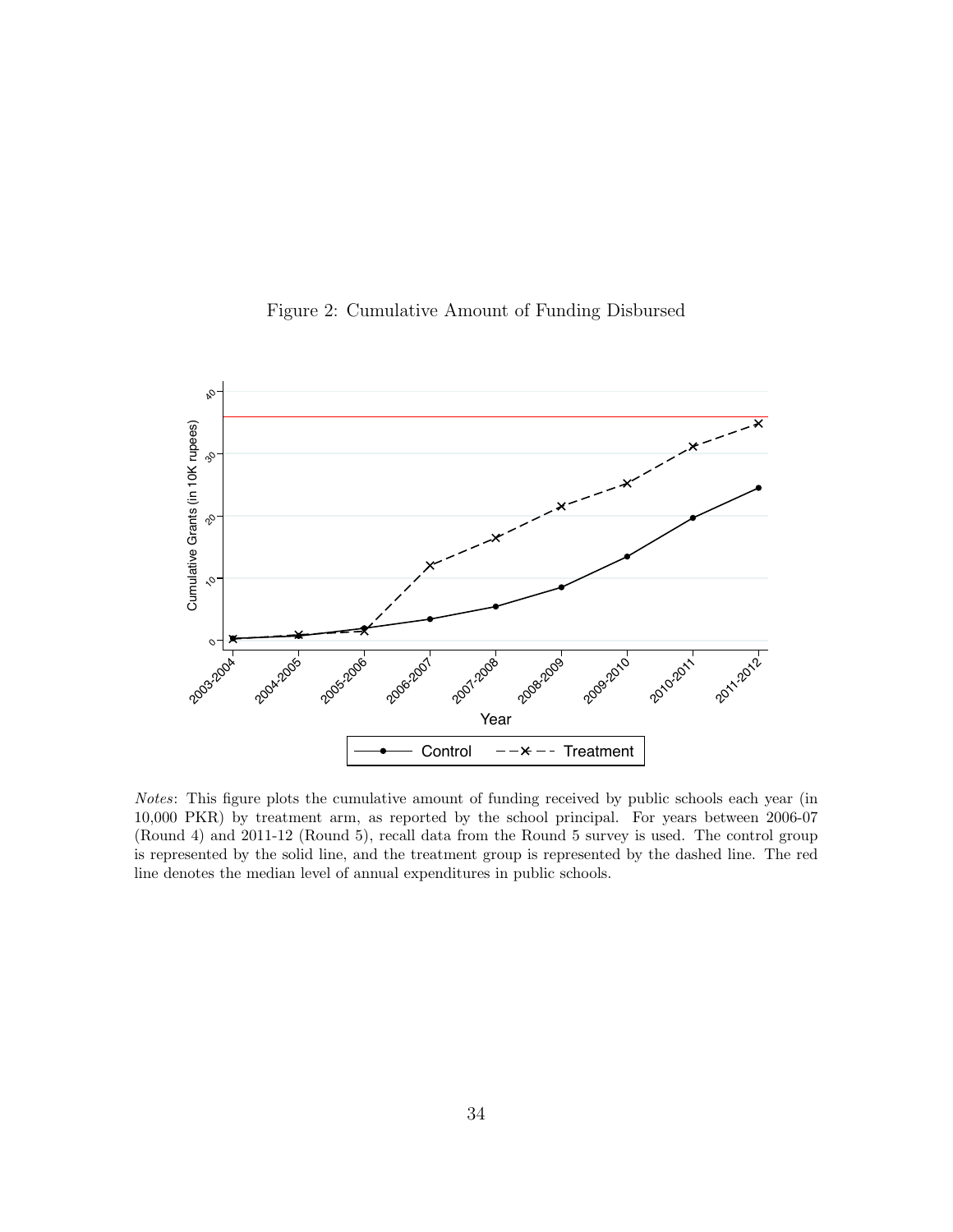Figure 2: Cumulative Amount of Funding Disbursed

*Notes*: This figure plots the cumulative amount of funding received by public schools each year (in 10,000 PKR) by treatment arm, as reported by the school principal. For years between 2006-07 (Round 4) and 2011-12 (Round 5), recall data from the Round 5 survey is used. The control group is represented by the solid line, and the treatment group is represented by the dashed line. The red line denotes the median level of annual expenditures in public schools.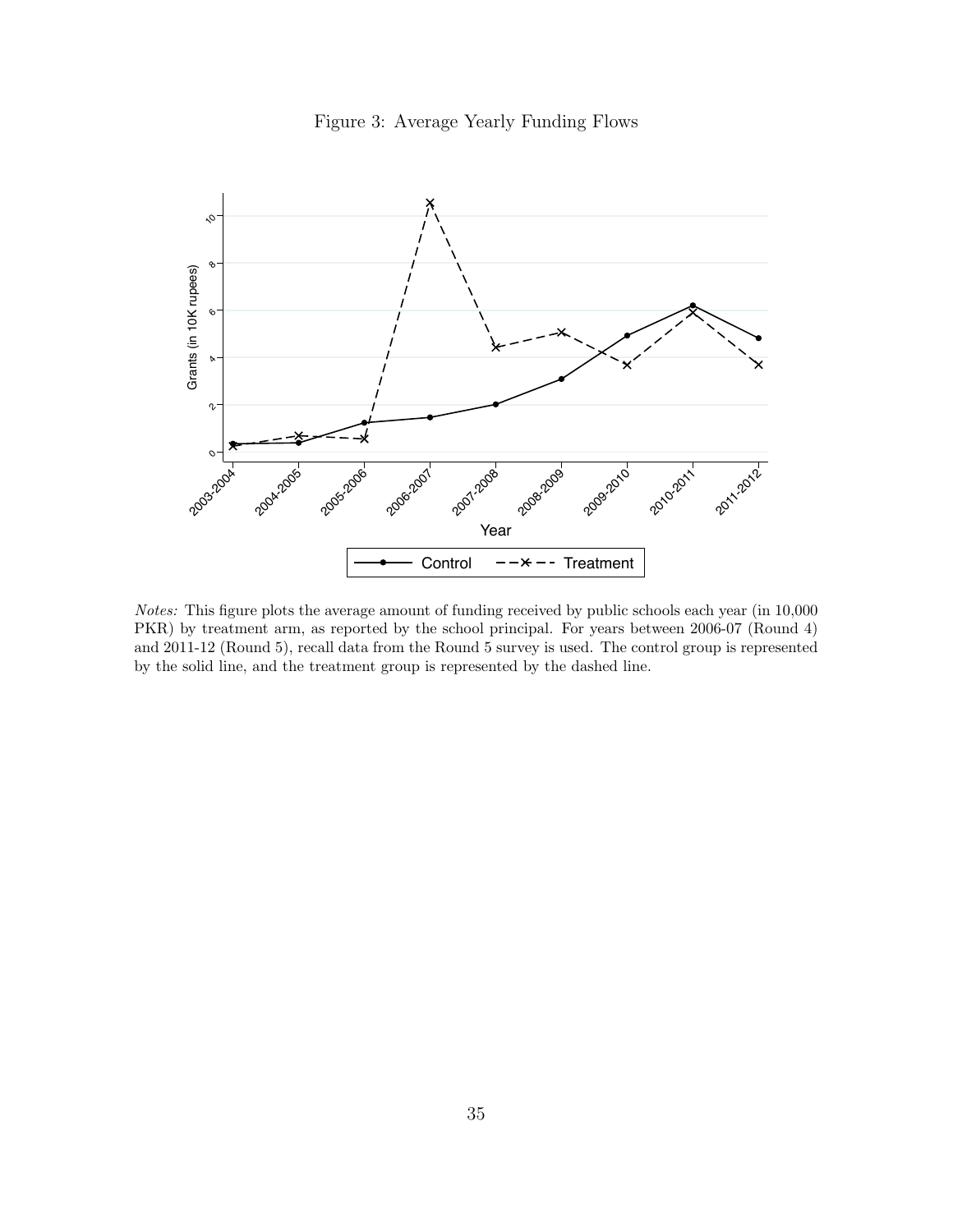Figure 3: Average Yearly Funding Flows

*Notes:* This figure plots the average amount of funding received by public schools each year (in 10,000 PKR) by treatment arm, as reported by the school principal. For years between 2006-07 (Round 4) and 2011-12 (Round 5), recall data from the Round 5 survey is used. The control group is represented by the solid line, and the treatment group is represented by the dashed line.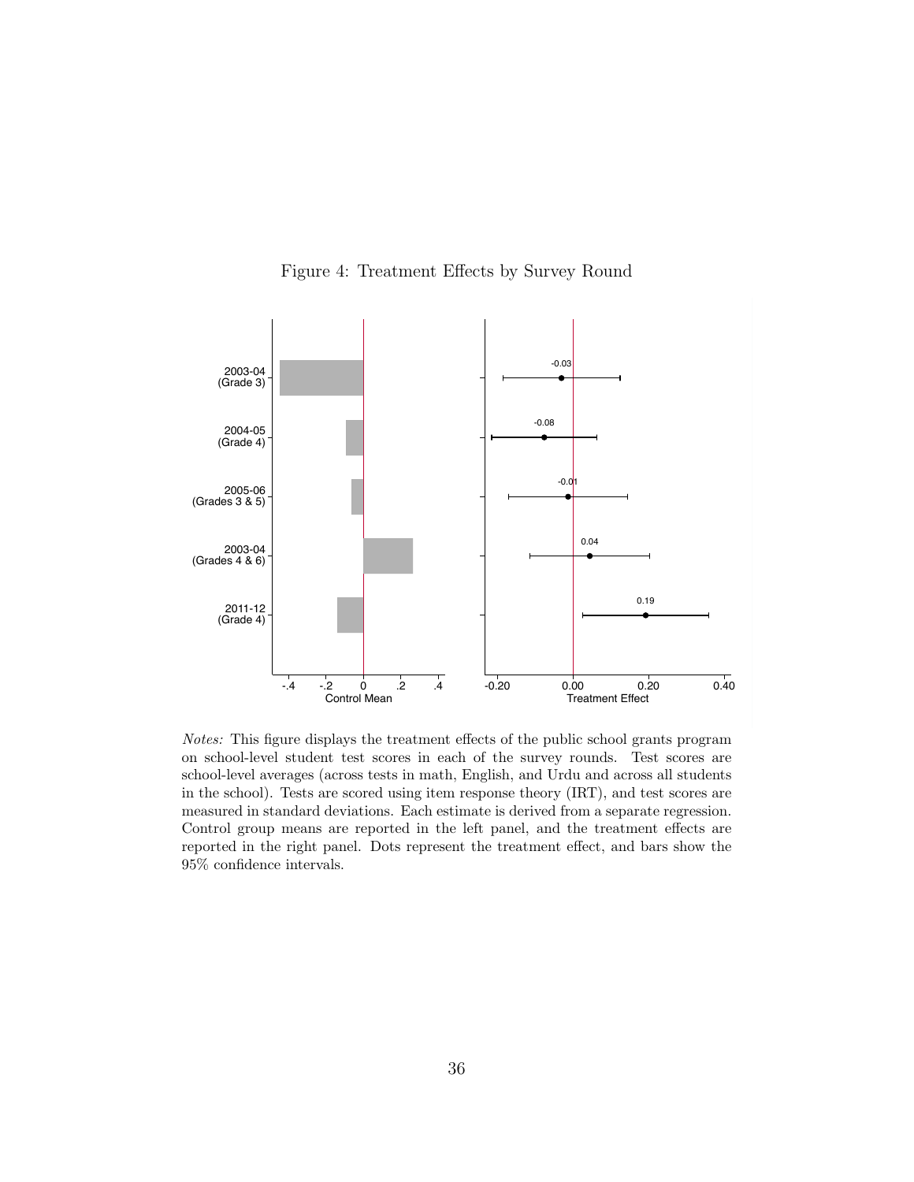Figure 4: Treatment Effects by Survey Round

*Notes:* This figure displays the treatment effects of the public school grants program on school-level student test scores in each of the survey rounds. Test scores are school-level averages (across tests in math, English, and Urdu and across all students in the school). Tests are scored using item response theory (IRT), and test scores are measured in standard deviations. Each estimate is derived from a separate regression. Control group means are reported in the left panel, and the treatment effects are reported in the right panel. Dots represent the treatment effect, and bars show the 95% confidence intervals.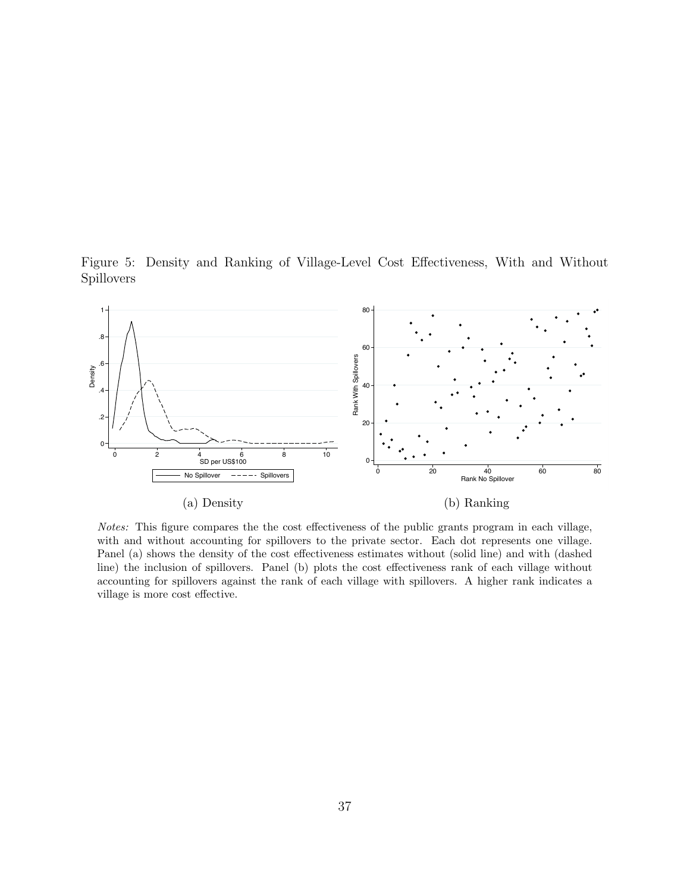Figure 5: Density and Ranking of Village-Level Cost Effectiveness, With and Without Spillovers

(a) Density

(b) Ranking

*Notes:* This figure compares the the cost effectiveness of the public grants program in each village, with and without accounting for spillovers to the private sector. Each dot represents one village. Panel (a) shows the density of the cost effectiveness estimates without (solid line) and with (dashed line) the inclusion of spillovers. Panel (b) plots the cost effectiveness rank of each village without accounting for spillovers against the rank of each village with spillovers. A higher rank indicates a village is more cost effective.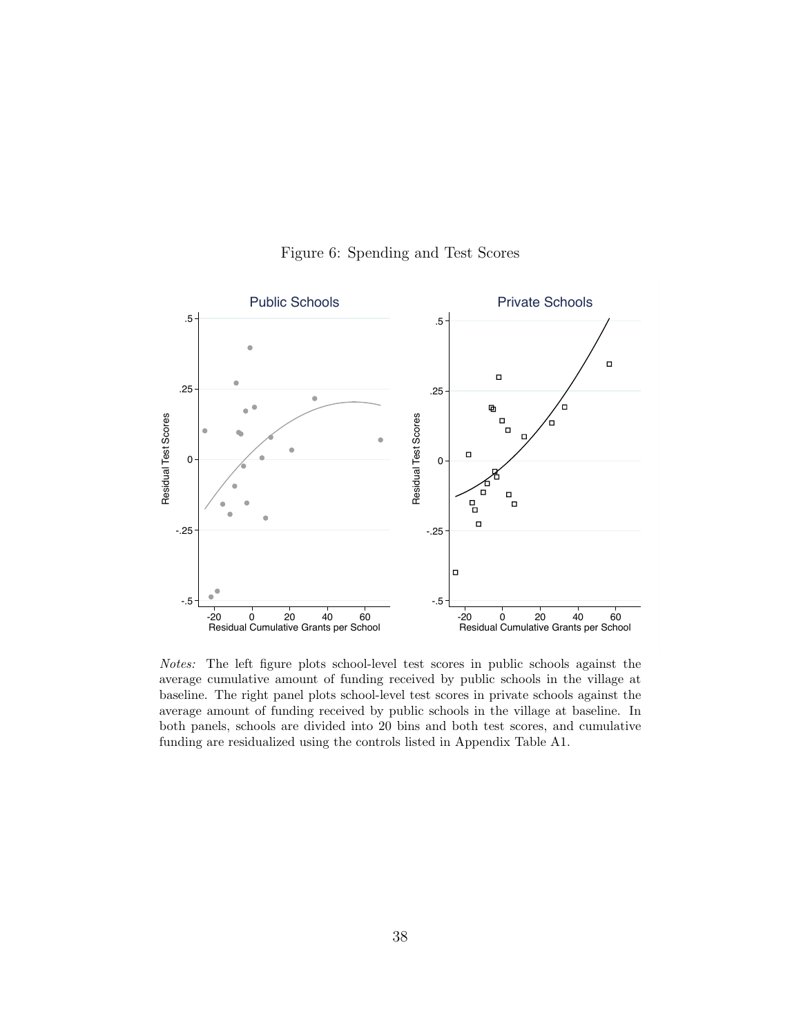Figure 6: Spending and Test Scores

*Notes:* The left figure plots school-level test scores in public schools against the average cumulative amount of funding received by public schools in the village at baseline. The right panel plots school-level test scores in private schools against the average amount of funding received by public schools in the village at baseline. In both panels, schools are divided into 20 bins and both test scores, and cumulative funding are residualized using the controls listed in Appendix Table A1.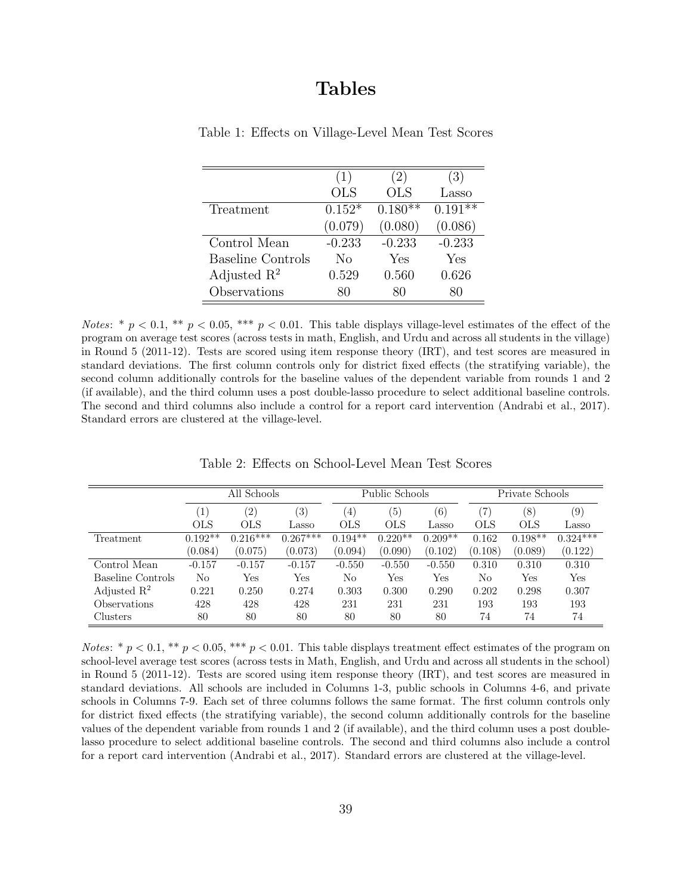# Tables

Table 1: Effects on Village-Level Mean Test Scores

| | (1) | (2) | (3) |
|---|---|---|---|
| | OLS | OLS | Lasso |
| Treatment | 0.152* | 0.180** | 0.191** |
| | (0.079) | (0.080) | (0.086) |
| Control Mean | -0.233 | -0.233 | -0.233 |
| Baseline Controls | No | Yes | Yes |
| Adjusted $R^2$ | 0.529 | 0.560 | 0.626 |
| Observations | 80 | 80 | 80 |

*Notes*: * $p < 0.1$, ** $p < 0.05$, *** $p < 0.01$. This table displays village-level estimates of the effect of the program on average test scores (across tests in math, English, and Urdu and across all students in the village) in Round 5 (2011-12). Tests are scored using item response theory (IRT), and test scores are measured in standard deviations. The first column controls only for district fixed effects (the stratifying variable), the second column additionally controls for the baseline values of the dependent variable from rounds 1 and 2 (if available), and the third column uses a post double-lasso procedure to select additional baseline controls. The second and third columns also include a control for a report card intervention (Andrabi et al., 2017). Standard errors are clustered at the village-level.

Table 2: Effects on School-Level Mean Test Scores

| | All Schools | | | Public Schools | | | Private Schools | | |
|---|---|---|---|---|---|---|---|---|---|
| | (1) | (2) | (3) | (4) | (5) | (6) | (7) | (8) | (9) |
| | OLS | OLS | Lasso | OLS | OLS | Lasso | OLS | OLS | Lasso |
| Treatment | 0.192** | 0.216*** | 0.267*** | 0.194** | 0.220** | 0.209** | 0.162 | 0.198** | 0.324*** |
| | (0.084) | (0.075) | (0.073) | (0.094) | (0.090) | (0.102) | (0.108) | (0.089) | (0.122) |
| Control Mean | -0.157 | -0.157 | -0.157 | -0.550 | -0.550 | -0.550 | 0.310 | 0.310 | 0.310 |
| Baseline Controls | No | Yes | Yes | No | Yes | Yes | No | Yes | Yes |
| Adjusted $R^2$ | 0.221 | 0.250 | 0.274 | 0.303 | 0.300 | 0.290 | 0.202 | 0.298 | 0.307 |
| Observations | 428 | 428 | 428 | 231 | 231 | 231 | 193 | 193 | 193 |
| Clusters | 80 | 80 | 80 | 80 | 80 | 80 | 74 | 74 | 74 |

*Notes*: * $p < 0.1$, ** $p < 0.05$, *** $p < 0.01$. This table displays treatment effect estimates of the program on school-level average test scores (across tests in Math, English, and Urdu and across all students in the school) in Round 5 (2011-12). Tests are scored using item response theory (IRT), and test scores are measured in standard deviations. All schools are included in Columns 1-3, public schools in Columns 4-6, and private schools in Columns 7-9. Each set of three columns follows the same format. The first column controls only for district fixed effects (the stratifying variable), the second column additionally controls for the baseline values of the dependent variable from rounds 1 and 2 (if available), and the third column uses a post double-lasso procedure to select additional baseline controls. The second and third columns also include a control for a report card intervention (Andrabi et al., 2017). Standard errors are clustered at the village-level.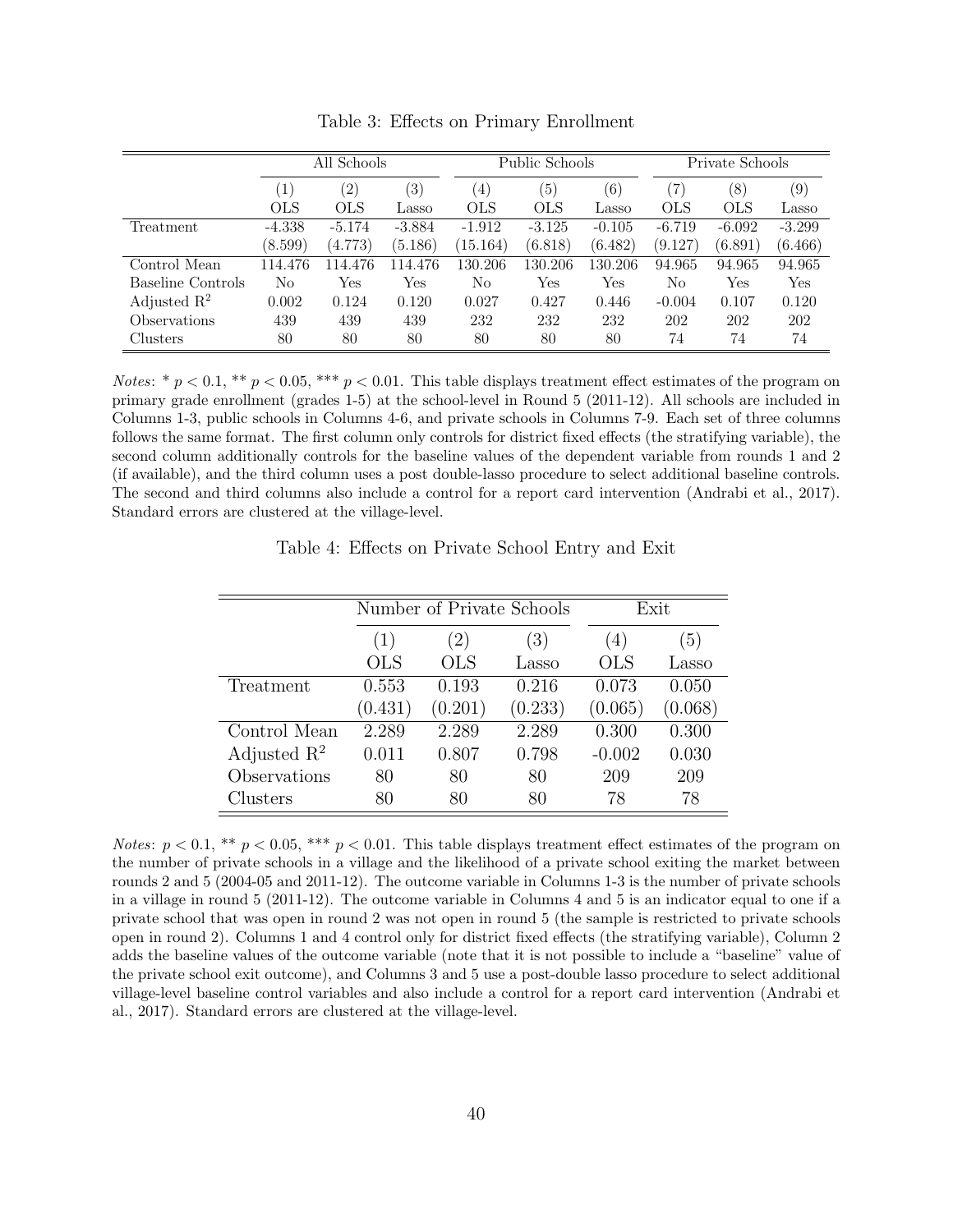Table 3: Effects on Primary Enrollment

| | All Schools | | | Public Schools | | | Private Schools | | |
|---|---|---|---|---|---|---|---|---|---|
| | (1) | (2) | (3) | (4) | (5) | (6) | (7) | (8) | (9) |
| | OLS | OLS | Lasso | OLS | OLS | Lasso | OLS | OLS | Lasso |
| Treatment | -4.338 | -5.174 | -3.884 | -1.912 | -3.125 | -0.105 | -6.719 | -6.092 | -3.299 |
| | (8.599) | (4.773) | (5.186) | (15.164) | (6.818) | (6.482) | (9.127) | (6.891) | (6.466) |
| Control Mean | 114.476 | 114.476 | 114.476 | 130.206 | 130.206 | 130.206 | 94.965 | 94.965 | 94.965 |
| Baseline Controls | No | Yes | Yes | No | Yes | Yes | No | Yes | Yes |
| Adjusted $R^2$ | 0.002 | 0.124 | 0.120 | 0.027 | 0.427 | 0.446 | -0.004 | 0.107 | 0.120 |
| Observations | 439 | 439 | 439 | 232 | 232 | 232 | 202 | 202 | 202 |
| Clusters | 80 | 80 | 80 | 80 | 80 | 80 | 74 | 74 | 74 |

*Notes*: * $p < 0.1$, ** $p < 0.05$, *** $p < 0.01$. This table displays treatment effect estimates of the program on primary grade enrollment (grades 1-5) at the school-level in Round 5 (2011-12). All schools are included in Columns 1-3, public schools in Columns 4-6, and private schools in Columns 7-9. Each set of three columns follows the same format. The first column only controls for district fixed effects (the stratifying variable), the second column additionally controls for the baseline values of the dependent variable from rounds 1 and 2 (if available), and the third column uses a post double-lasso procedure to select additional baseline controls. The second and third columns also include a control for a report card intervention (Andrabi et al., 2017). Standard errors are clustered at the village-level.

Table 4: Effects on Private School Entry and Exit

| | Number of Private Schools | | | Exit | |
|---|---|---|---|---|---|
| | (1) | (2) | (3) | (4) | (5) |
| | OLS | OLS | Lasso | OLS | Lasso |
| Treatment | 0.553 | 0.193 | 0.216 | 0.073 | 0.050 |
| | (0.431) | (0.201) | (0.233) | (0.065) | (0.068) |
| Control Mean | 2.289 | 2.289 | 2.289 | 0.300 | 0.300 |
| Adjusted $R^2$ | 0.011 | 0.807 | 0.798 | -0.002 | 0.030 |
| Observations | 80 | 80 | 80 | 209 | 209 |
| Clusters | 80 | 80 | 80 | 78 | 78 |

*Notes*: $p < 0.1$, ** $p < 0.05$, *** $p < 0.01$. This table displays treatment effect estimates of the program on the number of private schools in a village and the likelihood of a private school exiting the market between rounds 2 and 5 (2004-05 and 2011-12). The outcome variable in Columns 1-3 is the number of private schools in a village in round 5 (2011-12). The outcome variable in Columns 4 and 5 is an indicator equal to one if a private school that was open in round 2 was not open in round 5 (the sample is restricted to private schools open in round 2). Columns 1 and 4 control only for district fixed effects (the stratifying variable), Column 2 adds the baseline values of the outcome variable (note that it is not possible to include a "baseline" value of the private school exit outcome), and Columns 3 and 5 use a post-double lasso procedure to select additional village-level baseline control variables and also include a control for a report card intervention (Andrabi et al., 2017). Standard errors are clustered at the village-level.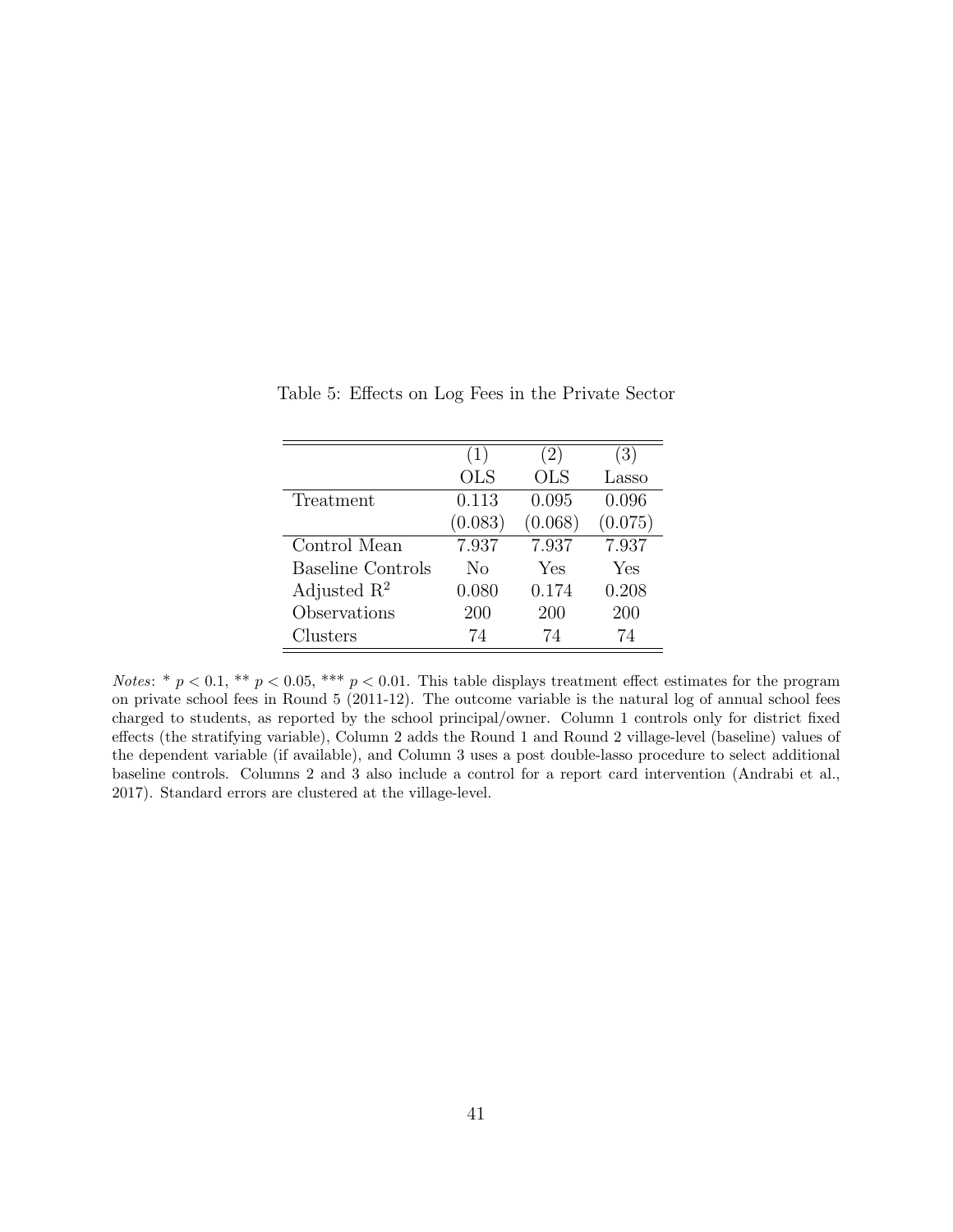Table 5: Effects on Log Fees in the Private Sector

| | (1) | (2) | (3) |
|---|---|---|---|
| | OLS | OLS | Lasso |
| Treatment | 0.113 | 0.095 | 0.096 |
| | (0.083) | (0.068) | (0.075) |
| Control Mean | 7.937 | 7.937 | 7.937 |
| Baseline Controls | No | Yes | Yes |
| Adjusted $R^2$ | 0.080 | 0.174 | 0.208 |
| Observations | 200 | 200 | 200 |
| Clusters | 74 | 74 | 74 |

*Notes*: * $p < 0.1$, ** $p < 0.05$, *** $p < 0.01$. This table displays treatment effect estimates for the program on private school fees in Round 5 (2011-12). The outcome variable is the natural log of annual school fees charged to students, as reported by the school principal/owner. Column 1 controls only for district fixed effects (the stratifying variable), Column 2 adds the Round 1 and Round 2 village-level (baseline) values of the dependent variable (if available), and Column 3 uses a post double-lasso procedure to select additional baseline controls. Columns 2 and 3 also include a control for a report card intervention (Andrabi et al., 2017). Standard errors are clustered at the village-level.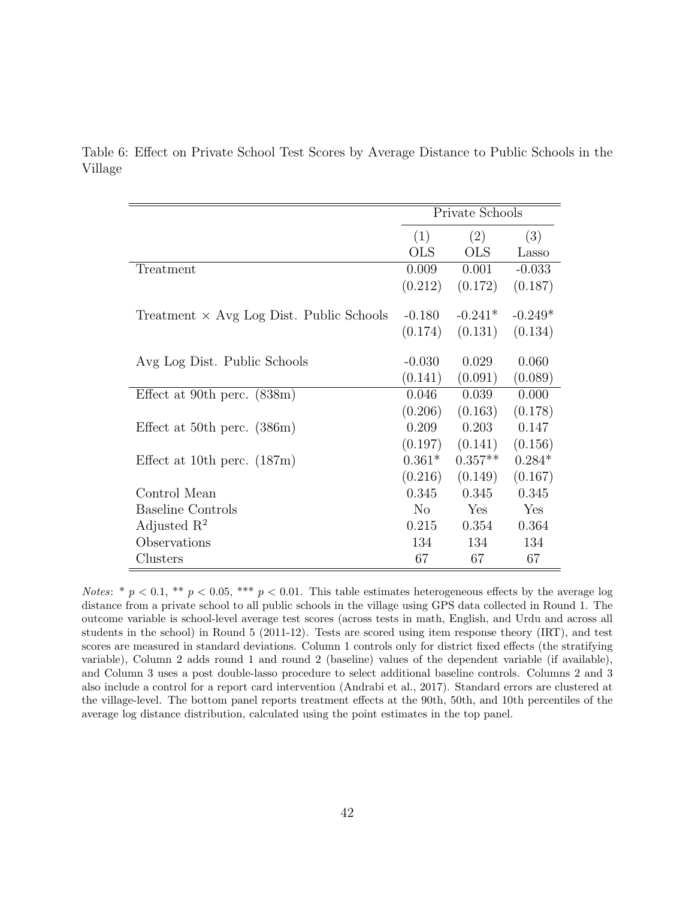Table 6: Effect on Private School Test Scores by Average Distance to Public Schools in the Village

| | Private Schools | | |
|---|---|---|---|
| | (1) | (2) | (3) |
| | OLS | OLS | Lasso |
| Treatment | 0.009 | 0.001 | -0.033 |
| | (0.212) | (0.172) | (0.187) |
| Treatment × Avg Log Dist. Public Schools | -0.180 | -0.241* | -0.249* |
| | (0.174) | (0.131) | (0.134) |
| Avg Log Dist. Public Schools | -0.030 | 0.029 | 0.060 |
| | (0.141) | (0.091) | (0.089) |
| Effect at 90th perc. (838m) | 0.046 | 0.039 | 0.000 |
| | (0.206) | (0.163) | (0.178) |
| Effect at 50th perc. (386m) | 0.209 | 0.203 | 0.147 |
| | (0.197) | (0.141) | (0.156) |
| Effect at 10th perc. (187m) | 0.361* | 0.357** | 0.284* |
| | (0.216) | (0.149) | (0.167) |
| Control Mean | 0.345 | 0.345 | 0.345 |
| Baseline Controls | No | Yes | Yes |
| Adjusted $R^2$ | 0.215 | 0.354 | 0.364 |
| Observations | 134 | 134 | 134 |
| Clusters | 67 | 67 | 67 |

*Notes*: * $p < 0.1$, ** $p < 0.05$, *** $p < 0.01$. This table estimates heterogeneous effects by the average log distance from a private school to all public schools in the village using GPS data collected in Round 1. The outcome variable is school-level average test scores (across tests in math, English, and Urdu and across all students in the school) in Round 5 (2011-12). Tests are scored using item response theory (IRT), and test scores are measured in standard deviations. Column 1 controls only for district fixed effects (the stratifying variable), Column 2 adds round 1 and round 2 (baseline) values of the dependent variable (if available), and Column 3 uses a post double-lasso procedure to select additional baseline controls. Columns 2 and 3 also include a control for a report card intervention (Andrabi et al., 2017). Standard errors are clustered at the village-level. The bottom panel reports treatment effects at the 90th, 50th, and 10th percentiles of the average log distance distribution, calculated using the point estimates in the top panel.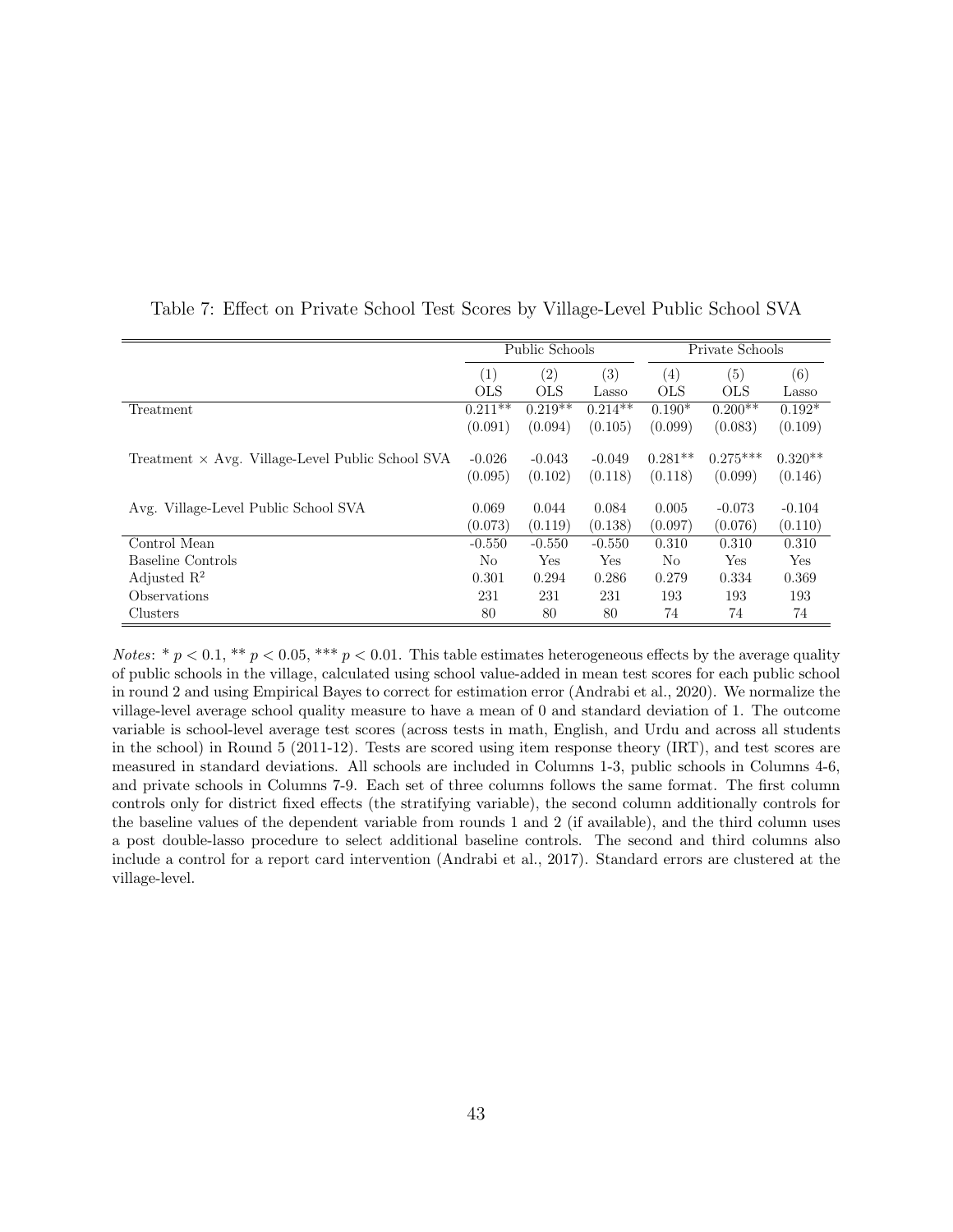Table 7: Effect on Private School Test Scores by Village-Level Public School SVA

| | Public Schools | | | Private Schools | | |
|---|---|---|---|---|---|---|
| | (1) OLS | (2) OLS | (3) Lasso | (4) OLS | (5) OLS | (6) Lasso |
| Treatment | 0.211** | 0.219** | 0.214** | 0.190* | 0.200** | 0.192* |
| | (0.091) | (0.094) | (0.105) | (0.099) | (0.083) | (0.109) |
| Treatment × Avg. Village-Level Public School SVA | -0.026 | -0.043 | -0.049 | 0.281** | 0.275*** | 0.320** |
| | (0.095) | (0.102) | (0.118) | (0.118) | (0.099) | (0.146) |
| Avg. Village-Level Public School SVA | 0.069 | 0.044 | 0.084 | 0.005 | -0.073 | -0.104 |
| | (0.073) | (0.119) | (0.138) | (0.097) | (0.076) | (0.110) |
| Control Mean | -0.550 | -0.550 | -0.550 | 0.310 | 0.310 | 0.310 |
| Baseline Controls | No | Yes | Yes | No | Yes | Yes |
| Adjusted $R^2$ | 0.301 | 0.294 | 0.286 | 0.279 | 0.334 | 0.369 |
| Observations | 231 | 231 | 231 | 193 | 193 | 193 |
| Clusters | 80 | 80 | 80 | 74 | 74 | 74 |

*Notes*: * $p < 0.1$, ** $p < 0.05$, *** $p < 0.01$. This table estimates heterogeneous effects by the average quality of public schools in the village, calculated using school value-added in mean test scores for each public school in round 2 and using Empirical Bayes to correct for estimation error (Andrabi et al., 2020). We normalize the village-level average school quality measure to have a mean of 0 and standard deviation of 1. The outcome variable is school-level average test scores (across tests in math, English, and Urdu and across all students in the school) in Round 5 (2011-12). Tests are scored using item response theory (IRT), and test scores are measured in standard deviations. All schools are included in Columns 1-3, public schools in Columns 4-6, and private schools in Columns 7-9. Each set of three columns follows the same format. The first column controls only for district fixed effects (the stratifying variable), the second column additionally controls for the baseline values of the dependent variable from rounds 1 and 2 (if available), and the third column uses a post double-lasso procedure to select additional baseline controls. The second and third columns also include a control for a report card intervention (Andrabi et al., 2017). Standard errors are clustered at the village-level.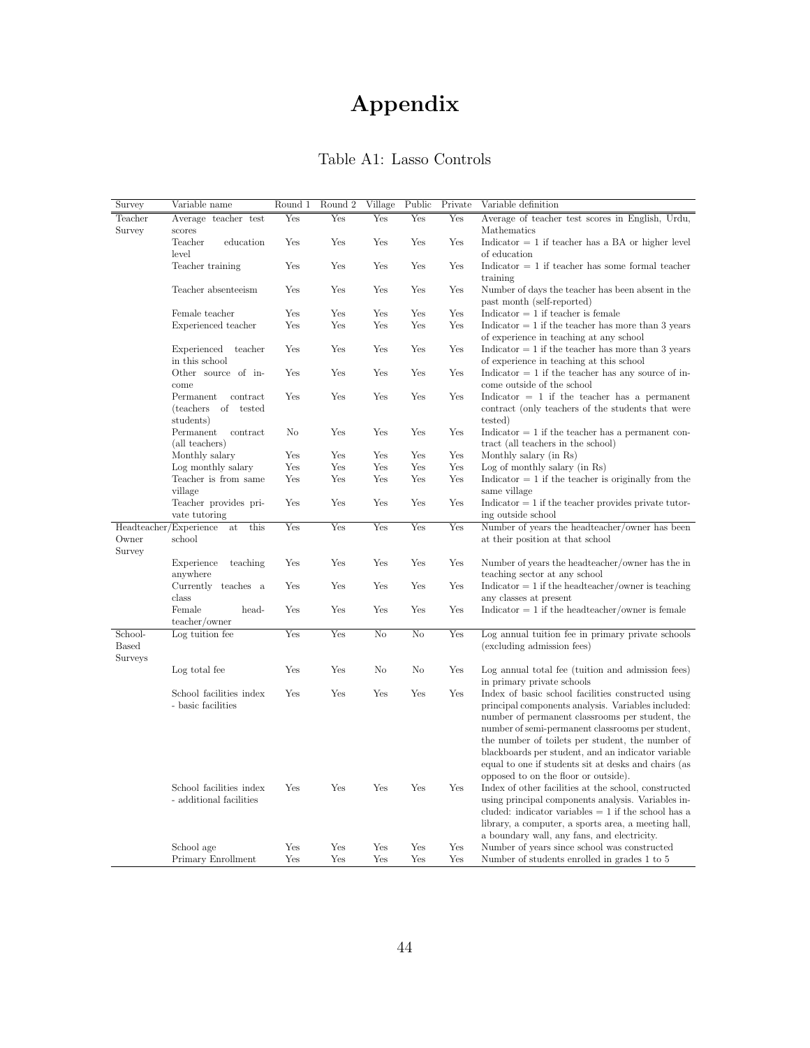# Appendix

Table A1: Lasso Controls

| Survey | Variable name | Round 1 | Round 2 | Village | Public | Private | Variable definition |
|---|---|---|---|---|---|---|---|
| Teacher Survey | Average teacher test scores | Yes | Yes | Yes | Yes | Yes | Average of teacher test scores in English, Urdu, Mathematics |
| | Teacher education level | Yes | Yes | Yes | Yes | Yes | Indicator = 1 if teacher has a BA or higher level of education |
| | Teacher training | Yes | Yes | Yes | Yes | Yes | Indicator = 1 if teacher has some formal teacher training |
| | Teacher absenteeism | Yes | Yes | Yes | Yes | Yes | Number of days the teacher has been absent in the past month (self-reported) |
| | Female teacher | Yes | Yes | Yes | Yes | Yes | Indicator = 1 if teacher is female |
| | Experienced teacher | Yes | Yes | Yes | Yes | Yes | Indicator = 1 if the teacher has more than 3 years of experience in teaching at any school |
| | Experienced teacher in this school | Yes | Yes | Yes | Yes | Yes | Indicator = 1 if the teacher has more than 3 years of experience in teaching at this school |
| | Other source of income | Yes | Yes | Yes | Yes | Yes | Indicator = 1 if the teacher has any source of income outside of the school |
| | Permanent contract (teachers of tested students) | Yes | Yes | Yes | Yes | Yes | Indicator = 1 if the teacher has a permanent contract (only teachers of the students that were tested) |
| | Permanent contract (all teachers) | No | Yes | Yes | Yes | Yes | Indicator = 1 if the teacher has a permanent contract (all teachers in the school) |
| | Monthly salary | Yes | Yes | Yes | Yes | Yes | Monthly salary (in Rs) |
| | Log monthly salary | Yes | Yes | Yes | Yes | Yes | Log of monthly salary (in Rs) |
| | Teacher is from same village | Yes | Yes | Yes | Yes | Yes | Indicator = 1 if the teacher is originally from the same village |
| | Teacher provides private tutoring | Yes | Yes | Yes | Yes | Yes | Indicator = 1 if the teacher provides private tutoring outside school |
| Headteacher/Owner Survey | Experience at this school | Yes | Yes | Yes | Yes | Yes | Number of years the headteacher/owner has been at their position at that school |
| | Experience teaching anywhere | Yes | Yes | Yes | Yes | Yes | Number of years the headteacher/owner has the in teaching sector at any school |
| | Currently teaches a class | Yes | Yes | Yes | Yes | Yes | Indicator = 1 if the headteacher/owner is teaching any classes at present |
| | Female headteacher/owner | Yes | Yes | Yes | Yes | Yes | Indicator = 1 if the headteacher/owner is female |
| School-Based Surveys | Log tuition fee | Yes | Yes | No | No | Yes | Log annual tuition fee in primary private schools (excluding admission fees) |
| | Log total fee | Yes | Yes | No | No | Yes | Log annual total fee (tuition and admission fees) in primary private schools |
| | School facilities index - basic facilities | Yes | Yes | Yes | Yes | Yes | Index of basic school facilities constructed using principal components analysis. Variables included: number of permanent classrooms per student, the number of semi-permanent classrooms per student, the number of toilets per student, the number of blackboards per student, and an indicator variable equal to one if students sit at desks and chairs (as opposed to on the floor or outside). |
| | School facilities index - additional facilities | Yes | Yes | Yes | Yes | Yes | Index of other facilities at the school, constructed using principal components analysis. Variables included: indicator variables = 1 if the school has a library, a computer, a sports area, a meeting hall, a boundary wall, any fans, and electricity. |
| | School age | Yes | Yes | Yes | Yes | Yes | Number of years since school was constructed |
| | Primary Enrollment | Yes | Yes | Yes | Yes | Yes | Number of students enrolled in grades 1 to 5 |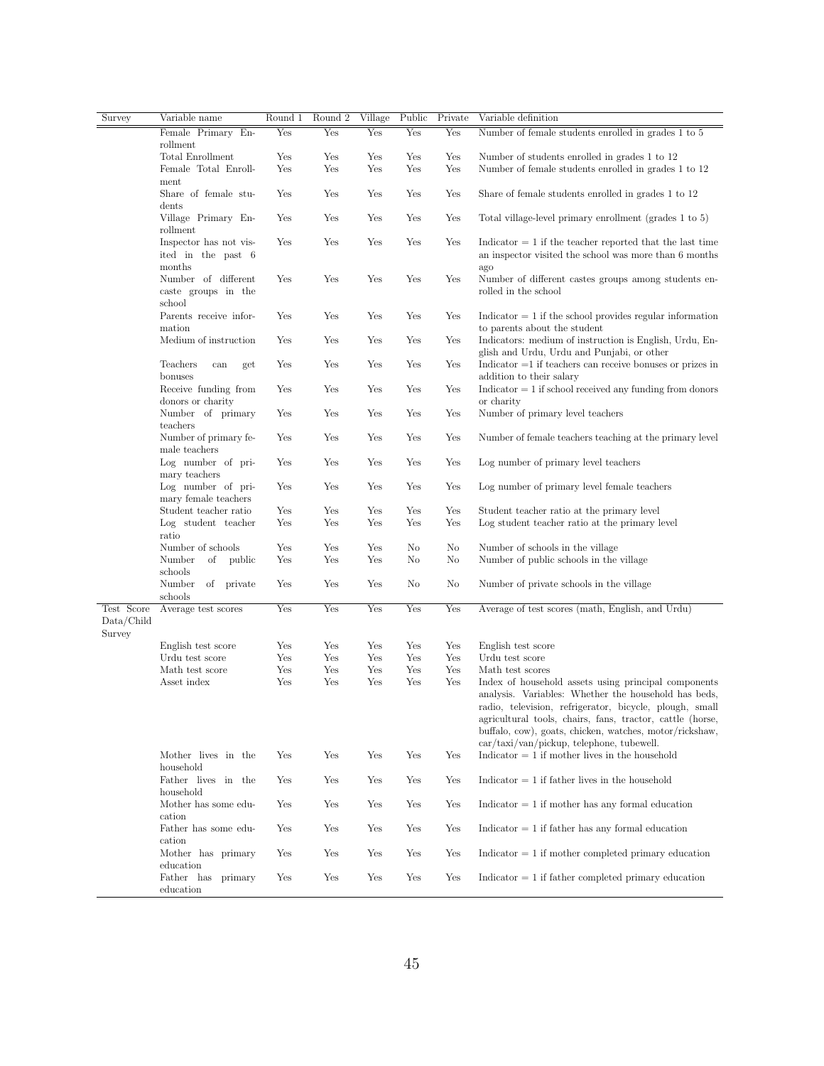| Survey | Variable name | Round 1 | Round 2 | Village | Public | Private | Variable definition |
|---|---|---|---|---|---|---|---|
| | Female Primary Enrollment | Yes | Yes | Yes | Yes | Yes | Number of female students enrolled in grades 1 to 5 |
| | Total Enrollment | Yes | Yes | Yes | Yes | Yes | Number of students enrolled in grades 1 to 12 |
| | Female Total Enrollment | Yes | Yes | Yes | Yes | Yes | Number of female students enrolled in grades 1 to 12 |
| | Share of female students | Yes | Yes | Yes | Yes | Yes | Share of female students enrolled in grades 1 to 12 |
| | Village Primary Enrollment | Yes | Yes | Yes | Yes | Yes | Total village-level primary enrollment (grades 1 to 5) |
| | Inspector has not visited in the past 6 months | Yes | Yes | Yes | Yes | Yes | Indicator = 1 if the teacher reported that the last time an inspector visited the school was more than 6 months ago |
| | Number of different caste groups in the school | Yes | Yes | Yes | Yes | Yes | Number of different castes groups among students enrolled in the school |
| | Parents receive information | Yes | Yes | Yes | Yes | Yes | Indicator = 1 if the school provides regular information to parents about the student |
| | Medium of instruction | Yes | Yes | Yes | Yes | Yes | Indicators: medium of instruction is English, Urdu, English and Urdu, Urdu and Punjabi, or other |
| | Teachers can get bonuses | Yes | Yes | Yes | Yes | Yes | Indicator =1 if teachers can receive bonuses or prizes in addition to their salary |
| | Receive funding from donors or charity | Yes | Yes | Yes | Yes | Yes | Indicator = 1 if school received any funding from donors or charity |
| | Number of primary teachers | Yes | Yes | Yes | Yes | Yes | Number of primary level teachers |
| | Number of primary female teachers | Yes | Yes | Yes | Yes | Yes | Number of female teachers teaching at the primary level |
| | Log number of primary teachers | Yes | Yes | Yes | Yes | Yes | Log number of primary level teachers |
| | Log number of primary female teachers | Yes | Yes | Yes | Yes | Yes | Log number of primary level female teachers |
| | Student teacher ratio | Yes | Yes | Yes | Yes | Yes | Student teacher ratio at the primary level |
| | Log student teacher ratio | Yes | Yes | Yes | Yes | Yes | Log student teacher ratio at the primary level |
| | Number of schools | Yes | Yes | Yes | No | No | Number of schools in the village |
| | Number of public schools | Yes | Yes | Yes | No | No | Number of public schools in the village |
| | Number of private schools | Yes | Yes | Yes | No | No | Number of private schools in the village |
| Test Score Data/Child Survey | Average test scores | Yes | Yes | Yes | Yes | Yes | Average of test scores (math, English, and Urdu) |
| | English test score | Yes | Yes | Yes | Yes | Yes | English test score |
| | Urdu test score | Yes | Yes | Yes | Yes | Yes | Urdu test score |
| | Math test score | Yes | Yes | Yes | Yes | Yes | Math test scores |
| | Asset index | Yes | Yes | Yes | Yes | Yes | Index of household assets using principal components analysis. Variables: Whether the household has beds, radio, television, refrigerator, bicycle, plough, small agricultural tools, chairs, fans, tractor, cattle (horse, buffalo, cow), goats, chicken, watches, motor/rickshaw, car/taxi/van/pickup, telephone, tubewell. |
| | Mother lives in the household | Yes | Yes | Yes | Yes | Yes | Indicator = 1 if mother lives in the household |
| | Father lives in the household | Yes | Yes | Yes | Yes | Yes | Indicator = 1 if father lives in the household |
| | Mother has some education | Yes | Yes | Yes | Yes | Yes | Indicator = 1 if mother has any formal education |
| | Father has some education | Yes | Yes | Yes | Yes | Yes | Indicator = 1 if father has any formal education |
| | Mother has primary education | Yes | Yes | Yes | Yes | Yes | Indicator = 1 if mother completed primary education |
| | Father has primary education | Yes | Yes | Yes | Yes | Yes | Indicator = 1 if father completed primary education |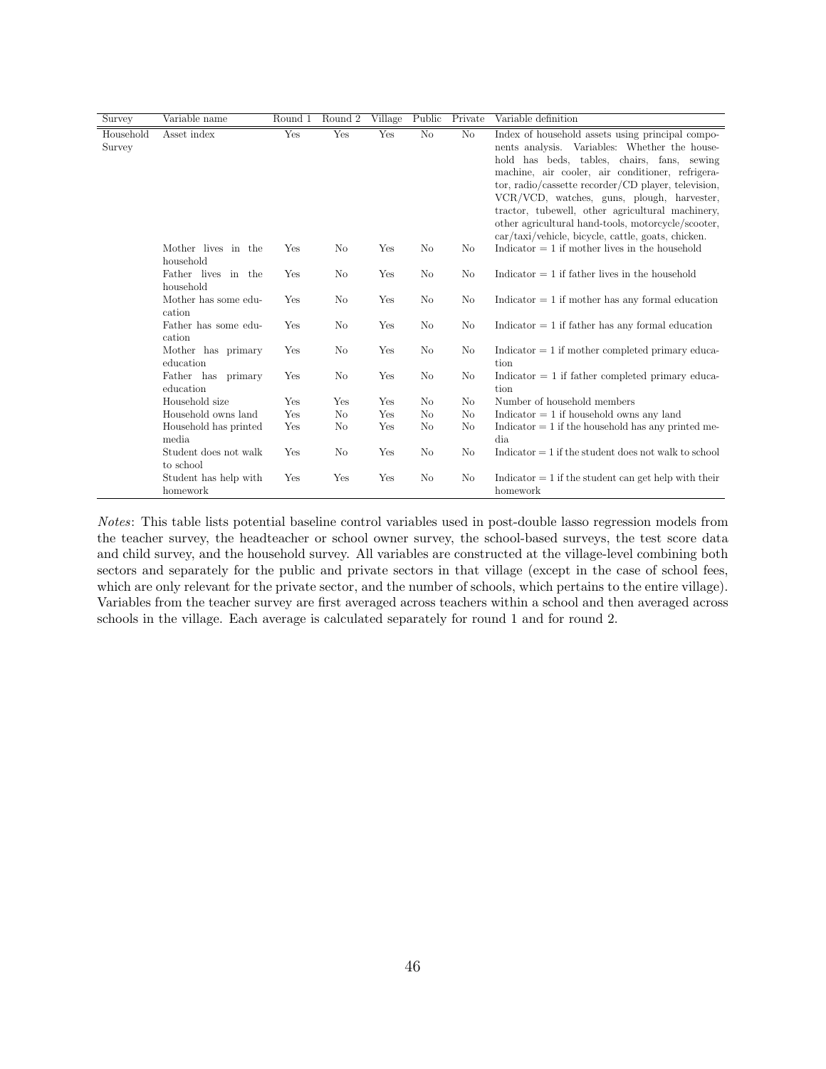| Survey | Variable name | Round 1 | Round 2 | Village | Public | Private | Variable definition |
|---|---|---|---|---|---|---|---|
| Household Survey | Asset index | Yes | Yes | Yes | No | No | Index of household assets using principal components analysis. Variables: Whether the household has beds, tables, chairs, fans, sewing machine, air cooler, air conditioner, refrigerator, radio/cassette recorder/CD player, television, VCR/VCD, watches, guns, plough, harvester, tractor, tubewell, other agricultural machinery, other agricultural hand-tools, motorcycle/scooter, car/taxi/vehicle, bicycle, cattle, goats, chicken. |
| | Mother lives in the household | Yes | No | Yes | No | No | Indicator = 1 if mother lives in the household |
| | Father lives in the household | Yes | No | Yes | No | No | Indicator = 1 if father lives in the household |
| | Mother has some education | Yes | No | Yes | No | No | Indicator = 1 if mother has any formal education |
| | Father has some education | Yes | No | Yes | No | No | Indicator = 1 if father has any formal education |
| | Mother has primary education | Yes | No | Yes | No | No | Indicator = 1 if mother completed primary education |
| | Father has primary education | Yes | No | Yes | No | No | Indicator = 1 if father completed primary education |
| | Household size | Yes | Yes | Yes | No | No | Number of household members |
| | Household owns land | Yes | No | Yes | No | No | Indicator = 1 if household owns any land |
| | Household has printed media | Yes | No | Yes | No | No | Indicator = 1 if the household has any printed media |
| | Student does not walk to school | Yes | No | Yes | No | No | Indicator = 1 if the student does not walk to school |
| | Student has help with homework | Yes | Yes | Yes | No | No | Indicator = 1 if the student can get help with their homework |

*Notes*: This table lists potential baseline control variables used in post-double lasso regression models from the teacher survey, the headteacher or school owner survey, the school-based surveys, the test score data and child survey, and the household survey. All variables are constructed at the village-level combining both sectors and separately for the public and private sectors in that village (except in the case of school fees, which are only relevant for the private sector, and the number of schools, which pertains to the entire village). Variables from the teacher survey are first averaged across teachers within a school and then averaged across schools in the village. Each average is calculated separately for round 1 and for round 2.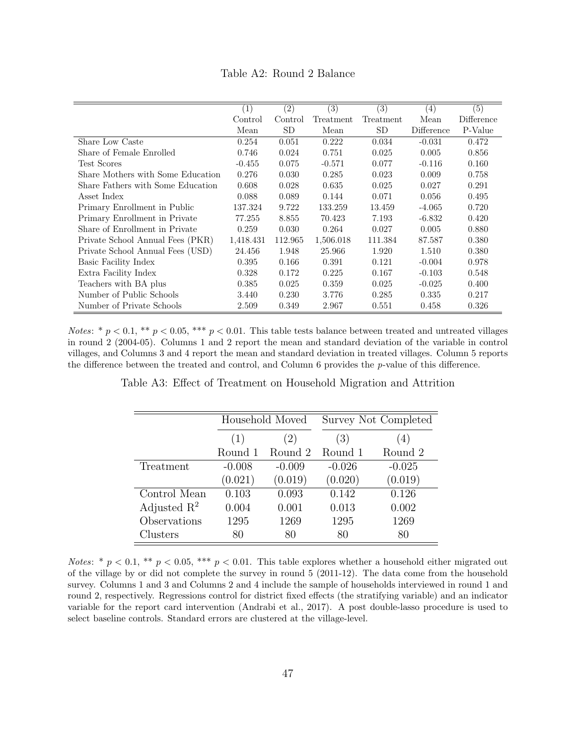Table A2: Round 2 Balance

| | (1) Control Mean | (2) Control SD | (3) Treatment Mean | (3) Treatment SD | (4) Mean Difference | (5) Difference P-Value |
|---|---|---|---|---|---|---|
| Share Low Caste | 0.254 | 0.051 | 0.222 | 0.034 | -0.031 | 0.472 |
| Share of Female Enrolled | 0.746 | 0.024 | 0.751 | 0.025 | 0.005 | 0.856 |
| Test Scores | -0.455 | 0.075 | -0.571 | 0.077 | -0.116 | 0.160 |
| Share Mothers with Some Education | 0.276 | 0.030 | 0.285 | 0.023 | 0.009 | 0.758 |
| Share Fathers with Some Education | 0.608 | 0.028 | 0.635 | 0.025 | 0.027 | 0.291 |
| Asset Index | 0.088 | 0.089 | 0.144 | 0.071 | 0.056 | 0.495 |
| Primary Enrollment in Public | 137.324 | 9.722 | 133.259 | 13.459 | -4.065 | 0.720 |
| Primary Enrollment in Private | 77.255 | 8.855 | 70.423 | 7.193 | -6.832 | 0.420 |
| Share of Enrollment in Private | 0.259 | 0.030 | 0.264 | 0.027 | 0.005 | 0.880 |
| Private School Annual Fees (PKR) | 1,418.431 | 112.965 | 1,506.018 | 111.384 | 87.587 | 0.380 |
| Private School Annual Fees (USD) | 24.456 | 1.948 | 25.966 | 1.920 | 1.510 | 0.380 |
| Basic Facility Index | 0.395 | 0.166 | 0.391 | 0.121 | -0.004 | 0.978 |
| Extra Facility Index | 0.328 | 0.172 | 0.225 | 0.167 | -0.103 | 0.548 |
| Teachers with BA plus | 0.385 | 0.025 | 0.359 | 0.025 | -0.025 | 0.400 |
| Number of Public Schools | 3.440 | 0.230 | 3.776 | 0.285 | 0.335 | 0.217 |
| Number of Private Schools | 2.509 | 0.349 | 2.967 | 0.551 | 0.458 | 0.326 |

*Notes*: * $p < 0.1$, ** $p < 0.05$, *** $p < 0.01$. This table tests balance between treated and untreated villages in round 2 (2004-05). Columns 1 and 2 report the mean and standard deviation of the variable in control villages, and Columns 3 and 4 report the mean and standard deviation in treated villages. Column 5 reports the difference between the treated and control, and Column 6 provides the $p$-value of this difference.

Table A3: Effect of Treatment on Household Migration and Attrition

| | Household Moved | | Survey Not Completed | |
|---|---|---|---|---|
| | (1) | (2) | (3) | (4) |
| | Round 1 | Round 2 | Round 1 | Round 2 |
| Treatment | -0.008 | -0.009 | -0.026 | -0.025 |
| | (0.021) | (0.019) | (0.020) | (0.019) |
| Control Mean | 0.103 | 0.093 | 0.142 | 0.126 |
| Adjusted $R^2$ | 0.004 | 0.001 | 0.013 | 0.002 |
| Observations | 1295 | 1269 | 1295 | 1269 |
| Clusters | 80 | 80 | 80 | 80 |

*Notes*: * $p < 0.1$, ** $p < 0.05$, *** $p < 0.01$. This table explores whether a household either migrated out of the village by or did not complete the survey in round 5 (2011-12). The data come from the household survey. Columns 1 and 3 and Columns 2 and 4 include the sample of households interviewed in round 1 and round 2, respectively. Regressions control for district fixed effects (the stratifying variable) and an indicator variable for the report card intervention (Andrabi et al., 2017). A post double-lasso procedure is used to select baseline controls. Standard errors are clustered at the village-level.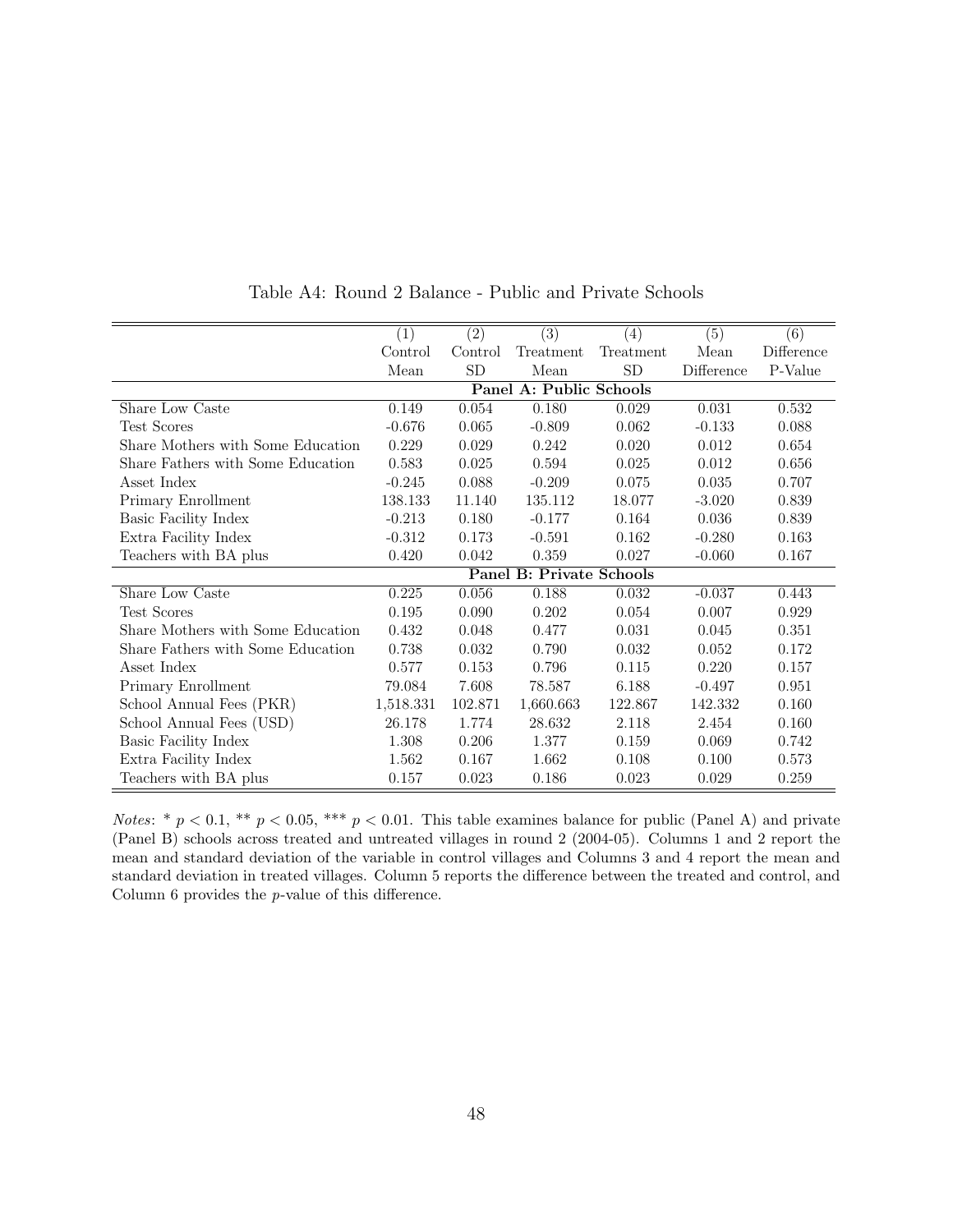Table A4: Round 2 Balance - Public and Private Schools

| | (1) Control Mean | (2) Control SD | (3) Treatment Mean | (4) Treatment SD | (5) Mean Difference | (6) Difference P-Value |
|---|---|---|---|---|---|---|
| **Panel A: Public Schools** | | | | | | |
| Share Low Caste | 0.149 | 0.054 | 0.180 | 0.029 | 0.031 | 0.532 |
| Test Scores | -0.676 | 0.065 | -0.809 | 0.062 | -0.133 | 0.088 |
| Share Mothers with Some Education | 0.229 | 0.029 | 0.242 | 0.020 | 0.012 | 0.654 |
| Share Fathers with Some Education | 0.583 | 0.025 | 0.594 | 0.025 | 0.012 | 0.656 |
| Asset Index | -0.245 | 0.088 | -0.209 | 0.075 | 0.035 | 0.707 |
| Primary Enrollment | 138.133 | 11.140 | 135.112 | 18.077 | -3.020 | 0.839 |
| Basic Facility Index | -0.213 | 0.180 | -0.177 | 0.164 | 0.036 | 0.839 |
| Extra Facility Index | -0.312 | 0.173 | -0.591 | 0.162 | -0.280 | 0.163 |
| Teachers with BA plus | 0.420 | 0.042 | 0.359 | 0.027 | -0.060 | 0.167 |
| **Panel B: Private Schools** | | | | | | |
| Share Low Caste | 0.225 | 0.056 | 0.188 | 0.032 | -0.037 | 0.443 |
| Test Scores | 0.195 | 0.090 | 0.202 | 0.054 | 0.007 | 0.929 |
| Share Mothers with Some Education | 0.432 | 0.048 | 0.477 | 0.031 | 0.045 | 0.351 |
| Share Fathers with Some Education | 0.738 | 0.032 | 0.790 | 0.032 | 0.052 | 0.172 |
| Asset Index | 0.577 | 0.153 | 0.796 | 0.115 | 0.220 | 0.157 |
| Primary Enrollment | 79.084 | 7.608 | 78.587 | 6.188 | -0.497 | 0.951 |
| School Annual Fees (PKR) | 1,518.331 | 102.871 | 1,660.663 | 122.867 | 142.332 | 0.160 |
| School Annual Fees (USD) | 26.178 | 1.774 | 28.632 | 2.118 | 2.454 | 0.160 |
| Basic Facility Index | 1.308 | 0.206 | 1.377 | 0.159 | 0.069 | 0.742 |
| Extra Facility Index | 1.562 | 0.167 | 1.662 | 0.108 | 0.100 | 0.573 |
| Teachers with BA plus | 0.157 | 0.023 | 0.186 | 0.023 | 0.029 | 0.259 |

*Notes*: * $p < 0.1$, ** $p < 0.05$, *** $p < 0.01$. This table examines balance for public (Panel A) and private (Panel B) schools across treated and untreated villages in round 2 (2004-05). Columns 1 and 2 report the mean and standard deviation of the variable in control villages and Columns 3 and 4 report the mean and standard deviation in treated villages. Column 5 reports the difference between the treated and control, and Column 6 provides the $p$-value of this difference.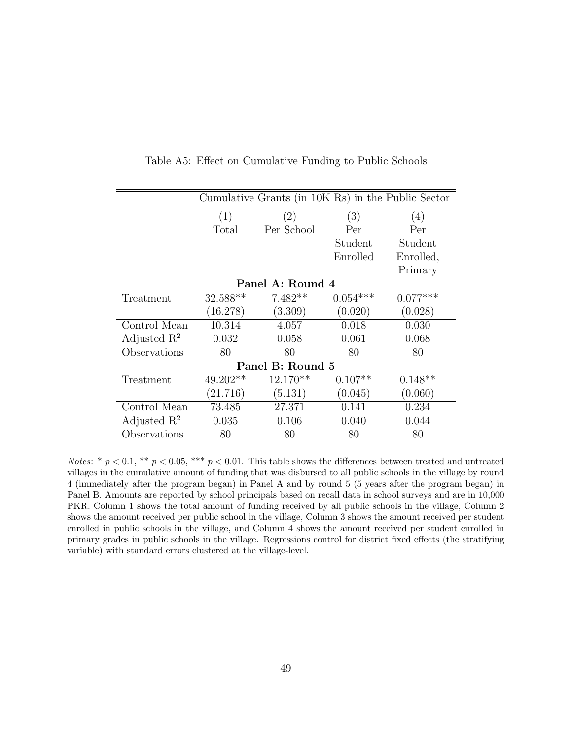Table A5: Effect on Cumulative Funding to Public Schools

| | Cumulative Grants (in 10K Rs) in the Public Sector | | | |
|---|---|---|---|---|
| | (1) Total | (2) Per School | (3) Per Student Enrolled | (4) Per Student Enrolled, Primary |
| **Panel A: Round 4** | | | | |
| Treatment | 32.588** | 7.482** | 0.054*** | 0.077*** |
| | (16.278) | (3.309) | (0.020) | (0.028) |
| Control Mean | 10.314 | 4.057 | 0.018 | 0.030 |
| Adjusted $R^2$ | 0.032 | 0.058 | 0.061 | 0.068 |
| Observations | 80 | 80 | 80 | 80 |
| **Panel B: Round 5** | | | | |
| Treatment | 49.202** | 12.170** | 0.107** | 0.148** |
| | (21.716) | (5.131) | (0.045) | (0.060) |
| Control Mean | 73.485 | 27.371 | 0.141 | 0.234 |
| Adjusted $R^2$ | 0.035 | 0.106 | 0.040 | 0.044 |
| Observations | 80 | 80 | 80 | 80 |

*Notes*: * $p < 0.1$, ** $p < 0.05$, *** $p < 0.01$. This table shows the differences between treated and untreated villages in the cumulative amount of funding that was disbursed to all public schools in the village by round 4 (immediately after the program began) in Panel A and by round 5 (5 years after the program began) in Panel B. Amounts are reported by school principals based on recall data in school surveys and are in 10,000 PKR. Column 1 shows the total amount of funding received by all public schools in the village, Column 2 shows the amount received per public school in the village, Column 3 shows the amount received per student enrolled in public schools in the village, and Column 4 shows the amount received per student enrolled in primary grades in public schools in the village. Regressions control for district fixed effects (the stratifying variable) with standard errors clustered at the village-level.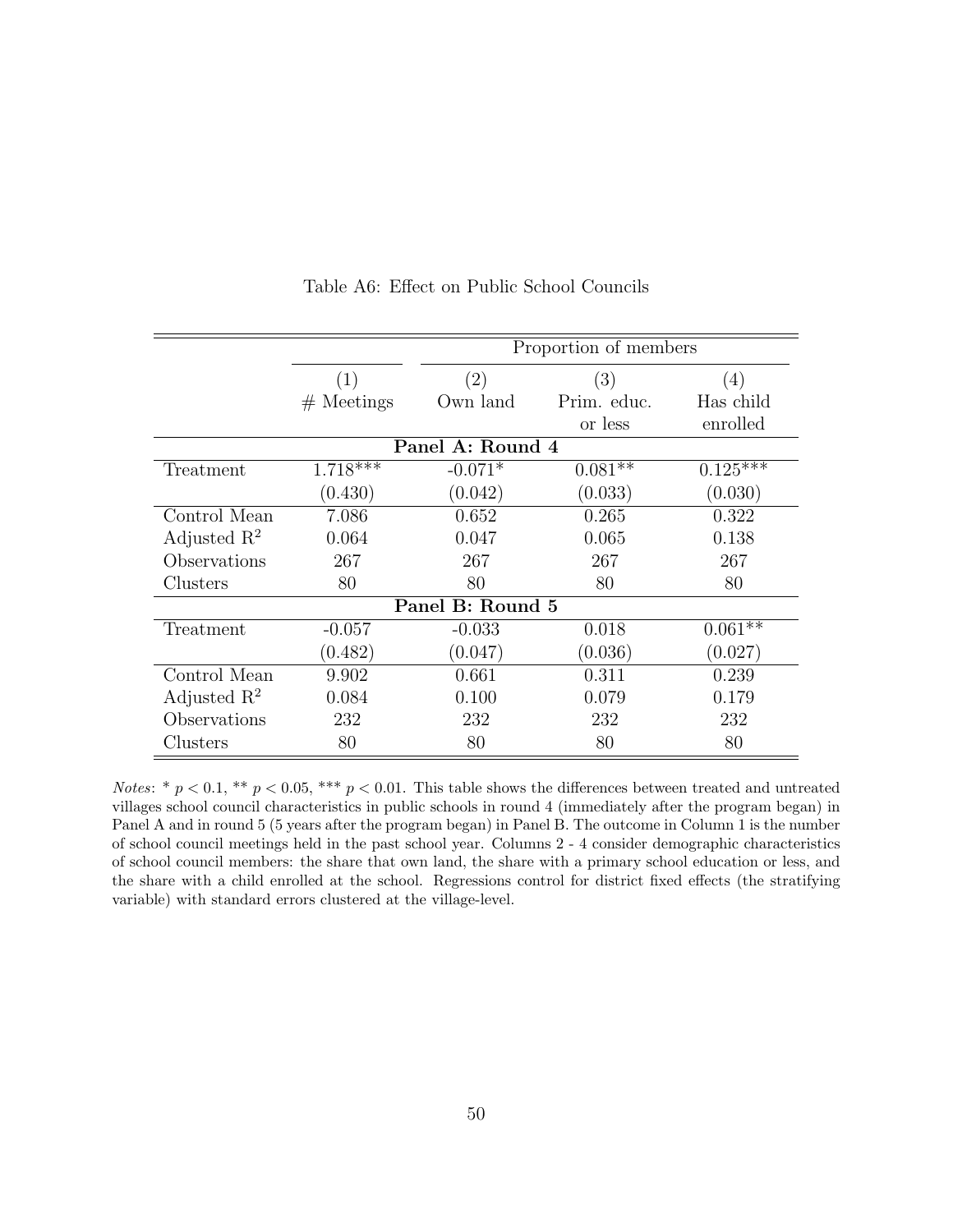Table A6: Effect on Public School Councils

| | | Proportion of members | | |
|---|---|---|---|---|
| | (1) | (2) | (3) | (4) |
| | # Meetings | Own land | Prim. educ. or less | Has child enrolled |
| **Panel A: Round 4** | | | | |
| Treatment | 1.718*** | -0.071* | 0.081** | 0.125*** |
| | (0.430) | (0.042) | (0.033) | (0.030) |
| Control Mean | 7.086 | 0.652 | 0.265 | 0.322 |
| Adjusted $R^2$ | 0.064 | 0.047 | 0.065 | 0.138 |
| Observations | 267 | 267 | 267 | 267 |
| Clusters | 80 | 80 | 80 | 80 |
| **Panel B: Round 5** | | | | |
| Treatment | -0.057 | -0.033 | 0.018 | 0.061** |
| | (0.482) | (0.047) | (0.036) | (0.027) |
| Control Mean | 9.902 | 0.661 | 0.311 | 0.239 |
| Adjusted $R^2$ | 0.084 | 0.100 | 0.079 | 0.179 |
| Observations | 232 | 232 | 232 | 232 |
| Clusters | 80 | 80 | 80 | 80 |

*Notes*: * $p < 0.1$, ** $p < 0.05$, *** $p < 0.01$. This table shows the differences between treated and untreated villages school council characteristics in public schools in round 4 (immediately after the program began) in Panel A and in round 5 (5 years after the program began) in Panel B. The outcome in Column 1 is the number of school council meetings held in the past school year. Columns 2 - 4 consider demographic characteristics of school council members: the share that own land, the share with a primary school education or less, and the share with a child enrolled at the school. Regressions control for district fixed effects (the stratifying variable) with standard errors clustered at the village-level.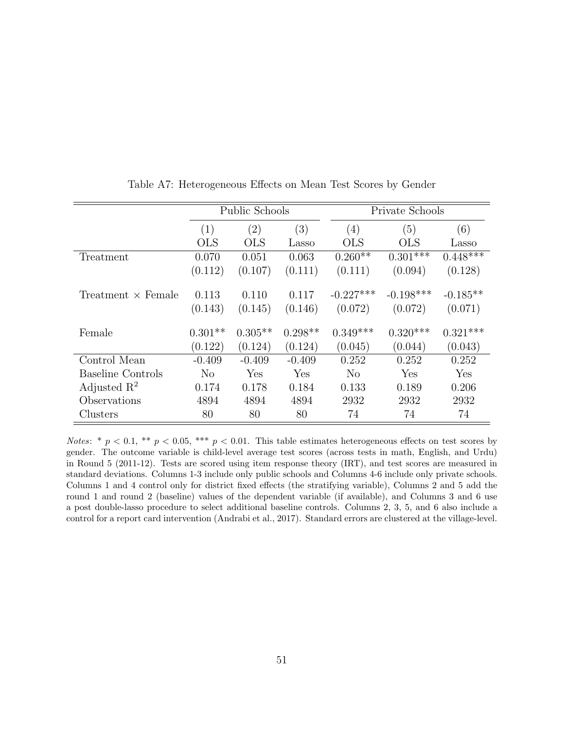Table A7: Heterogeneous Effects on Mean Test Scores by Gender

| | Public Schools | | | Private Schools | | |
|---|---|---|---|---|---|---|
| | (1) | (2) | (3) | (4) | (5) | (6) |
| | OLS | OLS | Lasso | OLS | OLS | Lasso |
| Treatment | 0.070 | 0.051 | 0.063 | 0.260** | 0.301*** | 0.448*** |
| | (0.112) | (0.107) | (0.111) | (0.111) | (0.094) | (0.128) |
| Treatment × Female | 0.113 | 0.110 | 0.117 | -0.227*** | -0.198*** | -0.185** |
| | (0.143) | (0.145) | (0.146) | (0.072) | (0.072) | (0.071) |
| Female | 0.301** | 0.305** | 0.298** | 0.349*** | 0.320*** | 0.321*** |
| | (0.122) | (0.124) | (0.124) | (0.045) | (0.044) | (0.043) |
| Control Mean | -0.409 | -0.409 | -0.409 | 0.252 | 0.252 | 0.252 |
| Baseline Controls | No | Yes | Yes | No | Yes | Yes |
| Adjusted $R^2$ | 0.174 | 0.178 | 0.184 | 0.133 | 0.189 | 0.206 |
| Observations | 4894 | 4894 | 4894 | 2932 | 2932 | 2932 |
| Clusters | 80 | 80 | 80 | 74 | 74 | 74 |

*Notes*: * $p < 0.1$, ** $p < 0.05$, *** $p < 0.01$. This table estimates heterogeneous effects on test scores by gender. The outcome variable is child-level average test scores (across tests in math, English, and Urdu) in Round 5 (2011-12). Tests are scored using item response theory (IRT), and test scores are measured in standard deviations. Columns 1-3 include only public schools and Columns 4-6 include only private schools. Columns 1 and 4 control only for district fixed effects (the stratifying variable), Columns 2 and 5 add the round 1 and round 2 (baseline) values of the dependent variable (if available), and Columns 3 and 6 use a post double-lasso procedure to select additional baseline controls. Columns 2, 3, 5, and 6 also include a control for a report card intervention (Andrabi et al., 2017). Standard errors are clustered at the village-level.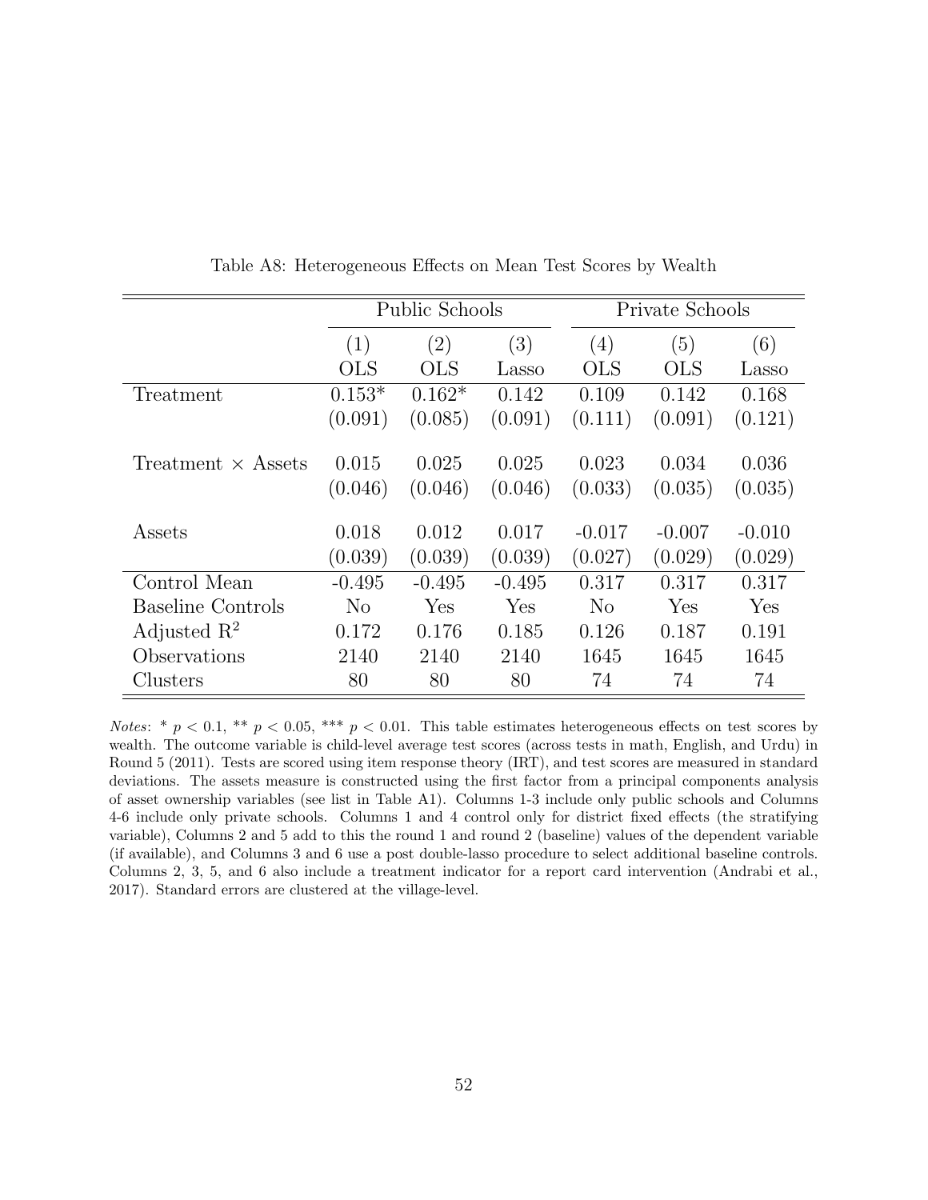Table A8: Heterogeneous Effects on Mean Test Scores by Wealth

| | Public Schools | | | Private Schools | | |
|---|---|---|---|---|---|---|
| | (1) | (2) | (3) | (4) | (5) | (6) |
| | OLS | OLS | Lasso | OLS | OLS | Lasso |
| Treatment | 0.153* | 0.162* | 0.142 | 0.109 | 0.142 | 0.168 |
| | (0.091) | (0.085) | (0.091) | (0.111) | (0.091) | (0.121) |
| Treatment × Assets | 0.015 | 0.025 | 0.025 | 0.023 | 0.034 | 0.036 |
| | (0.046) | (0.046) | (0.046) | (0.033) | (0.035) | (0.035) |
| Assets | 0.018 | 0.012 | 0.017 | -0.017 | -0.007 | -0.010 |
| | (0.039) | (0.039) | (0.039) | (0.027) | (0.029) | (0.029) |
| Control Mean | -0.495 | -0.495 | -0.495 | 0.317 | 0.317 | 0.317 |
| Baseline Controls | No | Yes | Yes | No | Yes | Yes |
| Adjusted $R^2$ | 0.172 | 0.176 | 0.185 | 0.126 | 0.187 | 0.191 |
| Observations | 2140 | 2140 | 2140 | 1645 | 1645 | 1645 |
| Clusters | 80 | 80 | 80 | 74 | 74 | 74 |

*Notes*: * $p < 0.1$, ** $p < 0.05$, *** $p < 0.01$. This table estimates heterogeneous effects on test scores by wealth. The outcome variable is child-level average test scores (across tests in math, English, and Urdu) in Round 5 (2011). Tests are scored using item response theory (IRT), and test scores are measured in standard deviations. The assets measure is constructed using the first factor from a principal components analysis of asset ownership variables (see list in Table A1). Columns 1-3 include only public schools and Columns 4-6 include only private schools. Columns 1 and 4 control only for district fixed effects (the stratifying variable), Columns 2 and 5 add to this the round 1 and round 2 (baseline) values of the dependent variable (if available), and Columns 3 and 6 use a post double-lasso procedure to select additional baseline controls. Columns 2, 3, 5, and 6 also include a treatment indicator for a report card intervention (Andrabi et al., 2017). Standard errors are clustered at the village-level.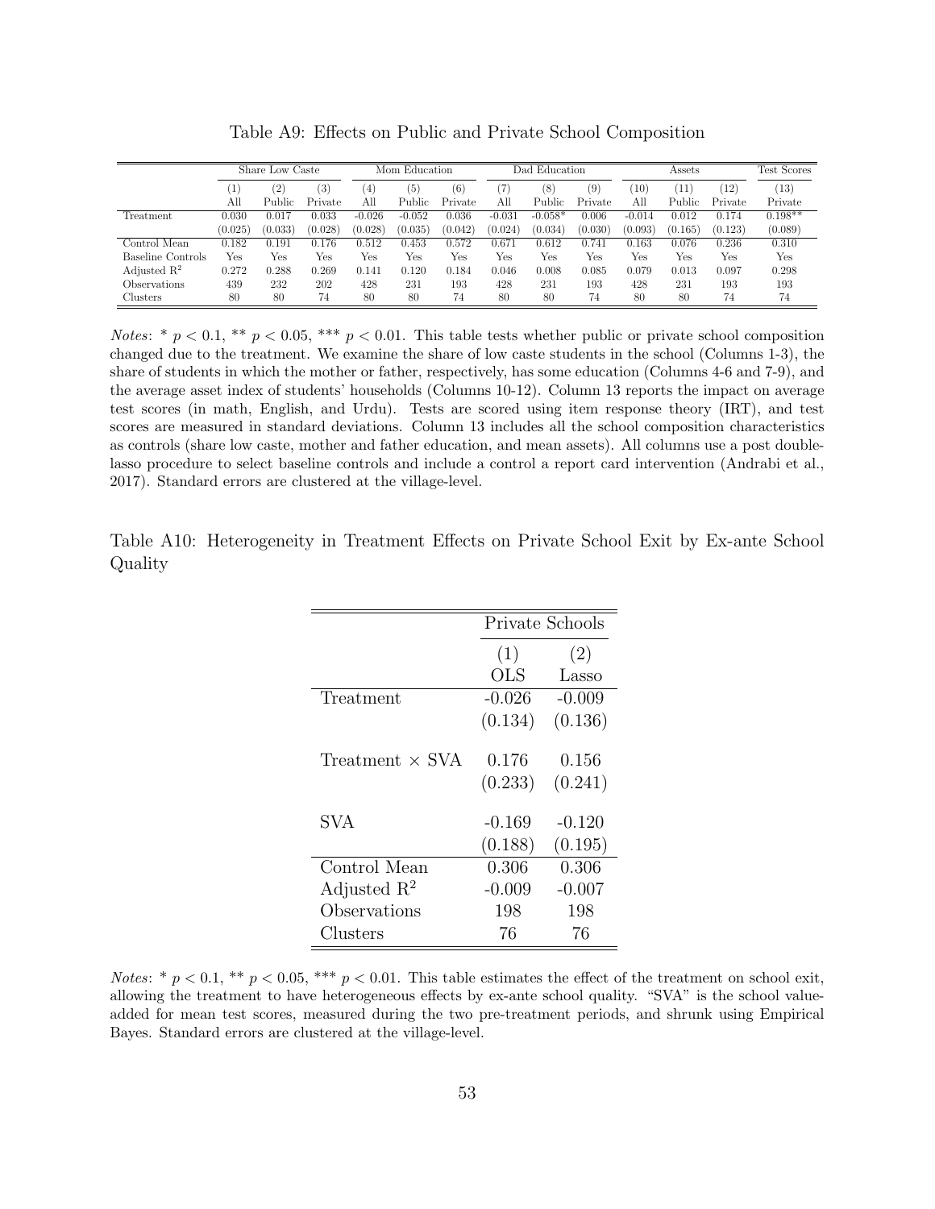Table A9: Effects on Public and Private School Composition

| | Share Low Caste | | | Mom Education | | | Dad Education | | | Assets | | | Test Scores |
|---|---|---|---|---|---|---|---|---|---|---|---|---|---|
| | (1) All | (2) Public | (3) Private | (4) All | (5) Public | (6) Private | (7) All | (8) Public | (9) Private | (10) All | (11) Public | (12) Private | (13) Private |
| Treatment | 0.030 | 0.017 | 0.033 | -0.026 | -0.052 | 0.036 | -0.031 | -0.058* | 0.006 | -0.014 | 0.012 | 0.174 | 0.198** |
| | (0.025) | (0.033) | (0.028) | (0.028) | (0.035) | (0.042) | (0.024) | (0.034) | (0.030) | (0.093) | (0.165) | (0.123) | (0.089) |
| Control Mean | 0.182 | 0.191 | 0.176 | 0.512 | 0.453 | 0.572 | 0.671 | 0.612 | 0.741 | 0.163 | 0.076 | 0.236 | 0.310 |
| Baseline Controls | Yes | Yes | Yes | Yes | Yes | Yes | Yes | Yes | Yes | Yes | Yes | Yes | Yes |
| Adjusted $R^2$ | 0.272 | 0.288 | 0.269 | 0.141 | 0.120 | 0.184 | 0.046 | 0.008 | 0.085 | 0.079 | 0.013 | 0.097 | 0.298 |
| Observations | 439 | 232 | 202 | 428 | 231 | 193 | 428 | 231 | 193 | 428 | 231 | 193 | 193 |
| Clusters | 80 | 80 | 74 | 80 | 80 | 74 | 80 | 80 | 74 | 80 | 80 | 74 | 74 |

*Notes*: * $p < 0.1$, ** $p < 0.05$, *** $p < 0.01$. This table tests whether public or private school composition changed due to the treatment. We examine the share of low caste students in the school (Columns 1-3), the share of students in which the mother or father, respectively, has some education (Columns 4-6 and 7-9), and the average asset index of students' households (Columns 10-12). Column 13 reports the impact on average test scores (in math, English, and Urdu). Tests are scored using item response theory (IRT), and test scores are measured in standard deviations. Column 13 includes all the school composition characteristics as controls (share low caste, mother and father education, and mean assets). All columns use a post double-lasso procedure to select baseline controls and include a control a report card intervention (Andrabi et al., 2017). Standard errors are clustered at the village-level.

Table A10: Heterogeneity in Treatment Effects on Private School Exit by Ex-ante School Quality

| | Private Schools | |
|---|---|---|
| | (1) OLS | (2) Lasso |
| Treatment | -0.026 | -0.009 |
| | (0.134) | (0.136) |
| Treatment × SVA | 0.176 | 0.156 |
| | (0.233) | (0.241) |
| SVA | -0.169 | -0.120 |
| | (0.188) | (0.195) |
| Control Mean | 0.306 | 0.306 |
| Adjusted $R^2$ | -0.009 | -0.007 |
| Observations | 198 | 198 |
| Clusters | 76 | 76 |

*Notes*: * $p < 0.1$, ** $p < 0.05$, *** $p < 0.01$. This table estimates the effect of the treatment on school exit, allowing the treatment to have heterogeneous effects by ex-ante school quality. "SVA" is the school value-added for mean test scores, measured during the two pre-treatment periods, and shrunk using Empirical Bayes. Standard errors are clustered at the village-level.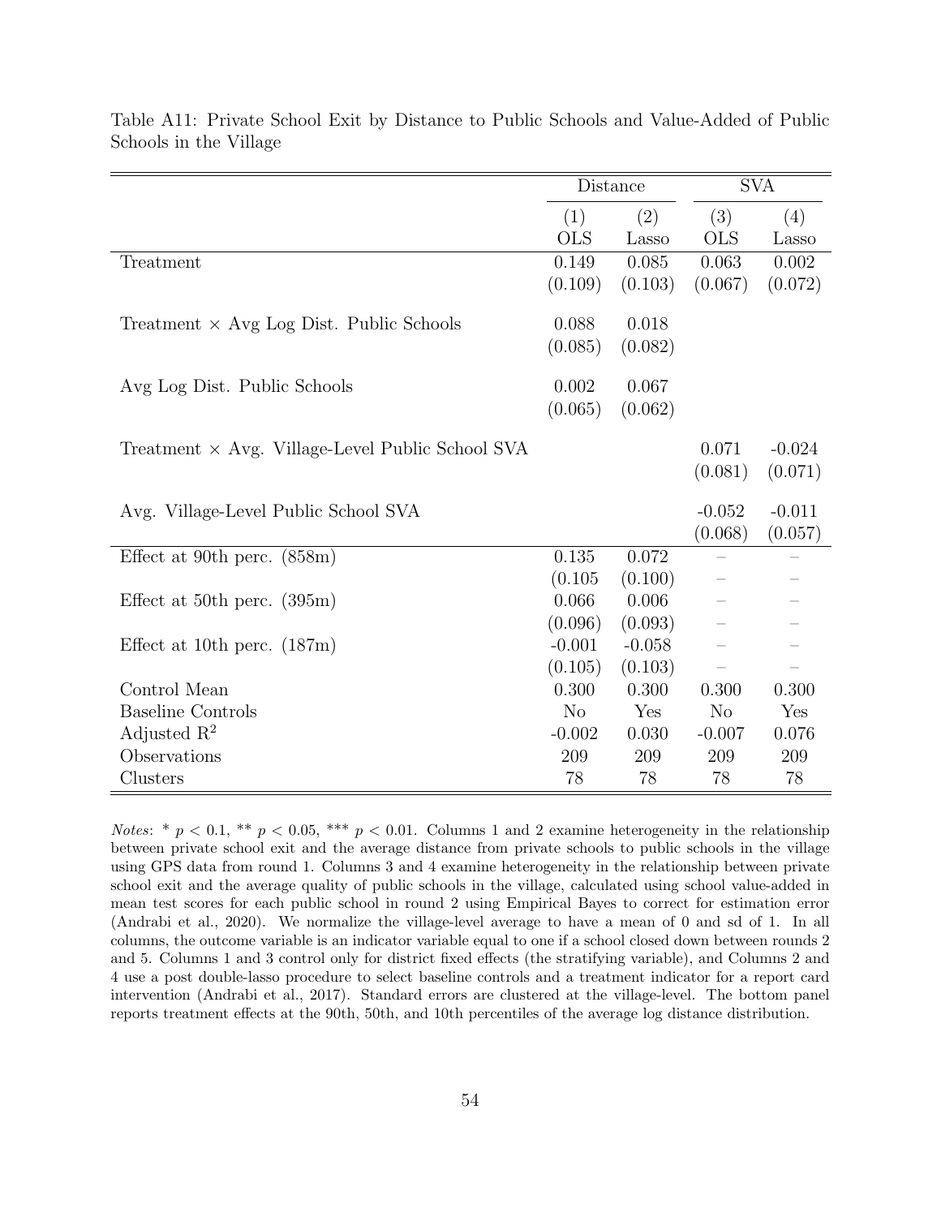Table A11: Private School Exit by Distance to Public Schools and Value-Added of Public Schools in the Village

| | Distance | | SVA | |
|---|---|---|---|---|
| | (1) | (2) | (3) | (4) |
| | OLS | Lasso | OLS | Lasso |
| Treatment | 0.149 | 0.085 | 0.063 | 0.002 |
| | (0.109) | (0.103) | (0.067) | (0.072) |
| Treatment × Avg Log Dist. Public Schools | 0.088 | 0.018 | | |
| | (0.085) | (0.082) | | |
| Avg Log Dist. Public Schools | 0.002 | 0.067 | | |
| | (0.065) | (0.062) | | |
| Treatment × Avg. Village-Level Public School SVA | | | 0.071 | -0.024 |
| | | | (0.081) | (0.071) |
| Avg. Village-Level Public School SVA | | | -0.052 | -0.011 |
| | | | (0.068) | (0.057) |
| Effect at 90th perc. (858m) | 0.135 | 0.072 | – | – |
| | (0.105 | (0.100) | – | – |
| Effect at 50th perc. (395m) | 0.066 | 0.006 | – | – |
| | (0.096) | (0.093) | – | – |
| Effect at 10th perc. (187m) | -0.001 | -0.058 | – | – |
| | (0.105) | (0.103) | – | – |
| Control Mean | 0.300 | 0.300 | 0.300 | 0.300 |
| Baseline Controls | No | Yes | No | Yes |
| Adjusted $R^2$ | -0.002 | 0.030 | -0.007 | 0.076 |
| Observations | 209 | 209 | 209 | 209 |
| Clusters | 78 | 78 | 78 | 78 |

*Notes*: * $p < 0.1$, ** $p < 0.05$, *** $p < 0.01$. Columns 1 and 2 examine heterogeneity in the relationship between private school exit and the average distance from private schools to public schools in the village using GPS data from round 1. Columns 3 and 4 examine heterogeneity in the relationship between private school exit and the average quality of public schools in the village, calculated using school value-added in mean test scores for each public school in round 2 using Empirical Bayes to correct for estimation error (Andrabi et al., 2020). We normalize the village-level average to have a mean of 0 and sd of 1. In all columns, the outcome variable is an indicator variable equal to one if a school closed down between rounds 2 and 5. Columns 1 and 3 control only for district fixed effects (the stratifying variable), and Columns 2 and 4 use a post double-lasso procedure to select baseline controls and a treatment indicator for a report card intervention (Andrabi et al., 2017). Standard errors are clustered at the village-level. The bottom panel reports treatment effects at the 90th, 50th, and 10th percentiles of the average log distance distribution.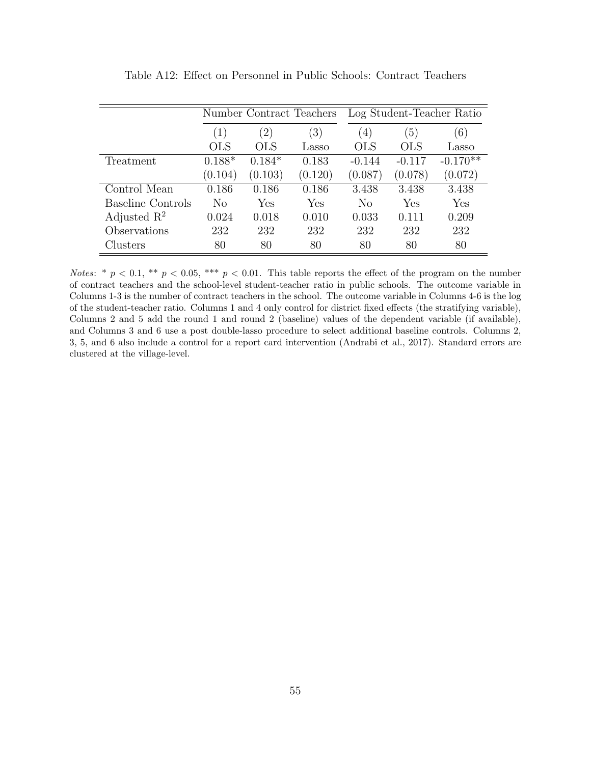Table A12: Effect on Personnel in Public Schools: Contract Teachers

| | Number Contract Teachers | | | Log Student-Teacher Ratio | | |
|---|---|---|---|---|---|---|
| | (1) | (2) | (3) | (4) | (5) | (6) |
| | OLS | OLS | Lasso | OLS | OLS | Lasso |
| Treatment | 0.188* | 0.184* | 0.183 | -0.144 | -0.117 | -0.170** |
| | (0.104) | (0.103) | (0.120) | (0.087) | (0.078) | (0.072) |
| Control Mean | 0.186 | 0.186 | 0.186 | 3.438 | 3.438 | 3.438 |
| Baseline Controls | No | Yes | Yes | No | Yes | Yes |
| Adjusted $R^2$ | 0.024 | 0.018 | 0.010 | 0.033 | 0.111 | 0.209 |
| Observations | 232 | 232 | 232 | 232 | 232 | 232 |
| Clusters | 80 | 80 | 80 | 80 | 80 | 80 |

*Notes*: * $p < 0.1$, ** $p < 0.05$, *** $p < 0.01$. This table reports the effect of the program on the number of contract teachers and the school-level student-teacher ratio in public schools. The outcome variable in Columns 1-3 is the number of contract teachers in the school. The outcome variable in Columns 4-6 is the log of the student-teacher ratio. Columns 1 and 4 only control for district fixed effects (the stratifying variable), Columns 2 and 5 add the round 1 and round 2 (baseline) values of the dependent variable (if available), and Columns 3 and 6 use a post double-lasso procedure to select additional baseline controls. Columns 2, 3, 5, and 6 also include a control for a report card intervention (Andrabi et al., 2017). Standard errors are clustered at the village-level.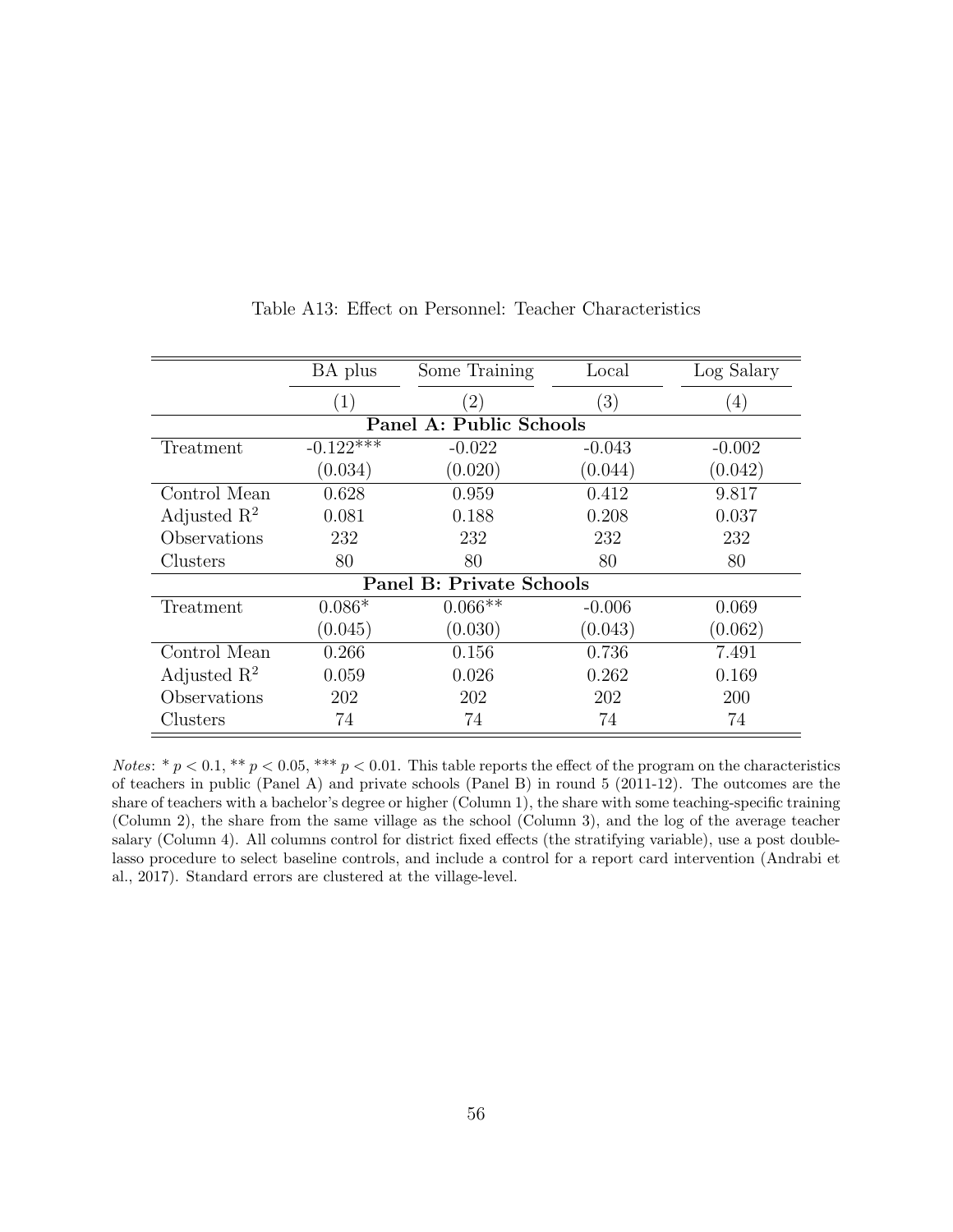Table A13: Effect on Personnel: Teacher Characteristics

| | BA plus | Some Training | Local | Log Salary |
|---|---|---|---|---|
| | (1) | (2) | (3) | (4) |
| **Panel A: Public Schools** | | | | |
| Treatment | -0.122*** | -0.022 | -0.043 | -0.002 |
| | (0.034) | (0.020) | (0.044) | (0.042) |
| Control Mean | 0.628 | 0.959 | 0.412 | 9.817 |
| Adjusted $R^2$ | 0.081 | 0.188 | 0.208 | 0.037 |
| Observations | 232 | 232 | 232 | 232 |
| Clusters | 80 | 80 | 80 | 80 |
| **Panel B: Private Schools** | | | | |
| Treatment | 0.086* | 0.066** | -0.006 | 0.069 |
| | (0.045) | (0.030) | (0.043) | (0.062) |
| Control Mean | 0.266 | 0.156 | 0.736 | 7.491 |
| Adjusted $R^2$ | 0.059 | 0.026 | 0.262 | 0.169 |
| Observations | 202 | 202 | 202 | 200 |
| Clusters | 74 | 74 | 74 | 74 |

*Notes*: * $p < 0.1$, ** $p < 0.05$, *** $p < 0.01$. This table reports the effect of the program on the characteristics of teachers in public (Panel A) and private schools (Panel B) in round 5 (2011-12). The outcomes are the share of teachers with a bachelor's degree or higher (Column 1), the share with some teaching-specific training (Column 2), the share from the same village as the school (Column 3), and the log of the average teacher salary (Column 4). All columns control for district fixed effects (the stratifying variable), use a post double-lasso procedure to select baseline controls, and include a control for a report card intervention (Andrabi et al., 2017). Standard errors are clustered at the village-level.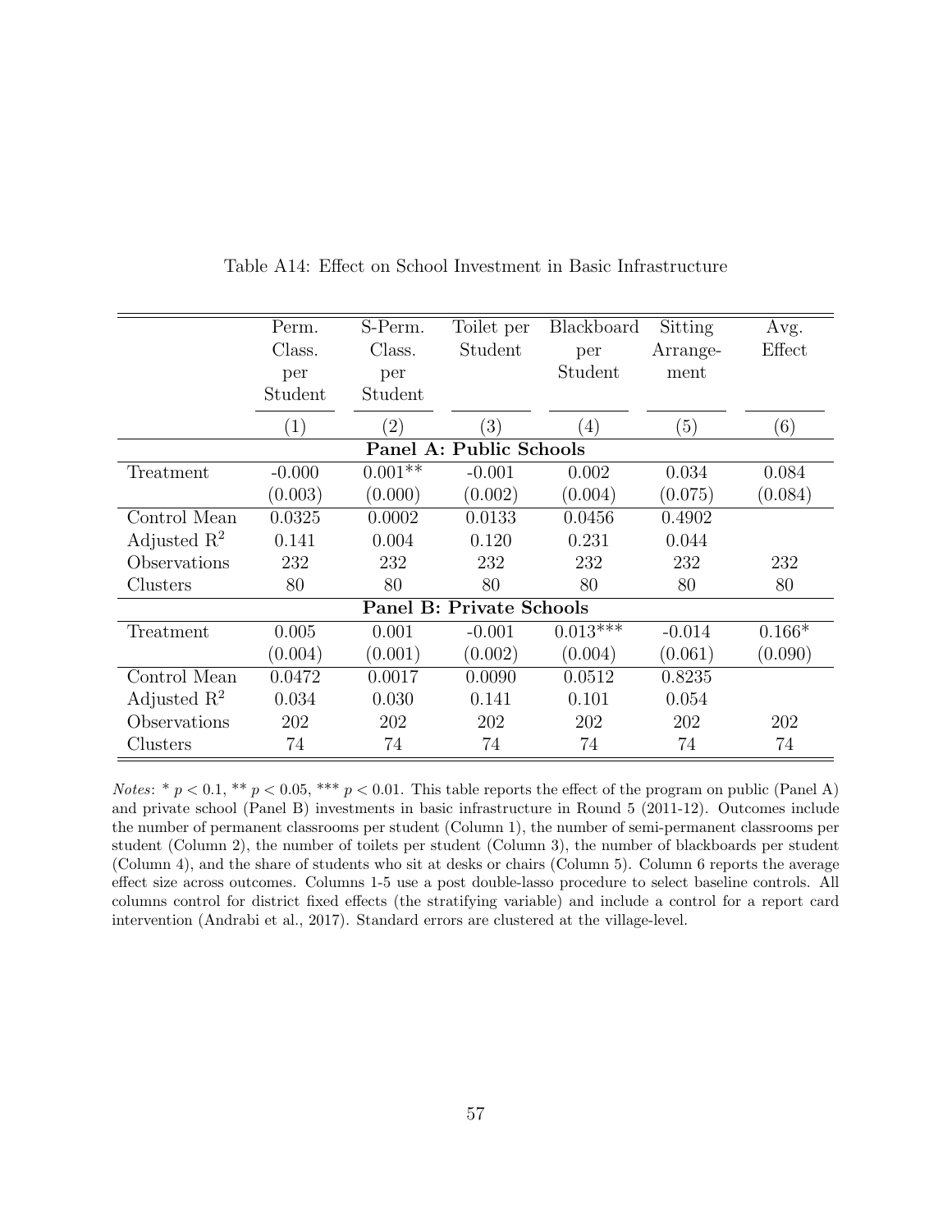Table A14: Effect on School Investment in Basic Infrastructure

| | Perm. Class. per Student | S-Perm. Class. per Student | Toilet per Student | Blackboard per Student | Sitting Arrange-ment | Avg. Effect |
|---|---|---|---|---|---|---|
| | (1) | (2) | (3) | (4) | (5) | (6) |
| **Panel A: Public Schools** | | | | | | |
| Treatment | -0.000 | 0.001** | -0.001 | 0.002 | 0.034 | 0.084 |
| | (0.003) | (0.000) | (0.002) | (0.004) | (0.075) | (0.084) |
| Control Mean | 0.0325 | 0.0002 | 0.0133 | 0.0456 | 0.4902 | |
| Adjusted $R^2$ | 0.141 | 0.004 | 0.120 | 0.231 | 0.044 | |
| Observations | 232 | 232 | 232 | 232 | 232 | 232 |
| Clusters | 80 | 80 | 80 | 80 | 80 | 80 |
| **Panel B: Private Schools** | | | | | | |
| Treatment | 0.005 | 0.001 | -0.001 | 0.013*** | -0.014 | 0.166* |
| | (0.004) | (0.001) | (0.002) | (0.004) | (0.061) | (0.090) |
| Control Mean | 0.0472 | 0.0017 | 0.0090 | 0.0512 | 0.8235 | |
| Adjusted $R^2$ | 0.034 | 0.030 | 0.141 | 0.101 | 0.054 | |
| Observations | 202 | 202 | 202 | 202 | 202 | 202 |
| Clusters | 74 | 74 | 74 | 74 | 74 | 74 |

*Notes*: * $p < 0.1$, ** $p < 0.05$, *** $p < 0.01$. This table reports the effect of the program on public (Panel A) and private school (Panel B) investments in basic infrastructure in Round 5 (2011-12). Outcomes include the number of permanent classrooms per student (Column 1), the number of semi-permanent classrooms per student (Column 2), the number of toilets per student (Column 3), the number of blackboards per student (Column 4), and the share of students who sit at desks or chairs (Column 5). Column 6 reports the average effect size across outcomes. Columns 1-5 use a post double-lasso procedure to select baseline controls. All columns control for district fixed effects (the stratifying variable) and include a control for a report card intervention (Andrabi et al., 2017). Standard errors are clustered at the village-level.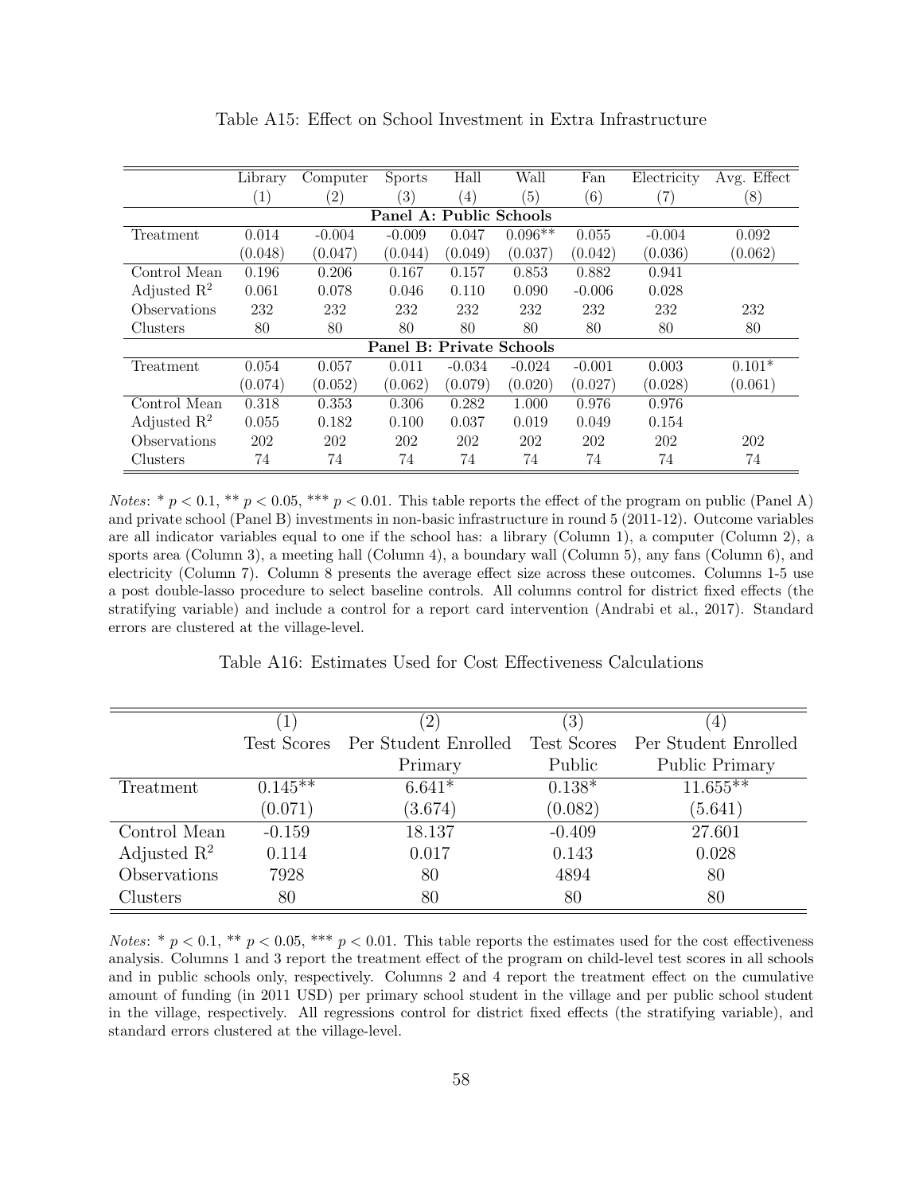Table A15: Effect on School Investment in Extra Infrastructure

| | Library | Computer | Sports | Hall | Wall | Fan | Electricity | Avg. Effect |
|---|---|---|---|---|---|---|---|---|
| | (1) | (2) | (3) | (4) | (5) | (6) | (7) | (8) |
| **Panel A: Public Schools** | | | | | | | | |
| Treatment | 0.014 | -0.004 | -0.009 | 0.047 | 0.096** | 0.055 | -0.004 | 0.092 |
| | (0.048) | (0.047) | (0.044) | (0.049) | (0.037) | (0.042) | (0.036) | (0.062) |
| Control Mean | 0.196 | 0.206 | 0.167 | 0.157 | 0.853 | 0.882 | 0.941 | |
| Adjusted $R^2$ | 0.061 | 0.078 | 0.046 | 0.110 | 0.090 | -0.006 | 0.028 | |
| Observations | 232 | 232 | 232 | 232 | 232 | 232 | 232 | 232 |
| Clusters | 80 | 80 | 80 | 80 | 80 | 80 | 80 | 80 |
| **Panel B: Private Schools** | | | | | | | | |
| Treatment | 0.054 | 0.057 | 0.011 | -0.034 | -0.024 | -0.001 | 0.003 | 0.101* |
| | (0.074) | (0.052) | (0.062) | (0.079) | (0.020) | (0.027) | (0.028) | (0.061) |
| Control Mean | 0.318 | 0.353 | 0.306 | 0.282 | 1.000 | 0.976 | 0.976 | |
| Adjusted $R^2$ | 0.055 | 0.182 | 0.100 | 0.037 | 0.019 | 0.049 | 0.154 | |
| Observations | 202 | 202 | 202 | 202 | 202 | 202 | 202 | 202 |
| Clusters | 74 | 74 | 74 | 74 | 74 | 74 | 74 | 74 |

*Notes*: * $p < 0.1$, ** $p < 0.05$, *** $p < 0.01$. This table reports the effect of the program on public (Panel A) and private school (Panel B) investments in non-basic infrastructure in round 5 (2011-12). Outcome variables are all indicator variables equal to one if the school has: a library (Column 1), a computer (Column 2), a sports area (Column 3), a meeting hall (Column 4), a boundary wall (Column 5), any fans (Column 6), and electricity (Column 7). Column 8 presents the average effect size across these outcomes. Columns 1-5 use a post double-lasso procedure to select baseline controls. All columns control for district fixed effects (the stratifying variable) and include a control for a report card intervention (Andrabi et al., 2017). Standard errors are clustered at the village-level.

Table A16: Estimates Used for Cost Effectiveness Calculations

| | (1) | (2) | (3) | (4) |
|---|---|---|---|---|
| | Test Scores | Per Student Enrolled Primary | Test Scores Public | Per Student Enrolled Public Primary |
| Treatment | 0.145** | 6.641* | 0.138* | 11.655** |
| | (0.071) | (3.674) | (0.082) | (5.641) |
| Control Mean | -0.159 | 18.137 | -0.409 | 27.601 |
| Adjusted $R^2$ | 0.114 | 0.017 | 0.143 | 0.028 |
| Observations | 7928 | 80 | 4894 | 80 |
| Clusters | 80 | 80 | 80 | 80 |

*Notes*: * $p < 0.1$, ** $p < 0.05$, *** $p < 0.01$. This table reports the estimates used for the cost effectiveness analysis. Columns 1 and 3 report the treatment effect of the program on child-level test scores in all schools and in public schools only, respectively. Columns 2 and 4 report the treatment effect on the cumulative amount of funding (in 2011 USD) per primary school student in the village and per public school student in the village, respectively. All regressions control for district fixed effects (the stratifying variable), and standard errors clustered at the village-level.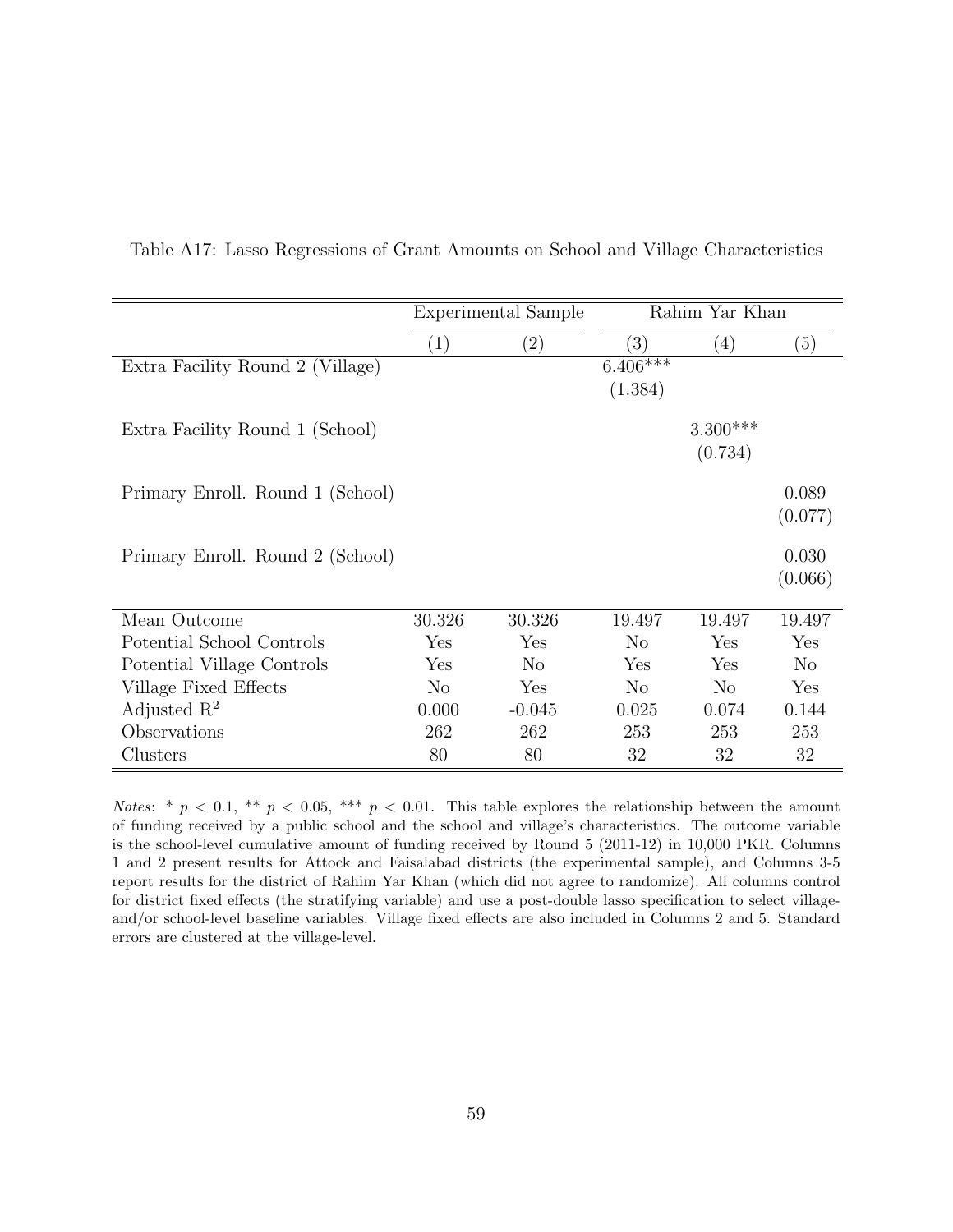Table A17: Lasso Regressions of Grant Amounts on School and Village Characteristics

| | Experimental Sample | | Rahim Yar Khan | | |
|---|---|---|---|---|---|
| | (1) | (2) | (3) | (4) | (5) |
| Extra Facility Round 2 (Village) | | | 6.406*** | | |
| | | | (1.384) | | |
| Extra Facility Round 1 (School) | | | | 3.300*** | |
| | | | | (0.734) | |
| Primary Enroll. Round 1 (School) | | | | | 0.089 |
| | | | | | (0.077) |
| Primary Enroll. Round 2 (School) | | | | | 0.030 |
| | | | | | (0.066) |
| Mean Outcome | 30.326 | 30.326 | 19.497 | 19.497 | 19.497 |
| Potential School Controls | Yes | Yes | No | Yes | Yes |
| Potential Village Controls | Yes | No | Yes | Yes | No |
| Village Fixed Effects | No | Yes | No | No | Yes |
| Adjusted $R^2$ | 0.000 | -0.045 | 0.025 | 0.074 | 0.144 |
| Observations | 262 | 262 | 253 | 253 | 253 |
| Clusters | 80 | 80 | 32 | 32 | 32 |

*Notes*: * $p < 0.1$, ** $p < 0.05$, *** $p < 0.01$. This table explores the relationship between the amount of funding received by a public school and the school and village's characteristics. The outcome variable is the school-level cumulative amount of funding received by Round 5 (2011-12) in 10,000 PKR. Columns 1 and 2 present results for Attock and Faisalabad districts (the experimental sample), and Columns 3-5 report results for the district of Rahim Yar Khan (which did not agree to randomize). All columns control for district fixed effects (the stratifying variable) and use a post-double lasso specification to select village- and/or school-level baseline variables. Village fixed effects are also included in Columns 2 and 5. Standard errors are clustered at the village-level.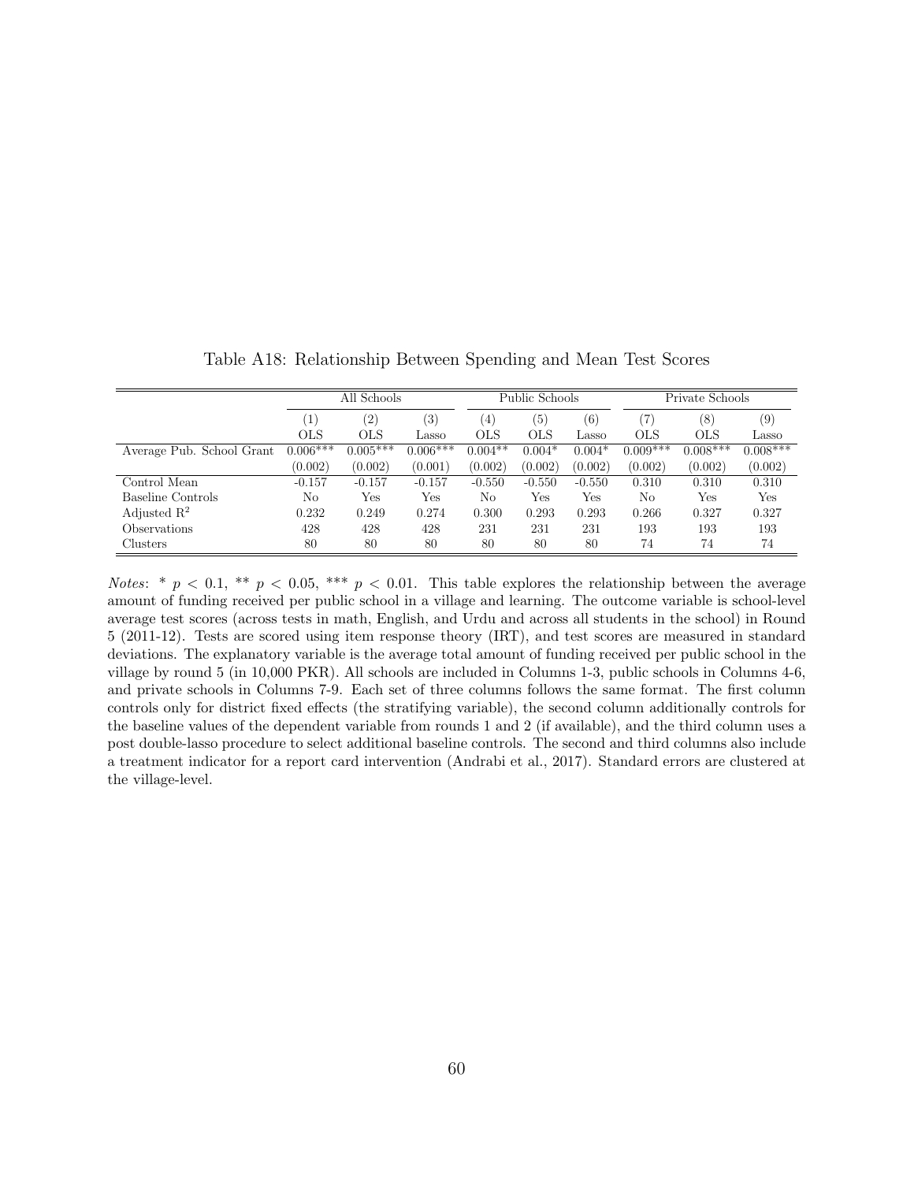Table A18: Relationship Between Spending and Mean Test Scores

| | All Schools | | | Public Schools | | | Private Schools | | |
|---|---|---|---|---|---|---|---|---|---|
| | (1) | (2) | (3) | (4) | (5) | (6) | (7) | (8) | (9) |
| | OLS | OLS | Lasso | OLS | OLS | Lasso | OLS | OLS | Lasso |
| Average Pub. School Grant | 0.006*** | 0.005*** | 0.006*** | 0.004** | 0.004* | 0.004* | 0.009*** | 0.008*** | 0.008*** |
| | (0.002) | (0.002) | (0.001) | (0.002) | (0.002) | (0.002) | (0.002) | (0.002) | (0.002) |
| Control Mean | -0.157 | -0.157 | -0.157 | -0.550 | -0.550 | -0.550 | 0.310 | 0.310 | 0.310 |
| Baseline Controls | No | Yes | Yes | No | Yes | Yes | No | Yes | Yes |
| Adjusted $R^2$ | 0.232 | 0.249 | 0.274 | 0.300 | 0.293 | 0.293 | 0.266 | 0.327 | 0.327 |
| Observations | 428 | 428 | 428 | 231 | 231 | 231 | 193 | 193 | 193 |
| Clusters | 80 | 80 | 80 | 80 | 80 | 80 | 74 | 74 | 74 |

*Notes*: * $p < 0.1$, ** $p < 0.05$, *** $p < 0.01$. This table explores the relationship between the average amount of funding received per public school in a village and learning. The outcome variable is school-level average test scores (across tests in math, English, and Urdu and across all students in the school) in Round 5 (2011-12). Tests are scored using item response theory (IRT), and test scores are measured in standard deviations. The explanatory variable is the average total amount of funding received per public school in the village by round 5 (in 10,000 PKR). All schools are included in Columns 1-3, public schools in Columns 4-6, and private schools in Columns 7-9. Each set of three columns follows the same format. The first column controls only for district fixed effects (the stratifying variable), the second column additionally controls for the baseline values of the dependent variable from rounds 1 and 2 (if available), and the third column uses a post double-lasso procedure to select additional baseline controls. The second and third columns also include a treatment indicator for a report card intervention (Andrabi et al., 2017). Standard errors are clustered at the village-level.